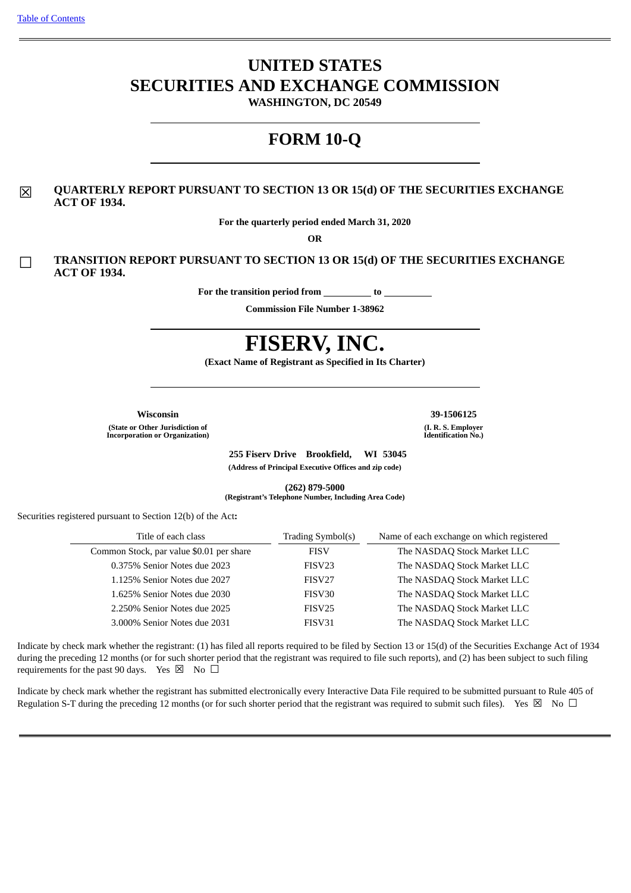[Table of Contents](#)

# UNITED STATES
# SECURITIES AND EXCHANGE COMMISSION

**WASHINGTON, DC 20549**

# FORM 10-Q

☒ **QUARTERLY REPORT PURSUANT TO SECTION 13 OR 15(d) OF THE SECURITIES EXCHANGE ACT OF 1934.**

**For the quarterly period ended March 31, 2020**

**OR**

☐ **TRANSITION REPORT PURSUANT TO SECTION 13 OR 15(d) OF THE SECURITIES EXCHANGE ACT OF 1934.**

**For the transition period from \_\_\_\_\_\_\_\_\_\_ to \_\_\_\_\_\_\_\_\_\_**

**Commission File Number 1-38962**

# FISERV, INC.

**(Exact Name of Registrant as Specified in Its Charter)**

| | |
|---|---|
| **Wisconsin** | **39-1506125** |
| **(State or Other Jurisdiction of Incorporation or Organization)** | **(I. R. S. Employer Identification No.)** |

**255 Fiserv Drive Brookfield, WI 53045**

**(Address of Principal Executive Offices and zip code)**

**(262) 879-5000**

**(Registrant's Telephone Number, Including Area Code)**

Securities registered pursuant to Section 12(b) of the Act**:**

| Title of each class | Trading Symbol(s) | Name of each exchange on which registered |
|---|---|---|
| Common Stock, par value $0.01 per share | FISV | The NASDAQ Stock Market LLC |
| 0.375% Senior Notes due 2023 | FISV23 | The NASDAQ Stock Market LLC |
| 1.125% Senior Notes due 2027 | FISV27 | The NASDAQ Stock Market LLC |
| 1.625% Senior Notes due 2030 | FISV30 | The NASDAQ Stock Market LLC |
| 2.250% Senior Notes due 2025 | FISV25 | The NASDAQ Stock Market LLC |
| 3.000% Senior Notes due 2031 | FISV31 | The NASDAQ Stock Market LLC |

Indicate by check mark whether the registrant: (1) has filed all reports required to be filed by Section 13 or 15(d) of the Securities Exchange Act of 1934 during the preceding 12 months (or for such shorter period that the registrant was required to file such reports), and (2) has been subject to such filing requirements for the past 90 days. Yes ☒ No ☐

Indicate by check mark whether the registrant has submitted electronically every Interactive Data File required to be submitted pursuant to Rule 405 of Regulation S-T during the preceding 12 months (or for such shorter period that the registrant was required to submit such files). Yes ☒ No ☐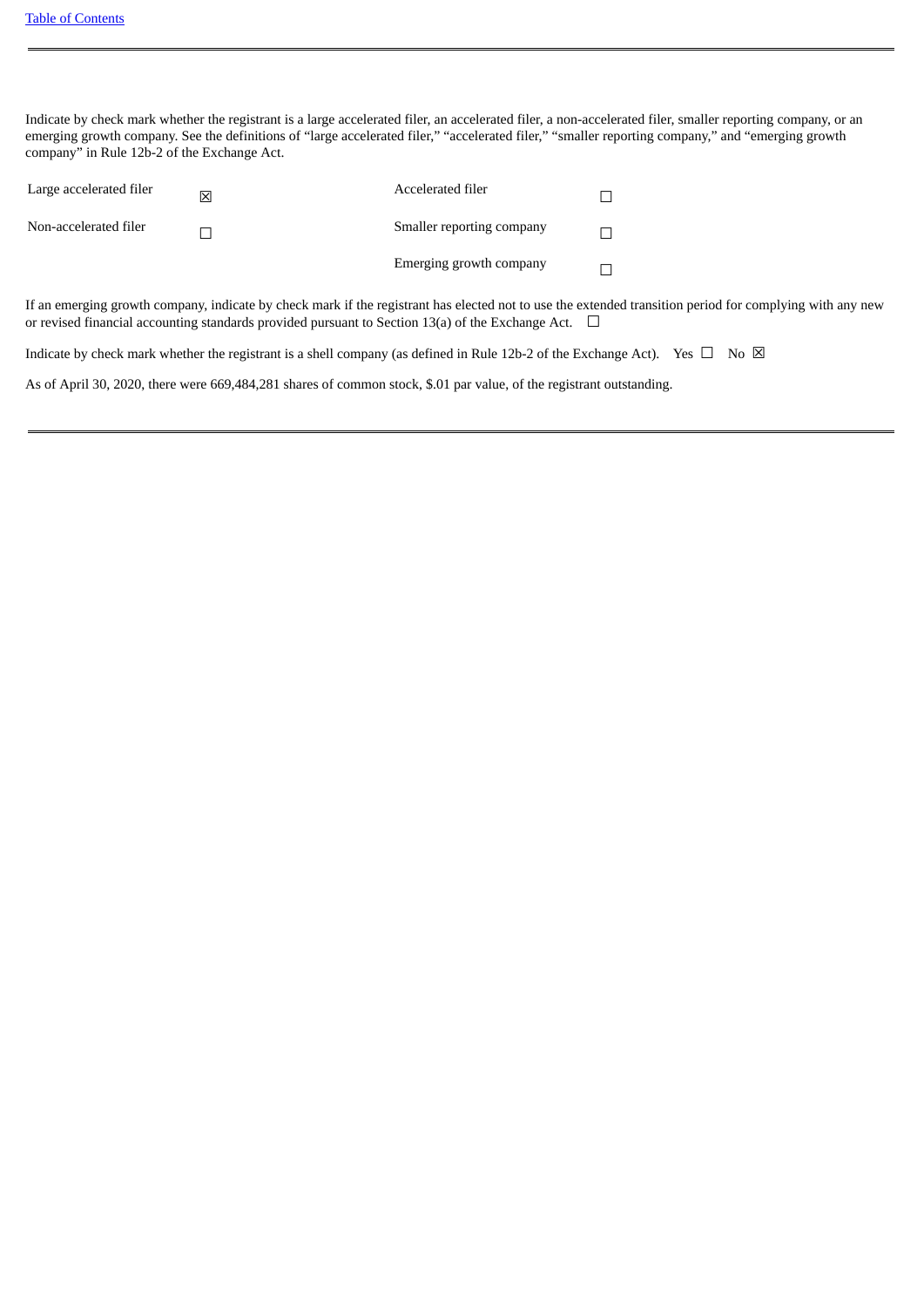Indicate by check mark whether the registrant is a large accelerated filer, an accelerated filer, a non-accelerated filer, smaller reporting company, or an emerging growth company. See the definitions of "large accelerated filer," "accelerated filer," "smaller reporting company," and "emerging growth company" in Rule 12b-2 of the Exchange Act.

| | | | |
|---|---|---|---|
| Large accelerated filer | ☒ | Accelerated filer | ☐ |
| Non-accelerated filer | ☐ | Smaller reporting company | ☐ |
| | | Emerging growth company | ☐ |

If an emerging growth company, indicate by check mark if the registrant has elected not to use the extended transition period for complying with any new or revised financial accounting standards provided pursuant to Section 13(a) of the Exchange Act. ☐

Indicate by check mark whether the registrant is a shell company (as defined in Rule 12b-2 of the Exchange Act). Yes ☐ No ☒

As of April 30, 2020, there were 669,484,281 shares of common stock, $.01 par value, of the registrant outstanding.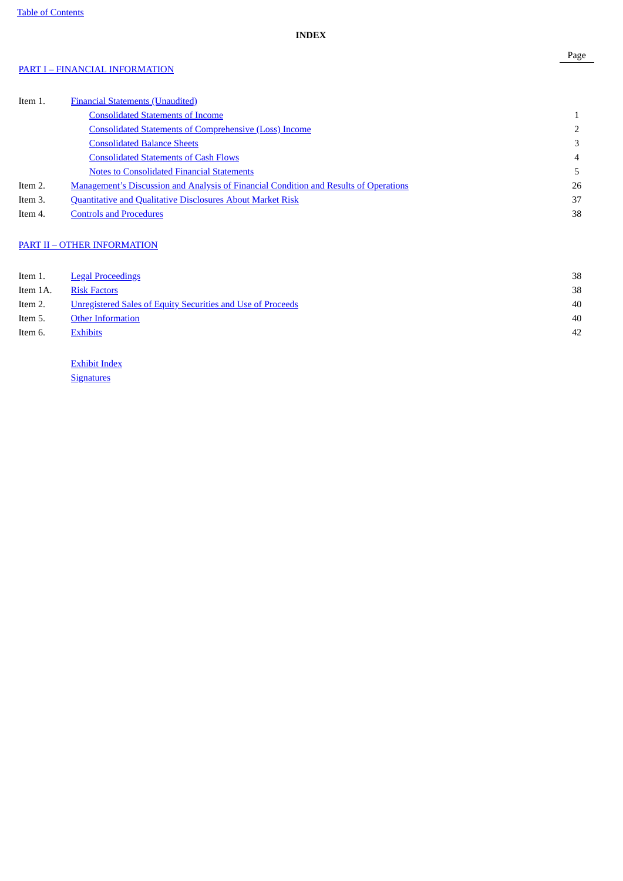Table of Contents

**INDEX**

| | | Page |
|---|---|---|
| PART I – FINANCIAL INFORMATION | | |
| Item 1. | Financial Statements (Unaudited) | |
| | Consolidated Statements of Income | 1 |
| | Consolidated Statements of Comprehensive (Loss) Income | 2 |
| | Consolidated Balance Sheets | 3 |
| | Consolidated Statements of Cash Flows | 4 |
| | Notes to Consolidated Financial Statements | 5 |
| Item 2. | Management's Discussion and Analysis of Financial Condition and Results of Operations | 26 |
| Item 3. | Quantitative and Qualitative Disclosures About Market Risk | 37 |
| Item 4. | Controls and Procedures | 38 |
| PART II – OTHER INFORMATION | | |
| Item 1. | Legal Proceedings | 38 |
| Item 1A. | Risk Factors | 38 |
| Item 2. | Unregistered Sales of Equity Securities and Use of Proceeds | 40 |
| Item 5. | Other Information | 40 |
| Item 6. | Exhibits | 42 |
| | Exhibit Index | |
| | Signatures | |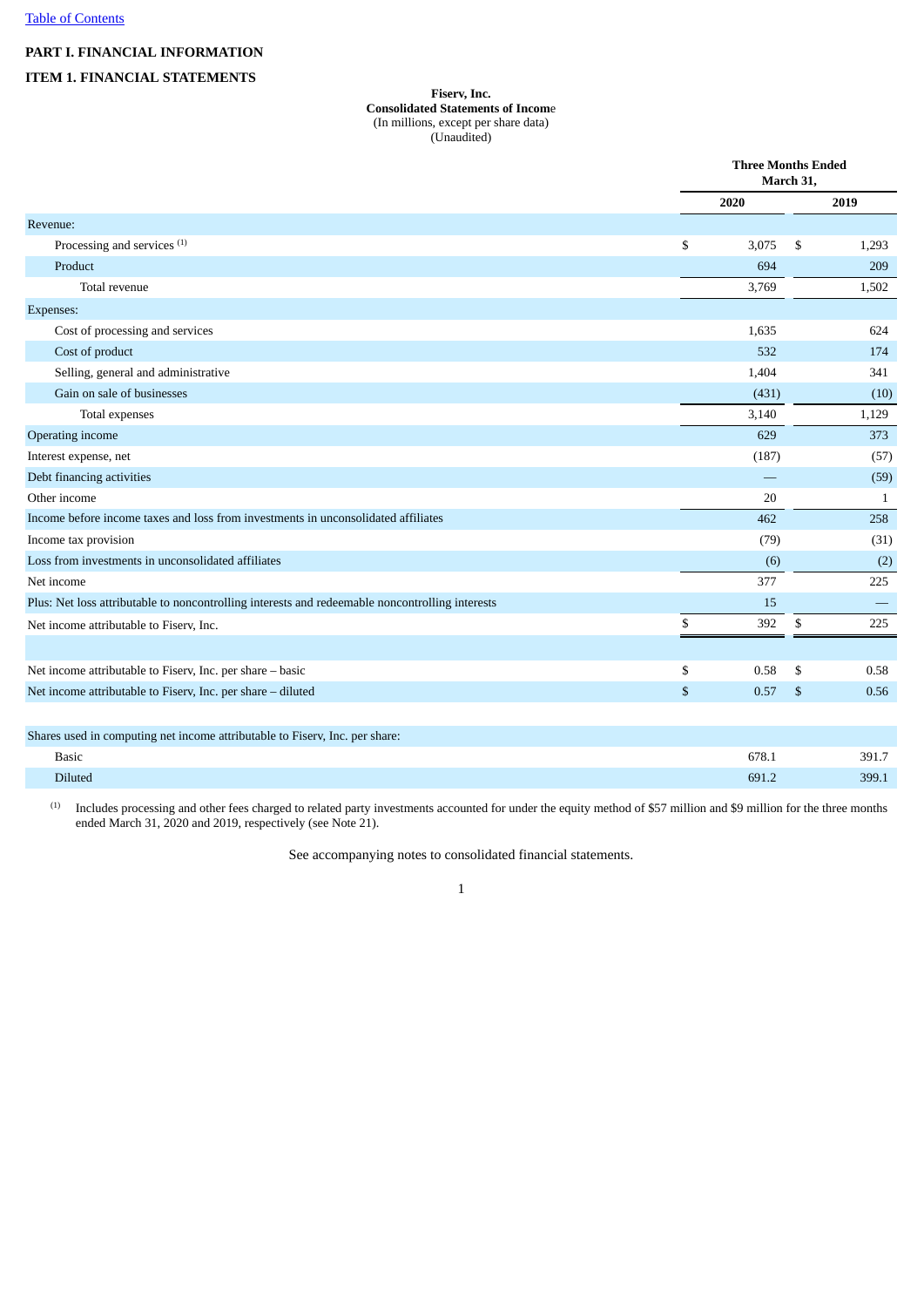# PART I. FINANCIAL INFORMATION

## ITEM 1. FINANCIAL STATEMENTS

**Fiserv, Inc.**
**Consolidated Statements of Income**
(In millions, except per share data)
(Unaudited)

| | Three Months Ended March 31, | |
|---|---|---|
| | 2020 | 2019 |
| Revenue: | | |
| Processing and services [(1)] | $ 3,075 | $ 1,293 |
| Product | 694 | 209 |
| Total revenue | 3,769 | 1,502 |
| Expenses: | | |
| Cost of processing and services | 1,635 | 624 |
| Cost of product | 532 | 174 |
| Selling, general and administrative | 1,404 | 341 |
| Gain on sale of businesses | (431) | (10) |
| Total expenses | 3,140 | 1,129 |
| Operating income | 629 | 373 |
| Interest expense, net | (187) | (57) |
| Debt financing activities | — | (59) |
| Other income | 20 | 1 |
| Income before income taxes and loss from investments in unconsolidated affiliates | 462 | 258 |
| Income tax provision | (79) | (31) |
| Loss from investments in unconsolidated affiliates | (6) | (2) |
| Net income | 377 | 225 |
| Plus: Net loss attributable to noncontrolling interests and redeemable noncontrolling interests | 15 | — |
| Net income attributable to Fiserv, Inc. | $ 392 | $ 225 |
| | | |
| Net income attributable to Fiserv, Inc. per share – basic | $ 0.58 | $ 0.58 |
| Net income attributable to Fiserv, Inc. per share – diluted | $ 0.57 | $ 0.56 |
| | | |
| Shares used in computing net income attributable to Fiserv, Inc. per share: | | |
| Basic | 678.1 | 391.7 |
| Diluted | 691.2 | 399.1 |

(1) Includes processing and other fees charged to related party investments accounted for under the equity method of $57 million and $9 million for the three months ended March 31, 2020 and 2019, respectively (see Note 21).

See accompanying notes to consolidated financial statements.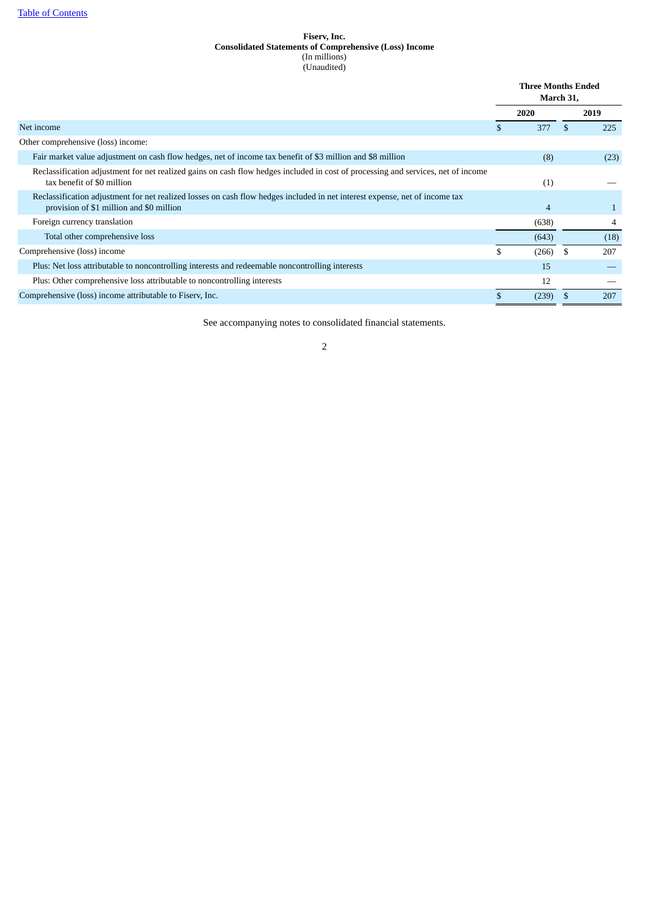**Fiserv, Inc.**
**Consolidated Statements of Comprehensive (Loss) Income**
(In millions)
(Unaudited)

| | Three Months Ended March 31, | |
|---|---|---|
| | 2020 | 2019 |
| Net income | $ 377 | $ 225 |
| Other comprehensive (loss) income: | | |
| Fair market value adjustment on cash flow hedges, net of income tax benefit of $3 million and $8 million | (8) | (23) |
| Reclassification adjustment for net realized gains on cash flow hedges included in cost of processing and services, net of income tax benefit of $0 million | (1) | — |
| Reclassification adjustment for net realized losses on cash flow hedges included in net interest expense, net of income tax provision of $1 million and $0 million | 4 | 1 |
| Foreign currency translation | (638) | 4 |
| Total other comprehensive loss | (643) | (18) |
| Comprehensive (loss) income | $ (266) | $ 207 |
| Plus: Net loss attributable to noncontrolling interests and redeemable noncontrolling interests | 15 | — |
| Plus: Other comprehensive loss attributable to noncontrolling interests | 12 | — |
| Comprehensive (loss) income attributable to Fiserv, Inc. | $ (239) | $ 207 |

See accompanying notes to consolidated financial statements.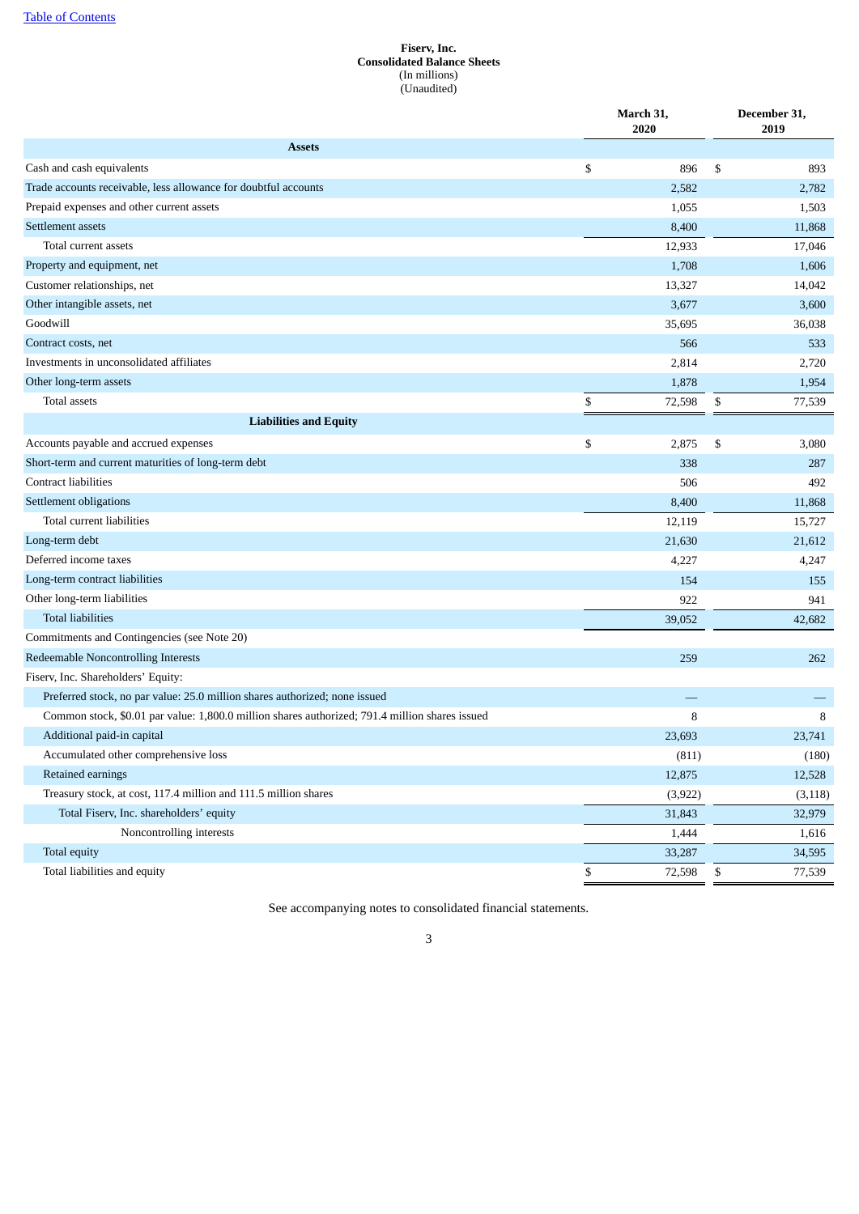[Table of Contents](#)

**Fiserv, Inc.**
**Consolidated Balance Sheets**
(In millions)
(Unaudited)

| | March 31, 2020 | December 31, 2019 |
|---|---|---|
| **Assets** | | |
| Cash and cash equivalents | $ 896 | $ 893 |
| Trade accounts receivable, less allowance for doubtful accounts | 2,582 | 2,782 |
| Prepaid expenses and other current assets | 1,055 | 1,503 |
| Settlement assets | 8,400 | 11,868 |
| Total current assets | 12,933 | 17,046 |
| Property and equipment, net | 1,708 | 1,606 |
| Customer relationships, net | 13,327 | 14,042 |
| Other intangible assets, net | 3,677 | 3,600 |
| Goodwill | 35,695 | 36,038 |
| Contract costs, net | 566 | 533 |
| Investments in unconsolidated affiliates | 2,814 | 2,720 |
| Other long-term assets | 1,878 | 1,954 |
| Total assets | $ 72,598 | $ 77,539 |
| **Liabilities and Equity** | | |
| Accounts payable and accrued expenses | $ 2,875 | $ 3,080 |
| Short-term and current maturities of long-term debt | 338 | 287 |
| Contract liabilities | 506 | 492 |
| Settlement obligations | 8,400 | 11,868 |
| Total current liabilities | 12,119 | 15,727 |
| Long-term debt | 21,630 | 21,612 |
| Deferred income taxes | 4,227 | 4,247 |
| Long-term contract liabilities | 154 | 155 |
| Other long-term liabilities | 922 | 941 |
| Total liabilities | 39,052 | 42,682 |
| Commitments and Contingencies (see Note 20) | | |
| Redeemable Noncontrolling Interests | 259 | 262 |
| Fiserv, Inc. Shareholders' Equity: | | |
| Preferred stock, no par value: 25.0 million shares authorized; none issued | — | — |
| Common stock, $0.01 par value: 1,800.0 million shares authorized; 791.4 million shares issued | 8 | 8 |
| Additional paid-in capital | 23,693 | 23,741 |
| Accumulated other comprehensive loss | (811) | (180) |
| Retained earnings | 12,875 | 12,528 |
| Treasury stock, at cost, 117.4 million and 111.5 million shares | (3,922) | (3,118) |
| Total Fiserv, Inc. shareholders' equity | 31,843 | 32,979 |
| Noncontrolling interests | 1,444 | 1,616 |
| Total equity | 33,287 | 34,595 |
| Total liabilities and equity | $ 72,598 | $ 77,539 |

See accompanying notes to consolidated financial statements.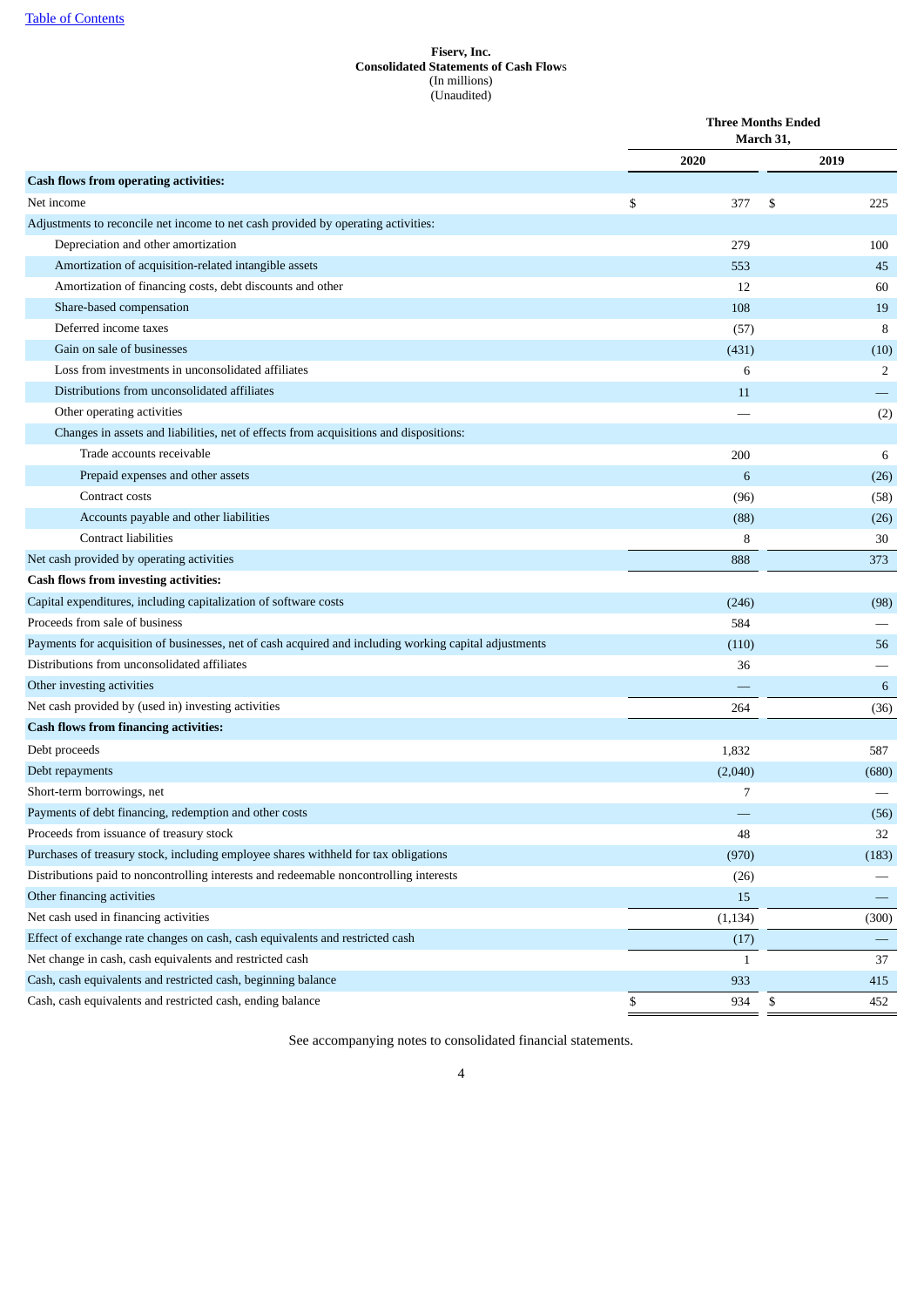**Fiserv, Inc.**
**Consolidated Statements of Cash Flows**
(In millions)
(Unaudited)

| | Three Months Ended March 31, | |
|---|---|---|
| | 2020 | 2019 |
| **Cash flows from operating activities:** | | |
| Net income | $ 377 | $ 225 |
| Adjustments to reconcile net income to net cash provided by operating activities: | | |
| Depreciation and other amortization | 279 | 100 |
| Amortization of acquisition-related intangible assets | 553 | 45 |
| Amortization of financing costs, debt discounts and other | 12 | 60 |
| Share-based compensation | 108 | 19 |
| Deferred income taxes | (57) | 8 |
| Gain on sale of businesses | (431) | (10) |
| Loss from investments in unconsolidated affiliates | 6 | 2 |
| Distributions from unconsolidated affiliates | 11 | — |
| Other operating activities | — | (2) |
| Changes in assets and liabilities, net of effects from acquisitions and dispositions: | | |
| Trade accounts receivable | 200 | 6 |
| Prepaid expenses and other assets | 6 | (26) |
| Contract costs | (96) | (58) |
| Accounts payable and other liabilities | (88) | (26) |
| Contract liabilities | 8 | 30 |
| Net cash provided by operating activities | 888 | 373 |
| **Cash flows from investing activities:** | | |
| Capital expenditures, including capitalization of software costs | (246) | (98) |
| Proceeds from sale of business | 584 | — |
| Payments for acquisition of businesses, net of cash acquired and including working capital adjustments | (110) | 56 |
| Distributions from unconsolidated affiliates | 36 | — |
| Other investing activities | — | 6 |
| Net cash provided by (used in) investing activities | 264 | (36) |
| **Cash flows from financing activities:** | | |
| Debt proceeds | 1,832 | 587 |
| Debt repayments | (2,040) | (680) |
| Short-term borrowings, net | 7 | — |
| Payments of debt financing, redemption and other costs | — | (56) |
| Proceeds from issuance of treasury stock | 48 | 32 |
| Purchases of treasury stock, including employee shares withheld for tax obligations | (970) | (183) |
| Distributions paid to noncontrolling interests and redeemable noncontrolling interests | (26) | — |
| Other financing activities | 15 | — |
| Net cash used in financing activities | (1,134) | (300) |
| Effect of exchange rate changes on cash, cash equivalents and restricted cash | (17) | — |
| Net change in cash, cash equivalents and restricted cash | 1 | 37 |
| Cash, cash equivalents and restricted cash, beginning balance | 933 | 415 |
| Cash, cash equivalents and restricted cash, ending balance | $ 934 | $ 452 |

See accompanying notes to consolidated financial statements.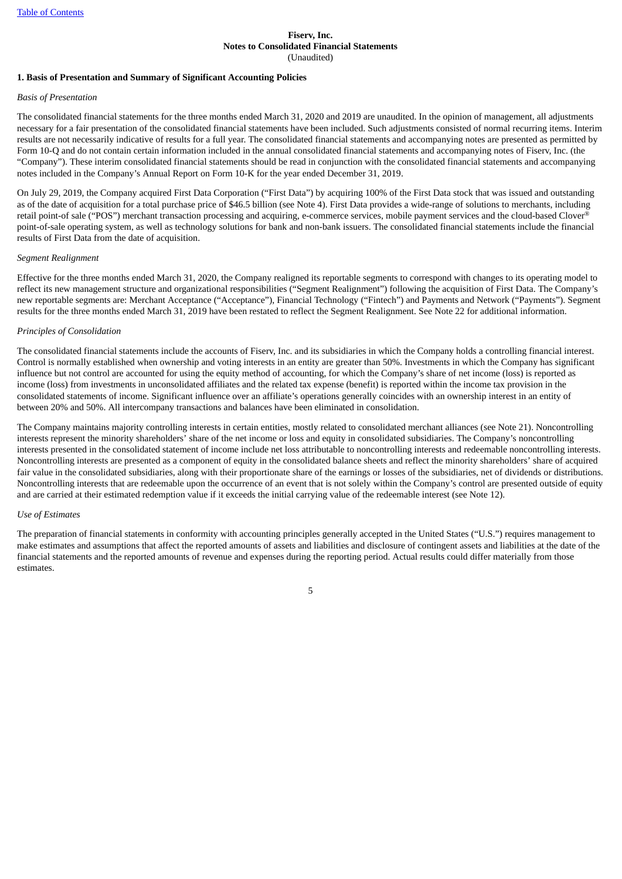**Fiserv, Inc.**
**Notes to Consolidated Financial Statements**
(Unaudited)

## 1. Basis of Presentation and Summary of Significant Accounting Policies

*Basis of Presentation*

The consolidated financial statements for the three months ended March 31, 2020 and 2019 are unaudited. In the opinion of management, all adjustments necessary for a fair presentation of the consolidated financial statements have been included. Such adjustments consisted of normal recurring items. Interim results are not necessarily indicative of results for a full year. The consolidated financial statements and accompanying notes are presented as permitted by Form 10-Q and do not contain certain information included in the annual consolidated financial statements and accompanying notes of Fiserv, Inc. (the "Company"). These interim consolidated financial statements should be read in conjunction with the consolidated financial statements and accompanying notes included in the Company's Annual Report on Form 10-K for the year ended December 31, 2019.

On July 29, 2019, the Company acquired First Data Corporation ("First Data") by acquiring 100% of the First Data stock that was issued and outstanding as of the date of acquisition for a total purchase price of $46.5 billion (see Note 4). First Data provides a wide-range of solutions to merchants, including retail point-of-sale ("POS") merchant transaction processing and acquiring, e-commerce services, mobile payment services and the cloud-based Clover® point-of-sale operating system, as well as technology solutions for bank and non-bank issuers. The consolidated financial statements include the financial results of First Data from the date of acquisition.

*Segment Realignment*

Effective for the three months ended March 31, 2020, the Company realigned its reportable segments to correspond with changes to its operating model to reflect its new management structure and organizational responsibilities ("Segment Realignment") following the acquisition of First Data. The Company's new reportable segments are: Merchant Acceptance ("Acceptance"), Financial Technology ("Fintech") and Payments and Network ("Payments"). Segment results for the three months ended March 31, 2019 have been restated to reflect the Segment Realignment. See Note 22 for additional information.

*Principles of Consolidation*

The consolidated financial statements include the accounts of Fiserv, Inc. and its subsidiaries in which the Company holds a controlling financial interest. Control is normally established when ownership and voting interests in an entity are greater than 50%. Investments in which the Company has significant influence but not control are accounted for using the equity method of accounting, for which the Company's share of net income (loss) is reported as income (loss) from investments in unconsolidated affiliates and the related tax expense (benefit) is reported within the income tax provision in the consolidated statements of income. Significant influence over an affiliate's operations generally coincides with an ownership interest in an entity of between 20% and 50%. All intercompany transactions and balances have been eliminated in consolidation.

The Company maintains majority controlling interests in certain entities, mostly related to consolidated merchant alliances (see Note 21). Noncontrolling interests represent the minority shareholders' share of the net income or loss and equity in consolidated subsidiaries. The Company's noncontrolling interests presented in the consolidated statement of income include net loss attributable to noncontrolling interests and redeemable noncontrolling interests. Noncontrolling interests are presented as a component of equity in the consolidated balance sheets and reflect the minority shareholders' share of acquired fair value in the consolidated subsidiaries, along with their proportionate share of the earnings or losses of the subsidiaries, net of dividends or distributions. Noncontrolling interests that are redeemable upon the occurrence of an event that is not solely within the Company's control are presented outside of equity and are carried at their estimated redemption value if it exceeds the initial carrying value of the redeemable interest (see Note 12).

*Use of Estimates*

The preparation of financial statements in conformity with accounting principles generally accepted in the United States ("U.S.") requires management to make estimates and assumptions that affect the reported amounts of assets and liabilities and disclosure of contingent assets and liabilities at the date of the financial statements and the reported amounts of revenue and expenses during the reporting period. Actual results could differ materially from those estimates.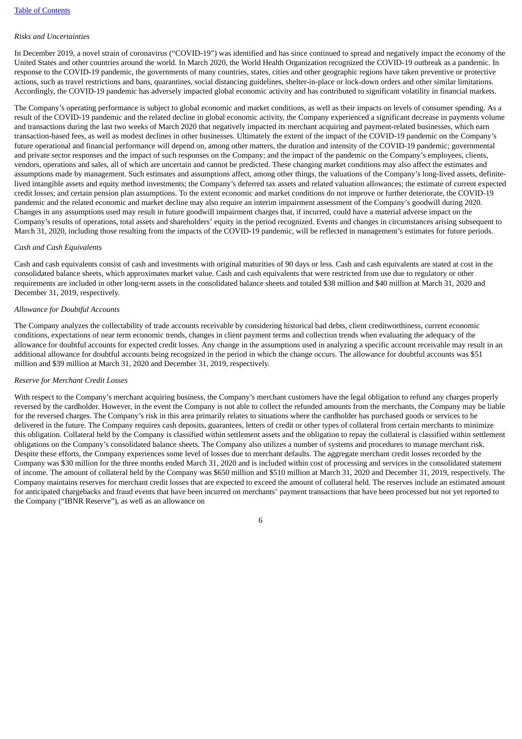*Risks and Uncertainties*

In December 2019, a novel strain of coronavirus ("COVID-19") was identified and has since continued to spread and negatively impact the economy of the United States and other countries around the world. In March 2020, the World Health Organization recognized the COVID-19 outbreak as a pandemic. In response to the COVID-19 pandemic, the governments of many countries, states, cities and other geographic regions have taken preventive or protective actions, such as travel restrictions and bans, quarantines, social distancing guidelines, shelter-in-place or lock-down orders and other similar limitations. Accordingly, the COVID-19 pandemic has adversely impacted global economic activity and has contributed to significant volatility in financial markets.

The Company's operating performance is subject to global economic and market conditions, as well as their impacts on levels of consumer spending. As a result of the COVID-19 pandemic and the related decline in global economic activity, the Company experienced a significant decrease in payments volume and transactions during the last two weeks of March 2020 that negatively impacted its merchant acquiring and payment-related businesses, which earn transaction-based fees, as well as modest declines in other businesses. Ultimately the extent of the impact of the COVID-19 pandemic on the Company's future operational and financial performance will depend on, among other matters, the duration and intensity of the COVID-19 pandemic; governmental and private sector responses and the impact of such responses on the Company; and the impact of the pandemic on the Company's employees, clients, vendors, operations and sales, all of which are uncertain and cannot be predicted. These changing market conditions may also affect the estimates and assumptions made by management. Such estimates and assumptions affect, among other things, the valuations of the Company's long-lived assets, definite-lived intangible assets and equity method investments; the Company's deferred tax assets and related valuation allowances; the estimate of current expected credit losses; and certain pension plan assumptions. To the extent economic and market conditions do not improve or further deteriorate, the COVID-19 pandemic and the related economic and market decline may also require an interim impairment assessment of the Company's goodwill during 2020. Changes in any assumptions used may result in future goodwill impairment charges that, if incurred, could have a material adverse impact on the Company's results of operations, total assets and shareholders' equity in the period recognized. Events and changes in circumstances arising subsequent to March 31, 2020, including those resulting from the impacts of the COVID-19 pandemic, will be reflected in management's estimates for future periods.

*Cash and Cash Equivalents*

Cash and cash equivalents consist of cash and investments with original maturities of 90 days or less. Cash and cash equivalents are stated at cost in the consolidated balance sheets, which approximates market value. Cash and cash equivalents that were restricted from use due to regulatory or other requirements are included in other long-term assets in the consolidated balance sheets and totaled $38 million and $40 million at March 31, 2020 and December 31, 2019, respectively.

*Allowance for Doubtful Accounts*

The Company analyzes the collectability of trade accounts receivable by considering historical bad debts, client creditworthiness, current economic conditions, expectations of near term economic trends, changes in client payment terms and collection trends when evaluating the adequacy of the allowance for doubtful accounts for expected credit losses. Any change in the assumptions used in analyzing a specific account receivable may result in an additional allowance for doubtful accounts being recognized in the period in which the change occurs. The allowance for doubtful accounts was $51 million and $39 million at March 31, 2020 and December 31, 2019, respectively.

*Reserve for Merchant Credit Losses*

With respect to the Company's merchant acquiring business, the Company's merchant customers have the legal obligation to refund any charges properly reversed by the cardholder. However, in the event the Company is not able to collect the refunded amounts from the merchants, the Company may be liable for the reversed charges. The Company's risk in this area primarily relates to situations where the cardholder has purchased goods or services to be delivered in the future. The Company requires cash deposits, guarantees, letters of credit or other types of collateral from certain merchants to minimize this obligation. Collateral held by the Company is classified within settlement assets and the obligation to repay the collateral is classified within settlement obligations on the Company's consolidated balance sheets. The Company also utilizes a number of systems and procedures to manage merchant risk. Despite these efforts, the Company experiences some level of losses due to merchant defaults. The aggregate merchant credit losses recorded by the Company was $30 million for the three months ended March 31, 2020 and is included within cost of processing and services in the consolidated statement of income. The amount of collateral held by the Company was $650 million and $510 million at March 31, 2020 and December 31, 2019, respectively. The Company maintains reserves for merchant credit losses that are expected to exceed the amount of collateral held. The reserves include an estimated amount for anticipated chargebacks and fraud events that have been incurred on merchants' payment transactions that have been processed but not yet reported to the Company ("IBNR Reserve"), as well as an allowance on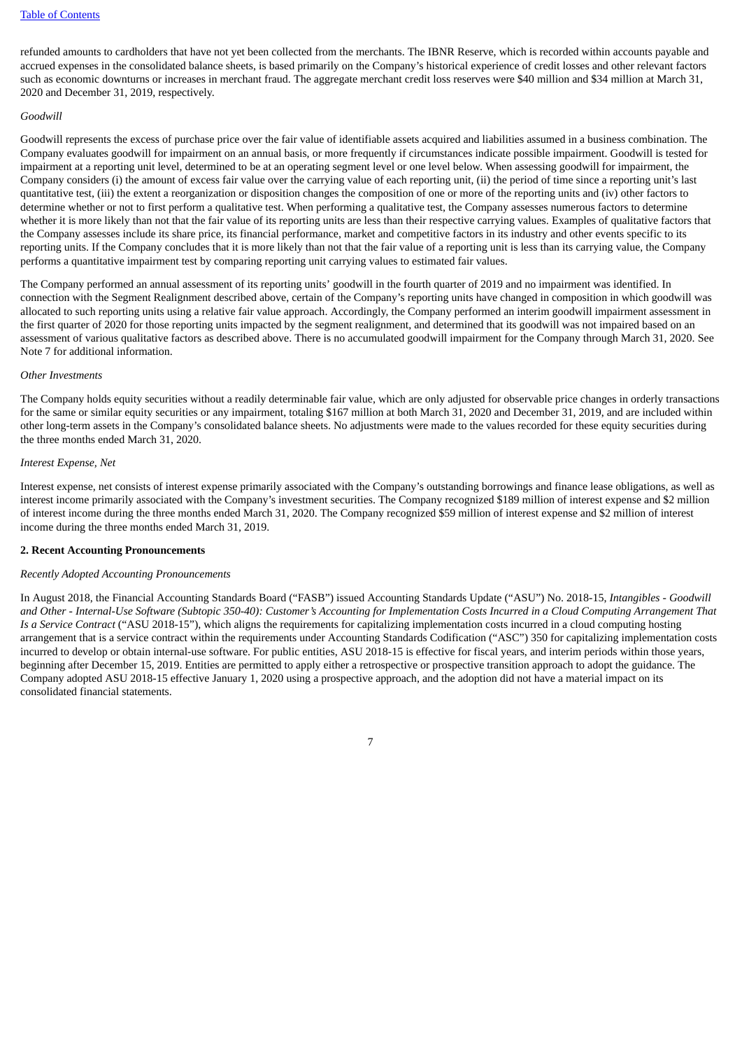refunded amounts to cardholders that have not yet been collected from the merchants. The IBNR Reserve, which is recorded within accounts payable and accrued expenses in the consolidated balance sheets, is based primarily on the Company's historical experience of credit losses and other relevant factors such as economic downturns or increases in merchant fraud. The aggregate merchant credit loss reserves were $40 million and $34 million at March 31, 2020 and December 31, 2019, respectively.

*Goodwill*

Goodwill represents the excess of purchase price over the fair value of identifiable assets acquired and liabilities assumed in a business combination. The Company evaluates goodwill for impairment on an annual basis, or more frequently if circumstances indicate possible impairment. Goodwill is tested for impairment at a reporting unit level, determined to be at an operating segment level or one level below. When assessing goodwill for impairment, the Company considers (i) the amount of excess fair value over the carrying value of each reporting unit, (ii) the period of time since a reporting unit's last quantitative test, (iii) the extent a reorganization or disposition changes the composition of one or more of the reporting units and (iv) other factors to determine whether or not to first perform a qualitative test. When performing a qualitative test, the Company assesses numerous factors to determine whether it is more likely than not that the fair value of its reporting units are less than their respective carrying values. Examples of qualitative factors that the Company assesses include its share price, its financial performance, market and competitive factors in its industry and other events specific to its reporting units. If the Company concludes that it is more likely than not that the fair value of a reporting unit is less than its carrying value, the Company performs a quantitative impairment test by comparing reporting unit carrying values to estimated fair values.

The Company performed an annual assessment of its reporting units' goodwill in the fourth quarter of 2019 and no impairment was identified. In connection with the Segment Realignment described above, certain of the Company's reporting units have changed in composition in which goodwill was allocated to such reporting units using a relative fair value approach. Accordingly, the Company performed an interim goodwill impairment assessment in the first quarter of 2020 for those reporting units impacted by the segment realignment, and determined that its goodwill was not impaired based on an assessment of various qualitative factors as described above. There is no accumulated goodwill impairment for the Company through March 31, 2020. See Note 7 for additional information.

*Other Investments*

The Company holds equity securities without a readily determinable fair value, which are only adjusted for observable price changes in orderly transactions for the same or similar equity securities or any impairment, totaling $167 million at both March 31, 2020 and December 31, 2019, and are included within other long-term assets in the Company's consolidated balance sheets. No adjustments were made to the values recorded for these equity securities during the three months ended March 31, 2020.

*Interest Expense, Net*

Interest expense, net consists of interest expense primarily associated with the Company's outstanding borrowings and finance lease obligations, as well as interest income primarily associated with the Company's investment securities. The Company recognized $189 million of interest expense and $2 million of interest income during the three months ended March 31, 2020. The Company recognized $59 million of interest expense and $2 million of interest income during the three months ended March 31, 2019.

**2. Recent Accounting Pronouncements**

*Recently Adopted Accounting Pronouncements*

In August 2018, the Financial Accounting Standards Board ("FASB") issued Accounting Standards Update ("ASU") No. 2018-15, *Intangibles - Goodwill and Other - Internal-Use Software (Subtopic 350-40): Customer's Accounting for Implementation Costs Incurred in a Cloud Computing Arrangement That Is a Service Contract* ("ASU 2018-15"), which aligns the requirements for capitalizing implementation costs incurred in a cloud computing hosting arrangement that is a service contract within the requirements under Accounting Standards Codification ("ASC") 350 for capitalizing implementation costs incurred to develop or obtain internal-use software. For public entities, ASU 2018-15 is effective for fiscal years, and interim periods within those years, beginning after December 15, 2019. Entities are permitted to apply either a retrospective or prospective transition approach to adopt the guidance. The Company adopted ASU 2018-15 effective January 1, 2020 using a prospective approach, and the adoption did not have a material impact on its consolidated financial statements.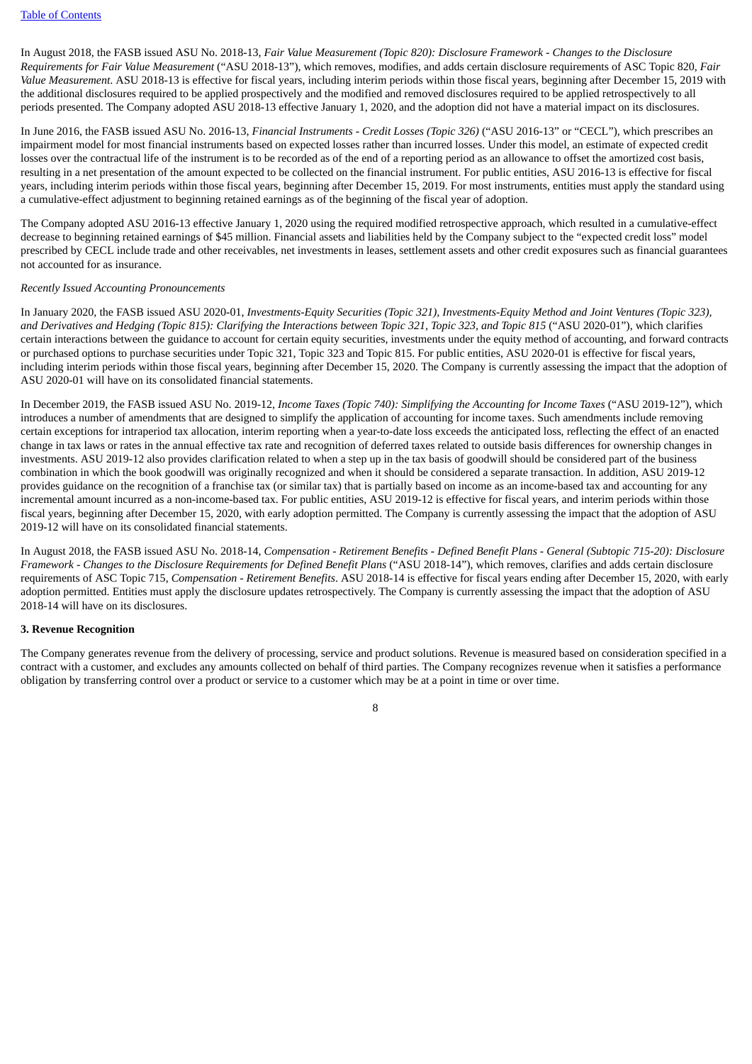In August 2018, the FASB issued ASU No. 2018-13, *Fair Value Measurement (Topic 820): Disclosure Framework - Changes to the Disclosure Requirements for Fair Value Measurement* ("ASU 2018-13"), which removes, modifies, and adds certain disclosure requirements of ASC Topic 820, *Fair Value Measurement*. ASU 2018-13 is effective for fiscal years, including interim periods within those fiscal years, beginning after December 15, 2019 with the additional disclosures required to be applied prospectively and the modified and removed disclosures required to be applied retrospectively to all periods presented. The Company adopted ASU 2018-13 effective January 1, 2020, and the adoption did not have a material impact on its disclosures.

In June 2016, the FASB issued ASU No. 2016-13, *Financial Instruments - Credit Losses (Topic 326)* ("ASU 2016-13" or "CECL"), which prescribes an impairment model for most financial instruments based on expected losses rather than incurred losses. Under this model, an estimate of expected credit losses over the contractual life of the instrument is to be recorded as of the end of a reporting period as an allowance to offset the amortized cost basis, resulting in a net presentation of the amount expected to be collected on the financial instrument. For public entities, ASU 2016-13 is effective for fiscal years, including interim periods within those fiscal years, beginning after December 15, 2019. For most instruments, entities must apply the standard using a cumulative-effect adjustment to beginning retained earnings as of the beginning of the fiscal year of adoption.

The Company adopted ASU 2016-13 effective January 1, 2020 using the required modified retrospective approach, which resulted in a cumulative-effect decrease to beginning retained earnings of $45 million. Financial assets and liabilities held by the Company subject to the "expected credit loss" model prescribed by CECL include trade and other receivables, net investments in leases, settlement assets and other credit exposures such as financial guarantees not accounted for as insurance.

*Recently Issued Accounting Pronouncements*

In January 2020, the FASB issued ASU 2020-01, *Investments-Equity Securities (Topic 321), Investments-Equity Method and Joint Ventures (Topic 323), and Derivatives and Hedging (Topic 815): Clarifying the Interactions between Topic 321, Topic 323, and Topic 815* ("ASU 2020-01"), which clarifies certain interactions between the guidance to account for certain equity securities, investments under the equity method of accounting, and forward contracts or purchased options to purchase securities under Topic 321, Topic 323 and Topic 815. For public entities, ASU 2020-01 is effective for fiscal years, including interim periods within those fiscal years, beginning after December 15, 2020. The Company is currently assessing the impact that the adoption of ASU 2020-01 will have on its consolidated financial statements.

In December 2019, the FASB issued ASU No. 2019-12, *Income Taxes (Topic 740): Simplifying the Accounting for Income Taxes* ("ASU 2019-12"), which introduces a number of amendments that are designed to simplify the application of accounting for income taxes. Such amendments include removing certain exceptions for intraperiod tax allocation, interim reporting when a year-to-date loss exceeds the anticipated loss, reflecting the effect of an enacted change in tax laws or rates in the annual effective tax rate and recognition of deferred taxes related to outside basis differences for ownership changes in investments. ASU 2019-12 also provides clarification related to when a step up in the tax basis of goodwill should be considered part of the business combination in which the book goodwill was originally recognized and when it should be considered a separate transaction. In addition, ASU 2019-12 provides guidance on the recognition of a franchise tax (or similar tax) that is partially based on income as an income-based tax and accounting for any incremental amount incurred as a non-income-based tax. For public entities, ASU 2019-12 is effective for fiscal years, and interim periods within those fiscal years, beginning after December 15, 2020, with early adoption permitted. The Company is currently assessing the impact that the adoption of ASU 2019-12 will have on its consolidated financial statements.

In August 2018, the FASB issued ASU No. 2018-14, *Compensation - Retirement Benefits - Defined Benefit Plans - General (Subtopic 715-20): Disclosure Framework - Changes to the Disclosure Requirements for Defined Benefit Plans* ("ASU 2018-14"), which removes, clarifies and adds certain disclosure requirements of ASC Topic 715, *Compensation - Retirement Benefits*. ASU 2018-14 is effective for fiscal years ending after December 15, 2020, with early adoption permitted. Entities must apply the disclosure updates retrospectively. The Company is currently assessing the impact that the adoption of ASU 2018-14 will have on its disclosures.

**3. Revenue Recognition**

The Company generates revenue from the delivery of processing, service and product solutions. Revenue is measured based on consideration specified in a contract with a customer, and excludes any amounts collected on behalf of third parties. The Company recognizes revenue when it satisfies a performance obligation by transferring control over a product or service to a customer which may be at a point in time or over time.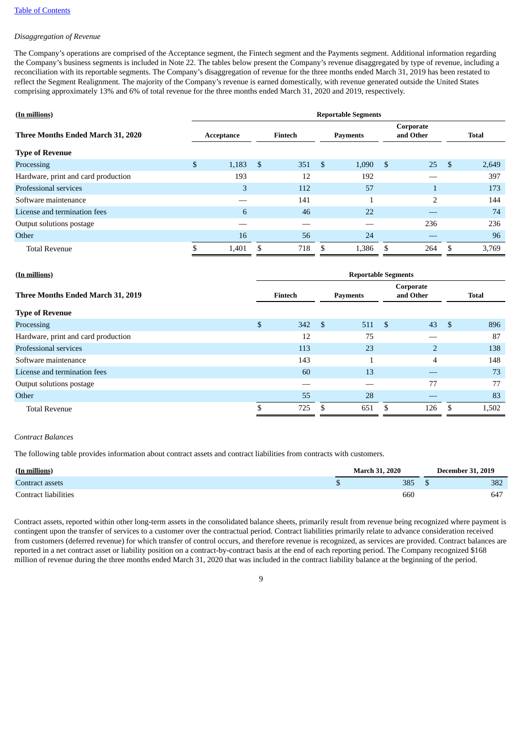[Table of Contents](#)

*Disaggregation of Revenue*

The Company's operations are comprised of the Acceptance segment, the Fintech segment and the Payments segment. Additional information regarding the Company's business segments is included in Note 22. The tables below present the Company's revenue disaggregated by type of revenue, including a reconciliation with its reportable segments. The Company's disaggregation of revenue for the three months ended March 31, 2019 has been restated to reflect the Segment Realignment. The majority of the Company's revenue is earned domestically, with revenue generated outside the United States comprising approximately 13% and 6% of total revenue for the three months ended March 31, 2020 and 2019, respectively.

| (In millions) | Reportable Segments | | | | |
|---|---|---|---|---|---|
| **Three Months Ended March 31, 2020** | **Acceptance** | **Fintech** | **Payments** | **Corporate and Other** | **Total** |
| **Type of Revenue** | | | | | |
| Processing | $ 1,183 | $ 351 | $ 1,090 | $ 25 | $ 2,649 |
| Hardware, print and card production | 193 | 12 | 192 | — | 397 |
| Professional services | 3 | 112 | 57 | 1 | 173 |
| Software maintenance | — | 141 | 1 | 2 | 144 |
| License and termination fees | 6 | 46 | 22 | — | 74 |
| Output solutions postage | — | — | — | 236 | 236 |
| Other | 16 | 56 | 24 | — | 96 |
| Total Revenue | $ 1,401 | $ 718 | $ 1,386 | $ 264 | $ 3,769 |

| (In millions) | Reportable Segments | | | |
|---|---|---|---|---|
| **Three Months Ended March 31, 2019** | **Fintech** | **Payments** | **Corporate and Other** | **Total** |
| **Type of Revenue** | | | | |
| Processing | $ 342 | $ 511 | $ 43 | $ 896 |
| Hardware, print and card production | 12 | 75 | — | 87 |
| Professional services | 113 | 23 | 2 | 138 |
| Software maintenance | 143 | 1 | 4 | 148 |
| License and termination fees | 60 | 13 | — | 73 |
| Output solutions postage | — | — | 77 | 77 |
| Other | 55 | 28 | — | 83 |
| Total Revenue | $ 725 | $ 651 | $ 126 | $ 1,502 |

*Contract Balances*

The following table provides information about contract assets and contract liabilities from contracts with customers.

| (In millions) | March 31, 2020 | December 31, 2019 |
|---|---|---|
| Contract assets | $ 385 | $ 382 |
| Contract liabilities | 660 | 647 |

Contract assets, reported within other long-term assets in the consolidated balance sheets, primarily result from revenue being recognized where payment is contingent upon the transfer of services to a customer over the contractual period. Contract liabilities primarily relate to advance consideration received from customers (deferred revenue) for which transfer of control occurs, and therefore revenue is recognized, as services are provided. Contract balances are reported in a net contract asset or liability position on a contract-by-contract basis at the end of each reporting period. The Company recognized $168 million of revenue during the three months ended March 31, 2020 that was included in the contract liability balance at the beginning of the period.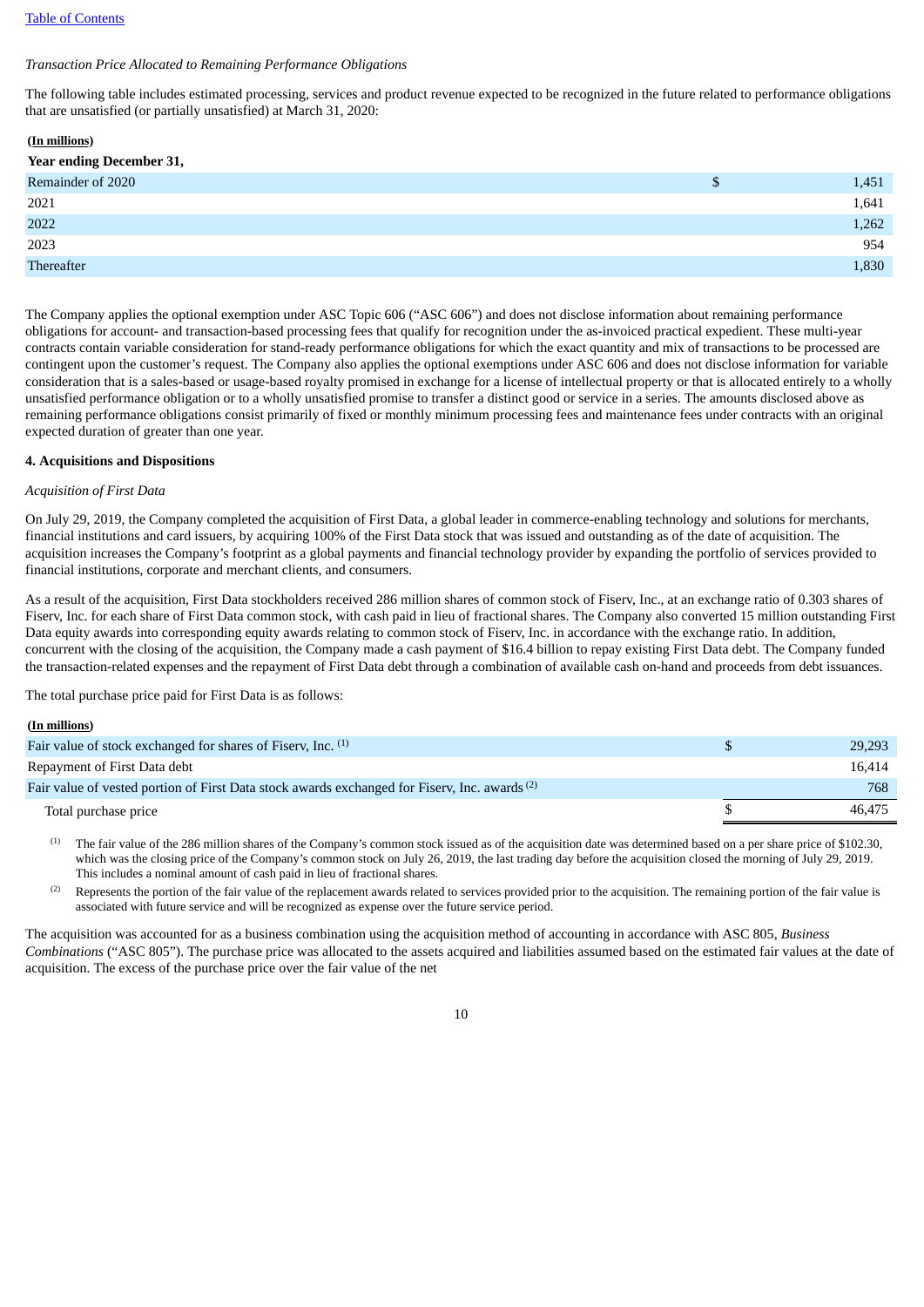*Transaction Price Allocated to Remaining Performance Obligations*

The following table includes estimated processing, services and product revenue expected to be recognized in the future related to performance obligations that are unsatisfied (or partially unsatisfied) at March 31, 2020:

| (In millions) | | |
|---|---|---|
| **Year ending December 31,** | | |
| Remainder of 2020 | $ | 1,451 |
| 2021 | | 1,641 |
| 2022 | | 1,262 |
| 2023 | | 954 |
| Thereafter | | 1,830 |

The Company applies the optional exemption under ASC Topic 606 ("ASC 606") and does not disclose information about remaining performance obligations for account- and transaction-based processing fees that qualify for recognition under the as-invoiced practical expedient. These multi-year contracts contain variable consideration for stand-ready performance obligations for which the exact quantity and mix of transactions to be processed are contingent upon the customer's request. The Company also applies the optional exemptions under ASC 606 and does not disclose information for variable consideration that is a sales-based or usage-based royalty promised in exchange for a license of intellectual property or that is allocated entirely to a wholly unsatisfied performance obligation or to a wholly unsatisfied promise to transfer a distinct good or service in a series. The amounts disclosed above as remaining performance obligations consist primarily of fixed or monthly minimum processing fees and maintenance fees under contracts with an original expected duration of greater than one year.

**4. Acquisitions and Dispositions**

*Acquisition of First Data*

On July 29, 2019, the Company completed the acquisition of First Data, a global leader in commerce-enabling technology and solutions for merchants, financial institutions and card issuers, by acquiring 100% of the First Data stock that was issued and outstanding as of the date of acquisition. The acquisition increases the Company's footprint as a global payments and financial technology provider by expanding the portfolio of services provided to financial institutions, corporate and merchant clients, and consumers.

As a result of the acquisition, First Data stockholders received 286 million shares of common stock of Fiserv, Inc., at an exchange ratio of 0.303 shares of Fiserv, Inc. for each share of First Data common stock, with cash paid in lieu of fractional shares. The Company also converted 15 million outstanding First Data equity awards into corresponding equity awards relating to common stock of Fiserv, Inc. in accordance with the exchange ratio. In addition, concurrent with the closing of the acquisition, the Company made a cash payment of $16.4 billion to repay existing First Data debt. The Company funded the transaction-related expenses and the repayment of First Data debt through a combination of available cash on-hand and proceeds from debt issuances.

The total purchase price paid for First Data is as follows:

| (In millions) | | |
|---|---|---|
| Fair value of stock exchanged for shares of Fiserv, Inc. (1) | $ | 29,293 |
| Repayment of First Data debt | | 16,414 |
| Fair value of vested portion of First Data stock awards exchanged for Fiserv, Inc. awards (2) | | 768 |
| Total purchase price | $ | 46,475 |

(1) The fair value of the 286 million shares of the Company's common stock issued as of the acquisition date was determined based on a per share price of $102.30, which was the closing price of the Company's common stock on July 26, 2019, the last trading day before the acquisition closed the morning of July 29, 2019. This includes a nominal amount of cash paid in lieu of fractional shares.

(2) Represents the portion of the fair value of the replacement awards related to services provided prior to the acquisition. The remaining portion of the fair value is associated with future service and will be recognized as expense over the future service period.

The acquisition was accounted for as a business combination using the acquisition method of accounting in accordance with ASC 805, *Business Combinations* ("ASC 805"). The purchase price was allocated to the assets acquired and liabilities assumed based on the estimated fair values at the date of acquisition. The excess of the purchase price over the fair value of the net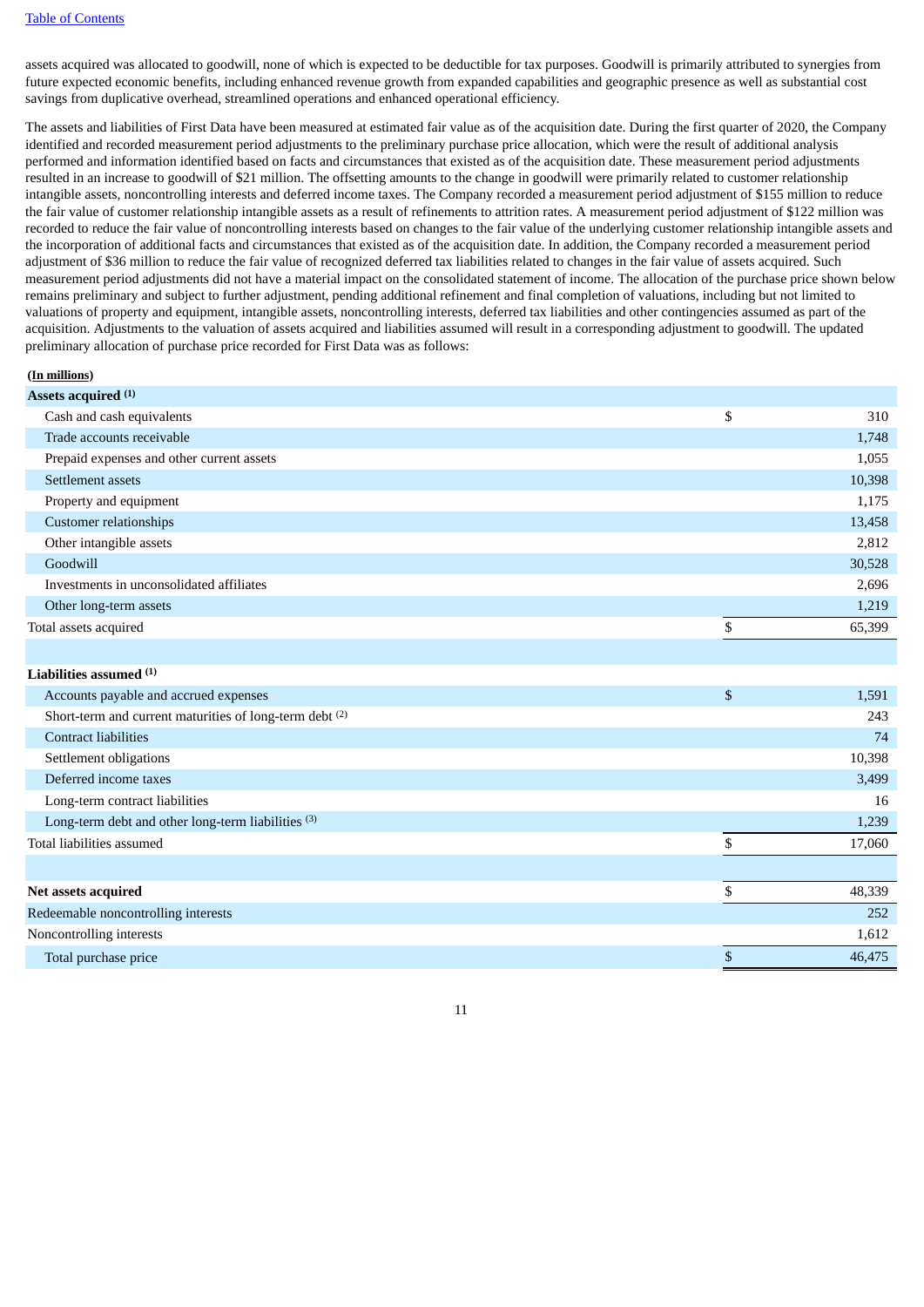assets acquired was allocated to goodwill, none of which is expected to be deductible for tax purposes. Goodwill is primarily attributed to synergies from future expected economic benefits, including enhanced revenue growth from expanded capabilities and geographic presence as well as substantial cost savings from duplicative overhead, streamlined operations and enhanced operational efficiency.

The assets and liabilities of First Data have been measured at estimated fair value as of the acquisition date. During the first quarter of 2020, the Company identified and recorded measurement period adjustments to the preliminary purchase price allocation, which were the result of additional analysis performed and information identified based on facts and circumstances that existed as of the acquisition date. These measurement period adjustments resulted in an increase to goodwill of $21 million. The offsetting amounts to the change in goodwill were primarily related to customer relationship intangible assets, noncontrolling interests and deferred income taxes. The Company recorded a measurement period adjustment of $155 million to reduce the fair value of customer relationship intangible assets as a result of refinements to attrition rates. A measurement period adjustment of $122 million was recorded to reduce the fair value of noncontrolling interests based on changes to the fair value of the underlying customer relationship intangible assets and the incorporation of additional facts and circumstances that existed as of the acquisition date. In addition, the Company recorded a measurement period adjustment of $36 million to reduce the fair value of recognized deferred tax liabilities related to changes in the fair value of assets acquired. Such measurement period adjustments did not have a material impact on the consolidated statement of income. The allocation of the purchase price shown below remains preliminary and subject to further adjustment, pending additional refinement and final completion of valuations, including but not limited to valuations of property and equipment, intangible assets, noncontrolling interests, deferred tax liabilities and other contingencies assumed as part of the acquisition. Adjustments to the valuation of assets acquired and liabilities assumed will result in a corresponding adjustment to goodwill. The updated preliminary allocation of purchase price recorded for First Data was as follows:

| (In millions) | |
|---|---|
| **Assets acquired** [(1)] | |
| Cash and cash equivalents | $ 310 |
| Trade accounts receivable | 1,748 |
| Prepaid expenses and other current assets | 1,055 |
| Settlement assets | 10,398 |
| Property and equipment | 1,175 |
| Customer relationships | 13,458 |
| Other intangible assets | 2,812 |
| Goodwill | 30,528 |
| Investments in unconsolidated affiliates | 2,696 |
| Other long-term assets | 1,219 |
| Total assets acquired | $ 65,399 |
| | |
| **Liabilities assumed** [(1)] | |
| Accounts payable and accrued expenses | $ 1,591 |
| Short-term and current maturities of long-term debt [(2)] | 243 |
| Contract liabilities | 74 |
| Settlement obligations | 10,398 |
| Deferred income taxes | 3,499 |
| Long-term contract liabilities | 16 |
| Long-term debt and other long-term liabilities [(3)] | 1,239 |
| Total liabilities assumed | $ 17,060 |
| | |
| **Net assets acquired** | $ 48,339 |
| Redeemable noncontrolling interests | 252 |
| Noncontrolling interests | 1,612 |
| Total purchase price | $ 46,475 |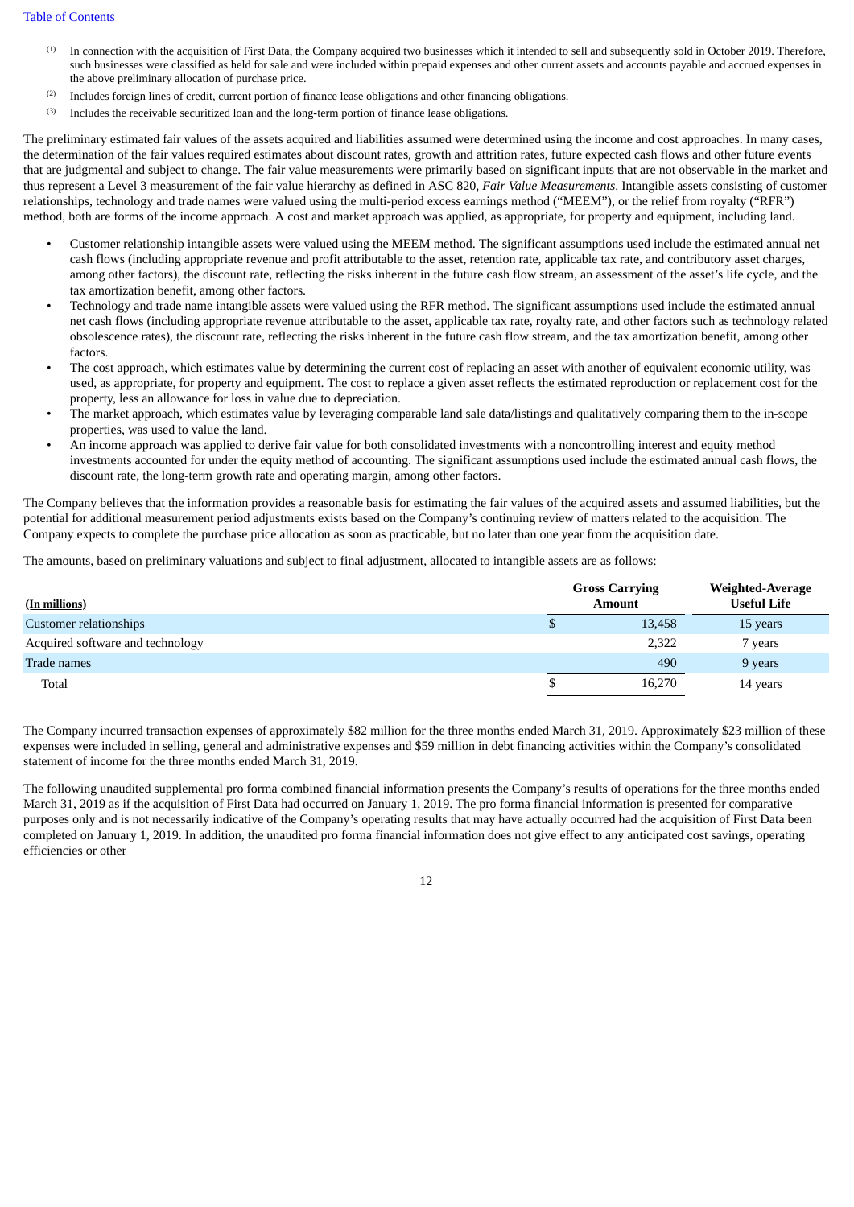(1) In connection with the acquisition of First Data, the Company acquired two businesses which it intended to sell and subsequently sold in October 2019. Therefore, such businesses were classified as held for sale and were included within prepaid expenses and other current assets and accounts payable and accrued expenses in the above preliminary allocation of purchase price.

(2) Includes foreign lines of credit, current portion of finance lease obligations and other financing obligations.

(3) Includes the receivable securitized loan and the long-term portion of finance lease obligations.

The preliminary estimated fair values of the assets acquired and liabilities assumed were determined using the income and cost approaches. In many cases, the determination of the fair values required estimates about discount rates, growth and attrition rates, future expected cash flows and other future events that are judgmental and subject to change. The fair value measurements were primarily based on significant inputs that are not observable in the market and thus represent a Level 3 measurement of the fair value hierarchy as defined in ASC 820, *Fair Value Measurements*. Intangible assets consisting of customer relationships, technology and trade names were valued using the multi-period excess earnings method ("MEEM"), or the relief from royalty ("RFR") method, both are forms of the income approach. A cost and market approach was applied, as appropriate, for property and equipment, including land.

- Customer relationship intangible assets were valued using the MEEM method. The significant assumptions used include the estimated annual net cash flows (including appropriate revenue and profit attributable to the asset, retention rate, applicable tax rate, and contributory asset charges, among other factors), the discount rate, reflecting the risks inherent in the future cash flow stream, an assessment of the asset's life cycle, and the tax amortization benefit, among other factors.
- Technology and trade name intangible assets were valued using the RFR method. The significant assumptions used include the estimated annual net cash flows (including appropriate revenue attributable to the asset, applicable tax rate, royalty rate, and other factors such as technology related obsolescence rates), the discount rate, reflecting the risks inherent in the future cash flow stream, and the tax amortization benefit, among other factors.
- The cost approach, which estimates value by determining the current cost of replacing an asset with another of equivalent economic utility, was used, as appropriate, for property and equipment. The cost to replace a given asset reflects the estimated reproduction or replacement cost for the property, less an allowance for loss in value due to depreciation.
- The market approach, which estimates value by leveraging comparable land sale data/listings and qualitatively comparing them to the in-scope properties, was used to value the land.
- An income approach was applied to derive fair value for both consolidated investments with a noncontrolling interest and equity method investments accounted for under the equity method of accounting. The significant assumptions used include the estimated annual cash flows, the discount rate, the long-term growth rate and operating margin, among other factors.

The Company believes that the information provides a reasonable basis for estimating the fair values of the acquired assets and assumed liabilities, but the potential for additional measurement period adjustments exists based on the Company's continuing review of matters related to the acquisition. The Company expects to complete the purchase price allocation as soon as practicable, but no later than one year from the acquisition date.

The amounts, based on preliminary valuations and subject to final adjustment, allocated to intangible assets are as follows:

| (In millions) | Gross Carrying Amount | Weighted-Average Useful Life |
|---|---|---|
| Customer relationships | $ 13,458 | 15 years |
| Acquired software and technology | 2,322 | 7 years |
| Trade names | 490 | 9 years |
| Total | $ 16,270 | 14 years |

The Company incurred transaction expenses of approximately $82 million for the three months ended March 31, 2019. Approximately $23 million of these expenses were included in selling, general and administrative expenses and $59 million in debt financing activities within the Company's consolidated statement of income for the three months ended March 31, 2019.

The following unaudited supplemental pro forma combined financial information presents the Company's results of operations for the three months ended March 31, 2019 as if the acquisition of First Data had occurred on January 1, 2019. The pro forma financial information is presented for comparative purposes only and is not necessarily indicative of the Company's operating results that may have actually occurred had the acquisition of First Data been completed on January 1, 2019. In addition, the unaudited pro forma financial information does not give effect to any anticipated cost savings, operating efficiencies or other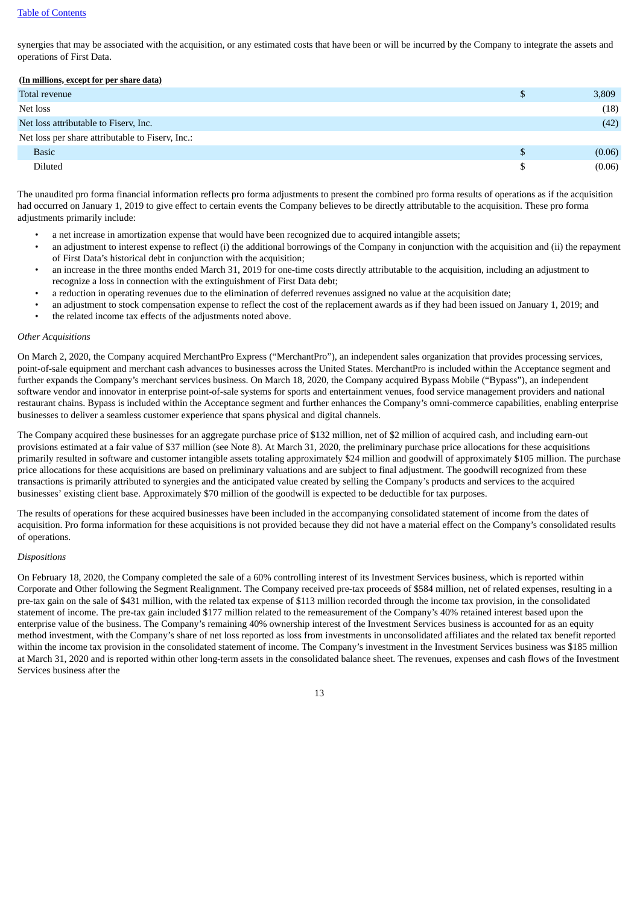synergies that may be associated with the acquisition, or any estimated costs that have been or will be incurred by the Company to integrate the assets and operations of First Data.

| **(In millions, except for per share data)** | | |
|---|---|---|
| Total revenue | $ | 3,809 |
| Net loss | | (18) |
| Net loss attributable to Fiserv, Inc. | | (42) |
| Net loss per share attributable to Fiserv, Inc.: | | |
| Basic | $ | (0.06) |
| Diluted | $ | (0.06) |

The unaudited pro forma financial information reflects pro forma adjustments to present the combined pro forma results of operations as if the acquisition had occurred on January 1, 2019 to give effect to certain events the Company believes to be directly attributable to the acquisition. These pro forma adjustments primarily include:

- a net increase in amortization expense that would have been recognized due to acquired intangible assets;
- an adjustment to interest expense to reflect (i) the additional borrowings of the Company in conjunction with the acquisition and (ii) the repayment of First Data's historical debt in conjunction with the acquisition;
- an increase in the three months ended March 31, 2019 for one-time costs directly attributable to the acquisition, including an adjustment to recognize a loss in connection with the extinguishment of First Data debt;
- a reduction in operating revenues due to the elimination of deferred revenues assigned no value at the acquisition date;
- an adjustment to stock compensation expense to reflect the cost of the replacement awards as if they had been issued on January 1, 2019; and
- the related income tax effects of the adjustments noted above.

*Other Acquisitions*

On March 2, 2020, the Company acquired MerchantPro Express ("MerchantPro"), an independent sales organization that provides processing services, point-of-sale equipment and merchant cash advances to businesses across the United States. MerchantPro is included within the Acceptance segment and further expands the Company's merchant services business. On March 18, 2020, the Company acquired Bypass Mobile ("Bypass"), an independent software vendor and innovator in enterprise point-of-sale systems for sports and entertainment venues, food service management providers and national restaurant chains. Bypass is included within the Acceptance segment and further enhances the Company's omni-commerce capabilities, enabling enterprise businesses to deliver a seamless customer experience that spans physical and digital channels.

The Company acquired these businesses for an aggregate purchase price of $132 million, net of $2 million of acquired cash, and including earn-out provisions estimated at a fair value of $37 million (see Note 8). At March 31, 2020, the preliminary purchase price allocations for these acquisitions primarily resulted in software and customer intangible assets totaling approximately $24 million and goodwill of approximately $105 million. The purchase price allocations for these acquisitions are based on preliminary valuations and are subject to final adjustment. The goodwill recognized from these transactions is primarily attributed to synergies and the anticipated value created by selling the Company's products and services to the acquired businesses' existing client base. Approximately $70 million of the goodwill is expected to be deductible for tax purposes.

The results of operations for these acquired businesses have been included in the accompanying consolidated statement of income from the dates of acquisition. Pro forma information for these acquisitions is not provided because they did not have a material effect on the Company's consolidated results of operations.

*Dispositions*

On February 18, 2020, the Company completed the sale of a 60% controlling interest of its Investment Services business, which is reported within Corporate and Other following the Segment Realignment. The Company received pre-tax proceeds of $584 million, net of related expenses, resulting in a pre-tax gain on the sale of $431 million, with the related tax expense of $113 million recorded through the income tax provision, in the consolidated statement of income. The pre-tax gain included $177 million related to the remeasurement of the Company's 40% retained interest based upon the enterprise value of the business. The Company's remaining 40% ownership interest of the Investment Services business is accounted for as an equity method investment, with the Company's share of net loss reported as loss from investments in unconsolidated affiliates and the related tax benefit reported within the income tax provision in the consolidated statement of income. The Company's investment in the Investment Services business was $185 million at March 31, 2020 and is reported within other long-term assets in the consolidated balance sheet. The revenues, expenses and cash flows of the Investment Services business after the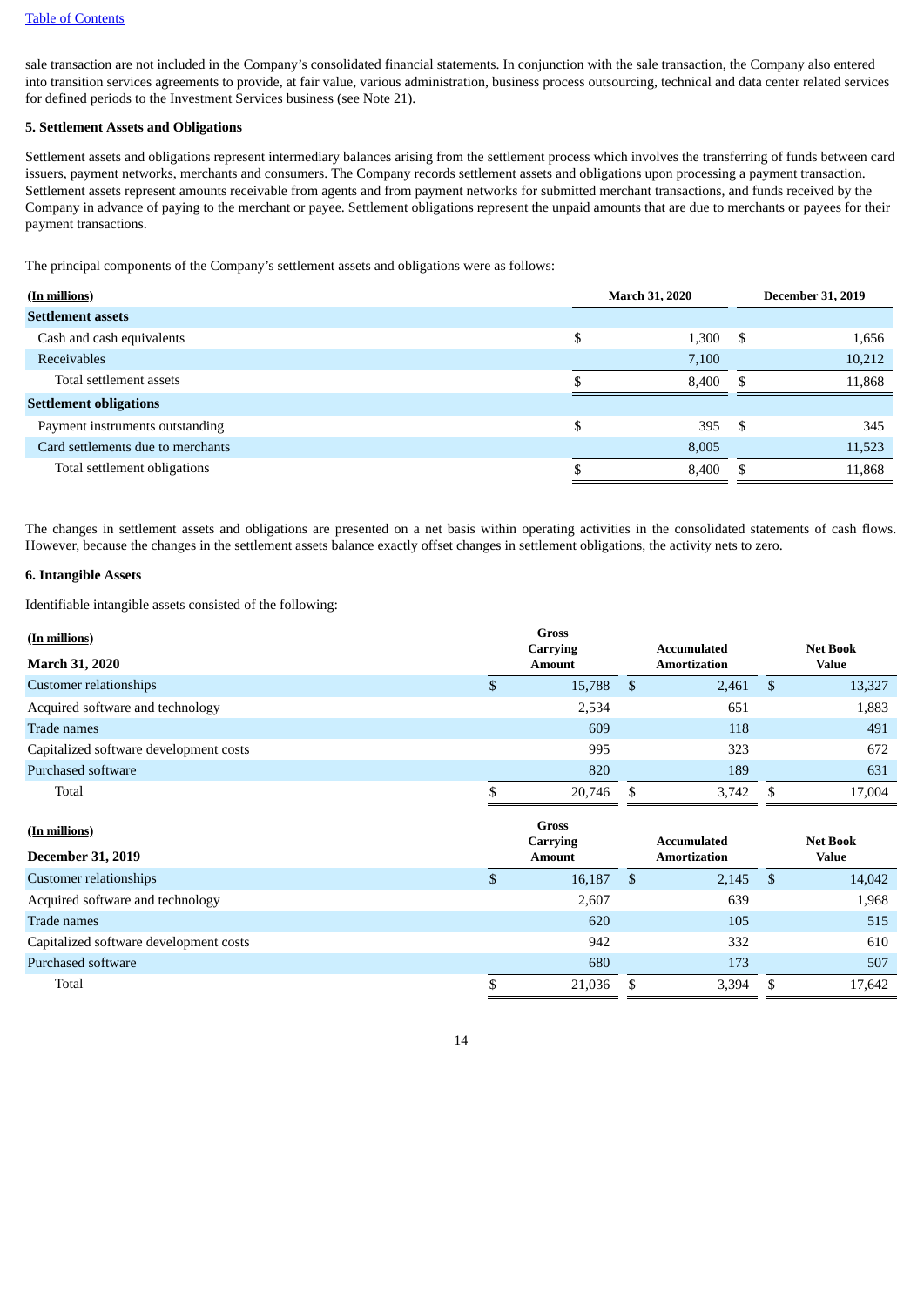sale transaction are not included in the Company's consolidated financial statements. In conjunction with the sale transaction, the Company also entered into transition services agreements to provide, at fair value, various administration, business process outsourcing, technical and data center related services for defined periods to the Investment Services business (see Note 21).

**5. Settlement Assets and Obligations**

Settlement assets and obligations represent intermediary balances arising from the settlement process which involves the transferring of funds between card issuers, payment networks, merchants and consumers. The Company records settlement assets and obligations upon processing a payment transaction. Settlement assets represent amounts receivable from agents and from payment networks for submitted merchant transactions, and funds received by the Company in advance of paying to the merchant or payee. Settlement obligations represent the unpaid amounts that are due to merchants or payees for their payment transactions.

The principal components of the Company's settlement assets and obligations were as follows:

| (In millions) | March 31, 2020 | December 31, 2019 |
|---|---|---|
| **Settlement assets** | | |
| Cash and cash equivalents | $ 1,300 | $ 1,656 |
| Receivables | 7,100 | 10,212 |
| Total settlement assets | $ 8,400 | $ 11,868 |
| **Settlement obligations** | | |
| Payment instruments outstanding | $ 395 | $ 345 |
| Card settlements due to merchants | 8,005 | 11,523 |
| Total settlement obligations | $ 8,400 | $ 11,868 |

The changes in settlement assets and obligations are presented on a net basis within operating activities in the consolidated statements of cash flows. However, because the changes in the settlement assets balance exactly offset changes in settlement obligations, the activity nets to zero.

**6. Intangible Assets**

Identifiable intangible assets consisted of the following:

| (In millions) March 31, 2020 | Gross Carrying Amount | Accumulated Amortization | Net Book Value |
|---|---|---|---|
| Customer relationships | $ 15,788 | $ 2,461 | $ 13,327 |
| Acquired software and technology | 2,534 | 651 | 1,883 |
| Trade names | 609 | 118 | 491 |
| Capitalized software development costs | 995 | 323 | 672 |
| Purchased software | 820 | 189 | 631 |
| Total | $ 20,746 | $ 3,742 | $ 17,004 |

| (In millions) December 31, 2019 | Gross Carrying Amount | Accumulated Amortization | Net Book Value |
|---|---|---|---|
| Customer relationships | $ 16,187 | $ 2,145 | $ 14,042 |
| Acquired software and technology | 2,607 | 639 | 1,968 |
| Trade names | 620 | 105 | 515 |
| Capitalized software development costs | 942 | 332 | 610 |
| Purchased software | 680 | 173 | 507 |
| Total | $ 21,036 | $ 3,394 | $ 17,642 |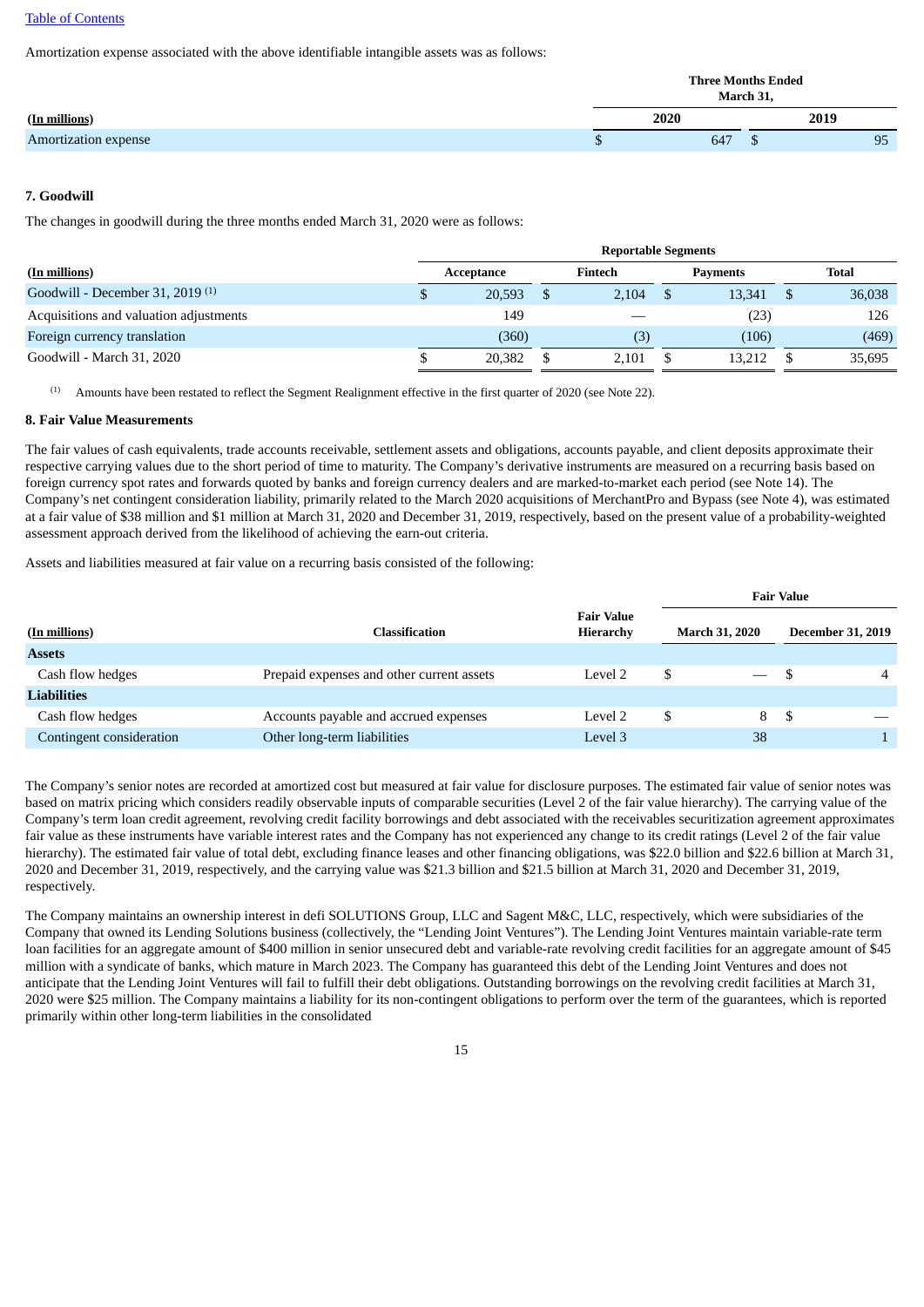Amortization expense associated with the above identifiable intangible assets was as follows:

| (In millions) | Three Months Ended March 31, | |
|---|---|---|
| | 2020 | 2019 |
| Amortization expense | $ 647 | $ 95 |

**7. Goodwill**

The changes in goodwill during the three months ended March 31, 2020 were as follows:

| (In millions) | Reportable Segments | | | |
|---|---|---|---|---|
| | Acceptance | Fintech | Payments | Total |
| Goodwill - December 31, 2019 [(1)] | $ 20,593 | $ 2,104 | $ 13,341 | $ 36,038 |
| Acquisitions and valuation adjustments | 149 | — | (23) | 126 |
| Foreign currency translation | (360) | (3) | (106) | (469) |
| Goodwill - March 31, 2020 | $ 20,382 | $ 2,101 | $ 13,212 | $ 35,695 |

(1) Amounts have been restated to reflect the Segment Realignment effective in the first quarter of 2020 (see Note 22).

**8. Fair Value Measurements**

The fair values of cash equivalents, trade accounts receivable, settlement assets and obligations, accounts payable, and client deposits approximate their respective carrying values due to the short period of time to maturity. The Company's derivative instruments are measured on a recurring basis based on foreign currency spot rates and forwards quoted by banks and foreign currency dealers and are marked-to-market each period (see Note 14). The Company's net contingent consideration liability, primarily related to the March 2020 acquisitions of MerchantPro and Bypass (see Note 4), was estimated at a fair value of $38 million and $1 million at March 31, 2020 and December 31, 2019, respectively, based on the present value of a probability-weighted assessment approach derived from the likelihood of achieving the earn-out criteria.

Assets and liabilities measured at fair value on a recurring basis consisted of the following:

| (In millions) | Classification | Fair Value Hierarchy | Fair Value | |
|---|---|---|---|---|
| | | | March 31, 2020 | December 31, 2019 |
| **Assets** | | | | |
| Cash flow hedges | Prepaid expenses and other current assets | Level 2 | $ — | $ 4 |
| **Liabilities** | | | | |
| Cash flow hedges | Accounts payable and accrued expenses | Level 2 | $ 8 | $ — |
| Contingent consideration | Other long-term liabilities | Level 3 | 38 | 1 |

The Company's senior notes are recorded at amortized cost but measured at fair value for disclosure purposes. The estimated fair value of senior notes was based on matrix pricing which considers readily observable inputs of comparable securities (Level 2 of the fair value hierarchy). The carrying value of the Company's term loan credit agreement, revolving credit facility borrowings and debt associated with the receivables securitization agreement approximates fair value as these instruments have variable interest rates and the Company has not experienced any change to its credit ratings (Level 2 of the fair value hierarchy). The estimated fair value of total debt, excluding finance leases and other financing obligations, was $22.0 billion and $22.6 billion at March 31, 2020 and December 31, 2019, respectively, and the carrying value was $21.3 billion and $21.5 billion at March 31, 2020 and December 31, 2019, respectively.

The Company maintains an ownership interest in defi SOLUTIONS Group, LLC and Sagent M&C, LLC, respectively, which were subsidiaries of the Company that owned its Lending Solutions business (collectively, the "Lending Joint Ventures"). The Lending Joint Ventures maintain variable-rate term loan facilities for an aggregate amount of $400 million in senior unsecured debt and variable-rate revolving credit facilities for an aggregate amount of $45 million with a syndicate of banks, which mature in March 2023. The Company has guaranteed this debt of the Lending Joint Ventures and does not anticipate that the Lending Joint Ventures will fail to fulfill their debt obligations. Outstanding borrowings on the revolving credit facilities at March 31, 2020 were $25 million. The Company maintains a liability for its non-contingent obligations to perform over the term of the guarantees, which is reported primarily within other long-term liabilities in the consolidated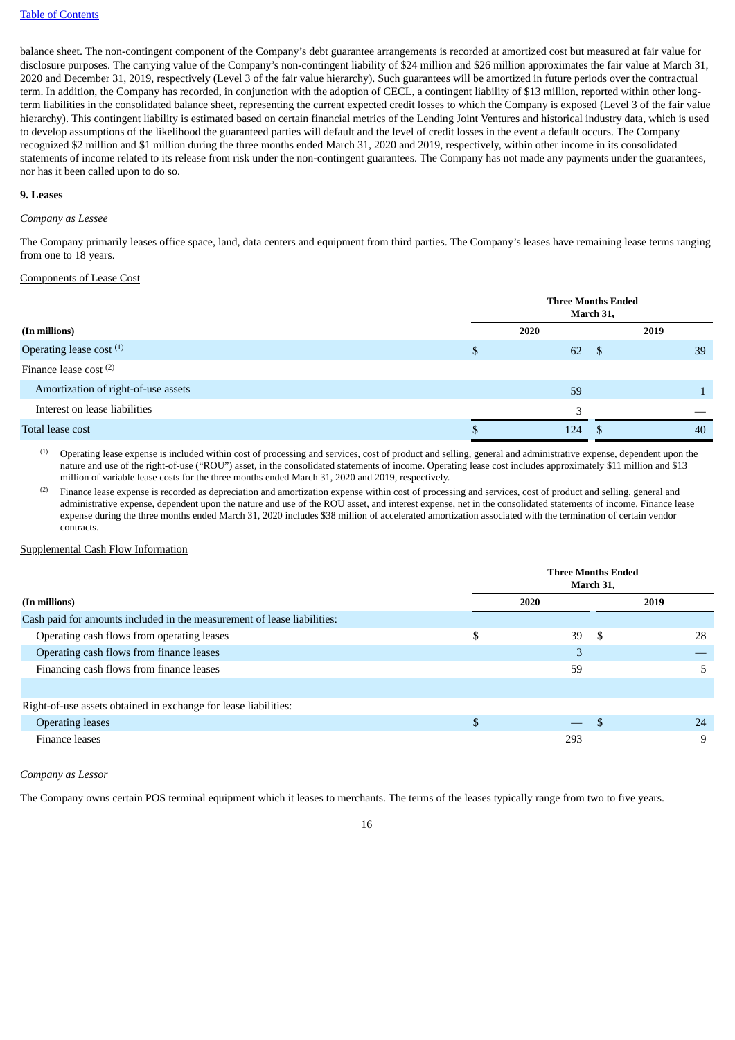balance sheet. The non-contingent component of the Company's debt guarantee arrangements is recorded at amortized cost but measured at fair value for disclosure purposes. The carrying value of the Company's non-contingent liability of $24 million and $26 million approximates the fair value at March 31, 2020 and December 31, 2019, respectively (Level 3 of the fair value hierarchy). Such guarantees will be amortized in future periods over the contractual term. In addition, the Company has recorded, in conjunction with the adoption of CECL, a contingent liability of $13 million, reported within other long-term liabilities in the consolidated balance sheet, representing the current expected credit losses to which the Company is exposed (Level 3 of the fair value hierarchy). This contingent liability is estimated based on certain financial metrics of the Lending Joint Ventures and historical industry data, which is used to develop assumptions of the likelihood the guaranteed parties will default and the level of credit losses in the event a default occurs. The Company recognized $2 million and $1 million during the three months ended March 31, 2020 and 2019, respectively, within other income in its consolidated statements of income related to its release from risk under the non-contingent guarantees. The Company has not made any payments under the guarantees, nor has it been called upon to do so.

**9. Leases**

*Company as Lessee*

The Company primarily leases office space, land, data centers and equipment from third parties. The Company's leases have remaining lease terms ranging from one to 18 years.

Components of Lease Cost

| (In millions) | Three Months Ended March 31, 2020 | Three Months Ended March 31, 2019 |
|---|---|---|
| Operating lease cost [(1)] | $ 62 | $ 39 |
| Finance lease cost [(2)] | | |
| Amortization of right-of-use assets | 59 | 1 |
| Interest on lease liabilities | 3 | — |
| Total lease cost | $ 124 | $ 40 |

(1) Operating lease expense is included within cost of processing and services, cost of product and selling, general and administrative expense, dependent upon the nature and use of the right-of-use ("ROU") asset, in the consolidated statements of income. Operating lease cost includes approximately $11 million and $13 million of variable lease costs for the three months ended March 31, 2020 and 2019, respectively.

(2) Finance lease expense is recorded as depreciation and amortization expense within cost of processing and services, cost of product and selling, general and administrative expense, dependent upon the nature and use of the ROU asset, and interest expense, net in the consolidated statements of income. Finance lease expense during the three months ended March 31, 2020 includes $38 million of accelerated amortization associated with the termination of certain vendor contracts.

Supplemental Cash Flow Information

| (In millions) | Three Months Ended March 31, 2020 | Three Months Ended March 31, 2019 |
|---|---|---|
| Cash paid for amounts included in the measurement of lease liabilities: | | |
| Operating cash flows from operating leases | $ 39 | $ 28 |
| Operating cash flows from finance leases | 3 | — |
| Financing cash flows from finance leases | 59 | 5 |
| | | |
| Right-of-use assets obtained in exchange for lease liabilities: | | |
| Operating leases | $ — | $ 24 |
| Finance leases | 293 | 9 |

*Company as Lessor*

The Company owns certain POS terminal equipment which it leases to merchants. The terms of the leases typically range from two to five years.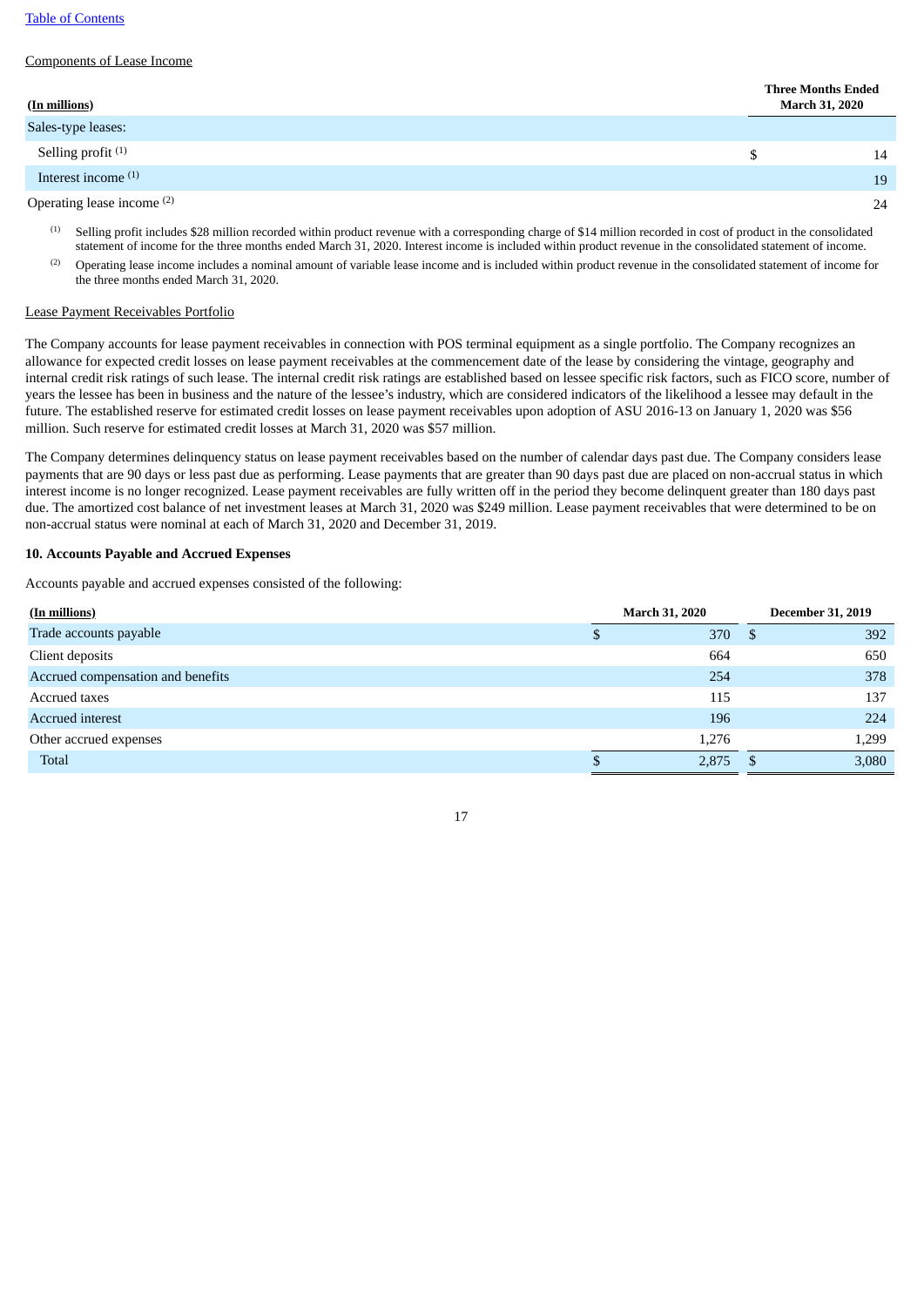[Table of Contents](#)

Components of Lease Income

| (In millions) | Three Months Ended March 31, 2020 |
| --- | --- |
| Sales-type leases: | |
| Selling profit [(1)] | $ 14 |
| Interest income [(1)] | 19 |
| Operating lease income [(2)] | 24 |

(1) Selling profit includes $28 million recorded within product revenue with a corresponding charge of $14 million recorded in cost of product in the consolidated statement of income for the three months ended March 31, 2020. Interest income is included within product revenue in the consolidated statement of income.

(2) Operating lease income includes a nominal amount of variable lease income and is included within product revenue in the consolidated statement of income for the three months ended March 31, 2020.

Lease Payment Receivables Portfolio

The Company accounts for lease payment receivables in connection with POS terminal equipment as a single portfolio. The Company recognizes an allowance for expected credit losses on lease payment receivables at the commencement date of the lease by considering the vintage, geography and internal credit risk ratings of such lease. The internal credit risk ratings are established based on lessee specific risk factors, such as FICO score, number of years the lessee has been in business and the nature of the lessee's industry, which are considered indicators of the likelihood a lessee may default in the future. The established reserve for estimated credit losses on lease payment receivables upon adoption of ASU 2016-13 on January 1, 2020 was $56 million. Such reserve for estimated credit losses at March 31, 2020 was $57 million.

The Company determines delinquency status on lease payment receivables based on the number of calendar days past due. The Company considers lease payments that are 90 days or less past due as performing. Lease payments that are greater than 90 days past due are placed on non-accrual status in which interest income is no longer recognized. Lease payment receivables are fully written off in the period they become delinquent greater than 180 days past due. The amortized cost balance of net investment leases at March 31, 2020 was $249 million. Lease payment receivables that were determined to be on non-accrual status were nominal at each of March 31, 2020 and December 31, 2019.

**10. Accounts Payable and Accrued Expenses**

Accounts payable and accrued expenses consisted of the following:

| (In millions) | March 31, 2020 | December 31, 2019 |
| --- | --- | --- |
| Trade accounts payable | $ 370 | $ 392 |
| Client deposits | 664 | 650 |
| Accrued compensation and benefits | 254 | 378 |
| Accrued taxes | 115 | 137 |
| Accrued interest | 196 | 224 |
| Other accrued expenses | 1,276 | 1,299 |
| Total | $ 2,875 | $ 3,080 |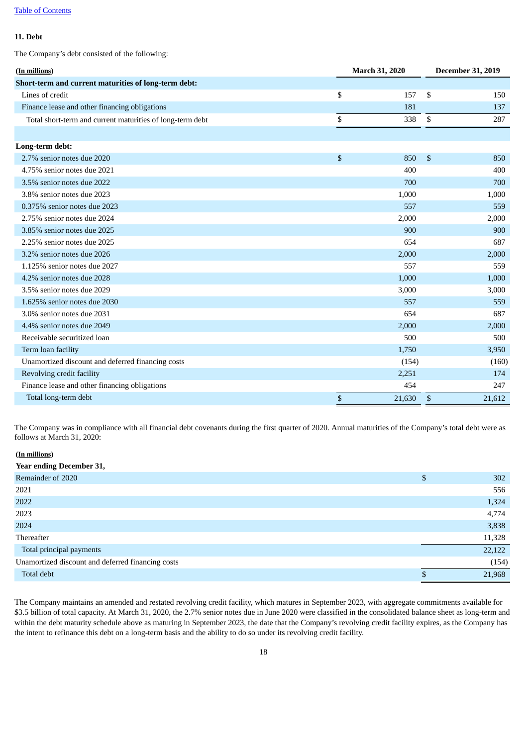## 11. Debt

The Company's debt consisted of the following:

| (In millions) | March 31, 2020 | December 31, 2019 |
|---|---|---|
| **Short-term and current maturities of long-term debt:** | | |
| Lines of credit | $ 157 | $ 150 |
| Finance lease and other financing obligations | 181 | 137 |
| Total short-term and current maturities of long-term debt | $ 338 | $ 287 |
| | | |
| **Long-term debt:** | | |
| 2.7% senior notes due 2020 | $ 850 | $ 850 |
| 4.75% senior notes due 2021 | 400 | 400 |
| 3.5% senior notes due 2022 | 700 | 700 |
| 3.8% senior notes due 2023 | 1,000 | 1,000 |
| 0.375% senior notes due 2023 | 557 | 559 |
| 2.75% senior notes due 2024 | 2,000 | 2,000 |
| 3.85% senior notes due 2025 | 900 | 900 |
| 2.25% senior notes due 2025 | 654 | 687 |
| 3.2% senior notes due 2026 | 2,000 | 2,000 |
| 1.125% senior notes due 2027 | 557 | 559 |
| 4.2% senior notes due 2028 | 1,000 | 1,000 |
| 3.5% senior notes due 2029 | 3,000 | 3,000 |
| 1.625% senior notes due 2030 | 557 | 559 |
| 3.0% senior notes due 2031 | 654 | 687 |
| 4.4% senior notes due 2049 | 2,000 | 2,000 |
| Receivable securitized loan | 500 | 500 |
| Term loan facility | 1,750 | 3,950 |
| Unamortized discount and deferred financing costs | (154) | (160) |
| Revolving credit facility | 2,251 | 174 |
| Finance lease and other financing obligations | 454 | 247 |
| Total long-term debt | $ 21,630 | $ 21,612 |

The Company was in compliance with all financial debt covenants during the first quarter of 2020. Annual maturities of the Company's total debt were as follows at March 31, 2020:

| (In millions) | |
|---|---|
| **Year ending December 31,** | |
| Remainder of 2020 | $ 302 |
| 2021 | 556 |
| 2022 | 1,324 |
| 2023 | 4,774 |
| 2024 | 3,838 |
| Thereafter | 11,328 |
| Total principal payments | 22,122 |
| Unamortized discount and deferred financing costs | (154) |
| Total debt | $ 21,968 |

The Company maintains an amended and restated revolving credit facility, which matures in September 2023, with aggregate commitments available for $3.5 billion of total capacity. At March 31, 2020, the 2.7% senior notes due in June 2020 were classified in the consolidated balance sheet as long-term and within the debt maturity schedule above as maturing in September 2023, the date that the Company's revolving credit facility expires, as the Company has the intent to refinance this debt on a long-term basis and the ability to do so under its revolving credit facility.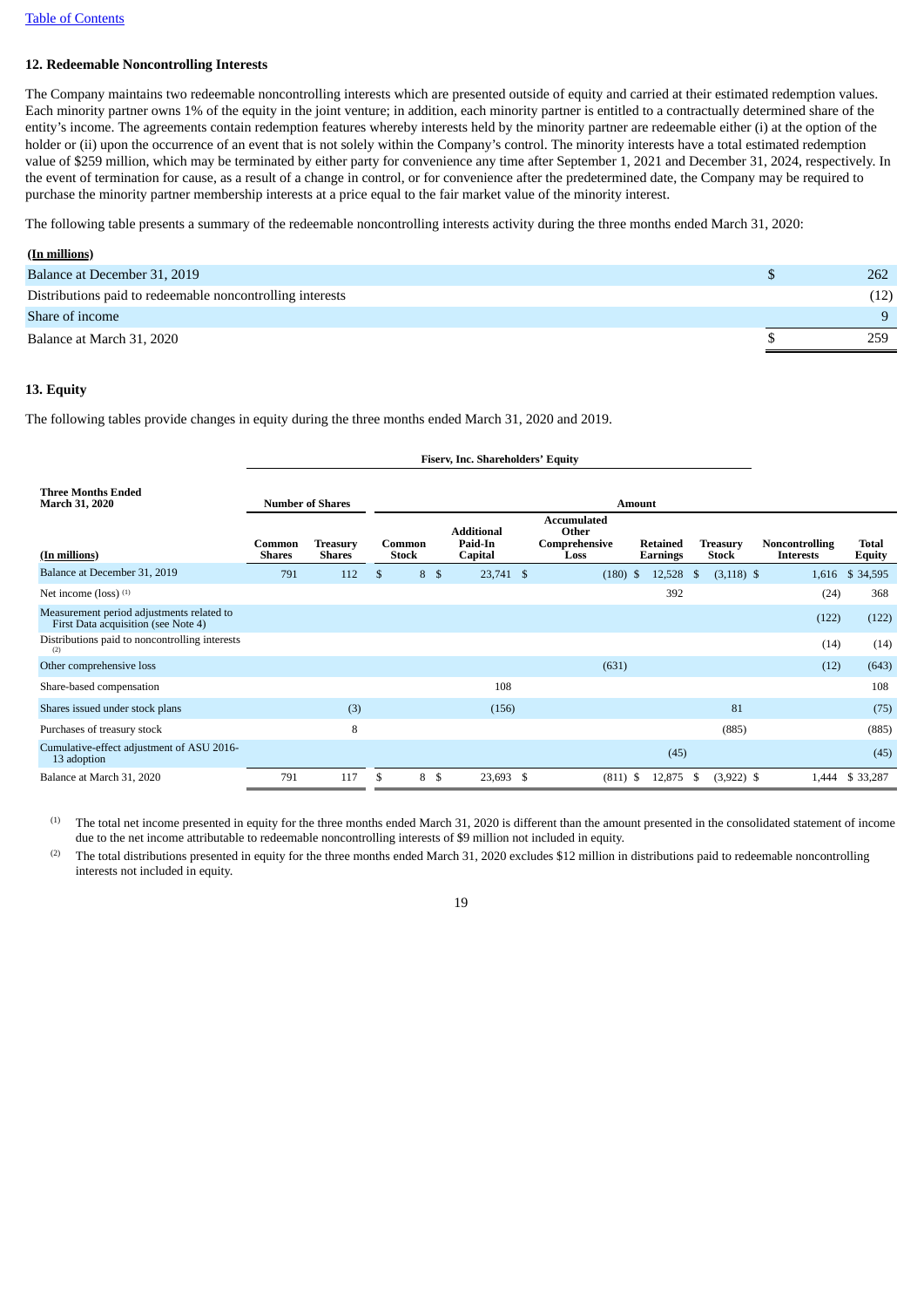### 12. Redeemable Noncontrolling Interests

The Company maintains two redeemable noncontrolling interests which are presented outside of equity and carried at their estimated redemption values. Each minority partner owns 1% of the equity in the joint venture; in addition, each minority partner is entitled to a contractually determined share of the entity's income. The agreements contain redemption features whereby interests held by the minority partner are redeemable either (i) at the option of the holder or (ii) upon the occurrence of an event that is not solely within the Company's control. The minority interests have a total estimated redemption value of $259 million, which may be terminated by either party for convenience any time after September 1, 2021 and December 31, 2024, respectively. In the event of termination for cause, as a result of a change in control, or for convenience after the predetermined date, the Company may be required to purchase the minority partner membership interests at a price equal to the fair market value of the minority interest.

The following table presents a summary of the redeemable noncontrolling interests activity during the three months ended March 31, 2020:

| (In millions) | |
|---|---|
| Balance at December 31, 2019 | $ 262 |
| Distributions paid to redeemable noncontrolling interests | (12) |
| Share of income | 9 |
| Balance at March 31, 2020 | $ 259 |

### 13. Equity

The following tables provide changes in equity during the three months ended March 31, 2020 and 2019.

| | Fiserv, Inc. Shareholders' Equity | | | | | | | | |
|---|---|---|---|---|---|---|---|---|---|
| **Three Months Ended March 31, 2020** | **Number of Shares** | | **Amount** | | | | | | |
| **(In millions)** | **Common Shares** | **Treasury Shares** | **Common Stock** | **Additional Paid-In Capital** | **Accumulated Other Comprehensive Loss** | **Retained Earnings** | **Treasury Stock** | **Noncontrolling Interests** | **Total Equity** |
| Balance at December 31, 2019 | 791 | 112 | $ 8 | $ 23,741 | $ (180) | $ 12,528 | $ (3,118) | $ 1,616 | $ 34,595 |
| Net income (loss) [(1)] | | | | | | 392 | | (24) | 368 |
| Measurement period adjustments related to First Data acquisition (see Note 4) | | | | | | | | (122) | (122) |
| Distributions paid to noncontrolling interests [(2)] | | | | | | | | (14) | (14) |
| Other comprehensive loss | | | | | (631) | | | (12) | (643) |
| Share-based compensation | | | | 108 | | | | | 108 |
| Shares issued under stock plans | | (3) | | (156) | | | 81 | | (75) |
| Purchases of treasury stock | | 8 | | | | | (885) | | (885) |
| Cumulative-effect adjustment of ASU 2016-13 adoption | | | | | | (45) | | | (45) |
| Balance at March 31, 2020 | 791 | 117 | $ 8 | $ 23,693 | $ (811) | $ 12,875 | $ (3,922) | $ 1,444 | $ 33,287 |

(1) The total net income presented in equity for the three months ended March 31, 2020 is different than the amount presented in the consolidated statement of income due to the net income attributable to redeemable noncontrolling interests of $9 million not included in equity.

(2) The total distributions presented in equity for the three months ended March 31, 2020 excludes $12 million in distributions paid to redeemable noncontrolling interests not included in equity.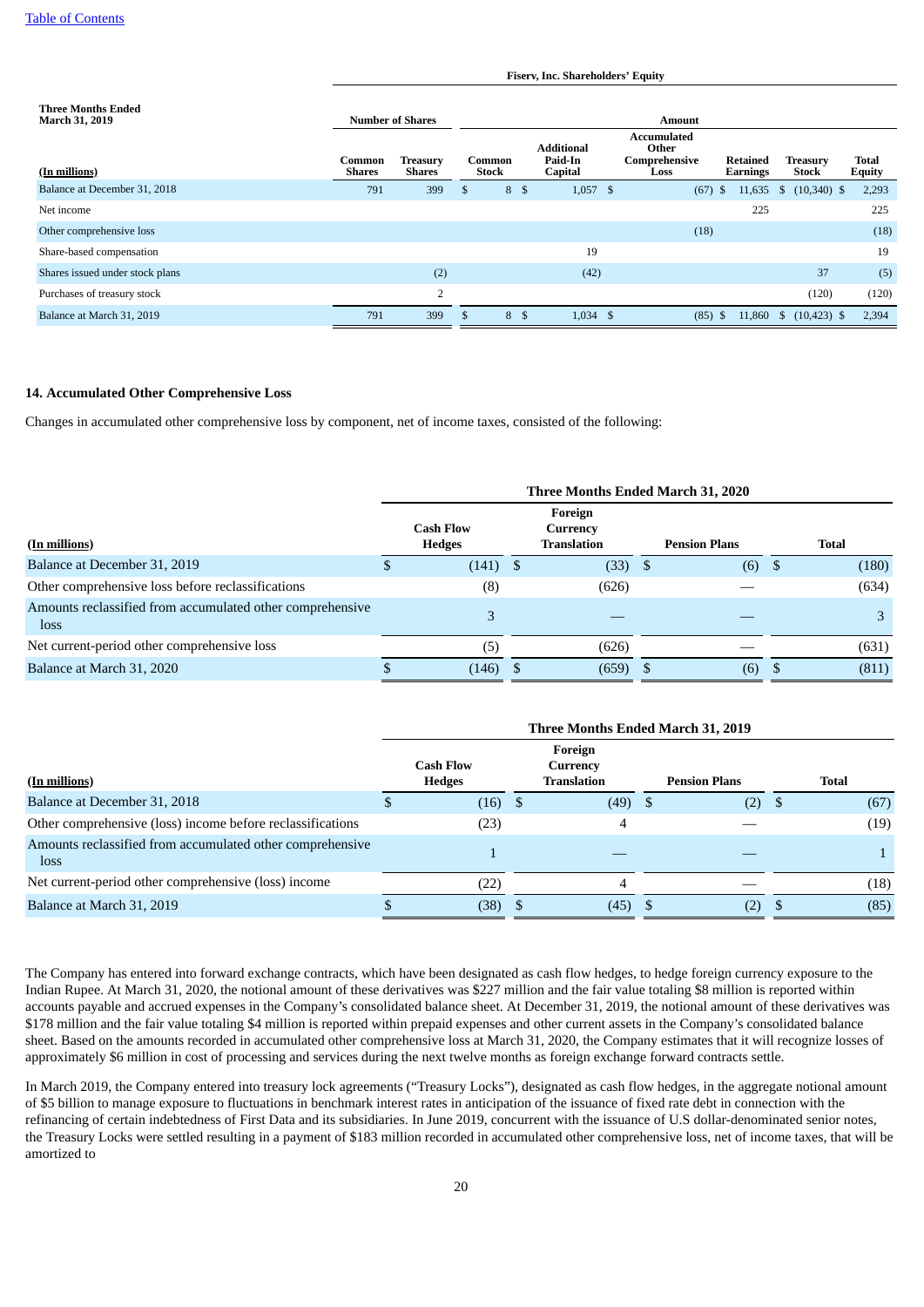| Three Months Ended March 31, 2019 | Fiserv, Inc. Shareholders' Equity | | | | | | | |
|---|---|---|---|---|---|---|---|---|
| | Number of Shares | | Amount | | | | | |
| (In millions) | Common Shares | Treasury Shares | Common Stock | Additional Paid-In Capital | Accumulated Other Comprehensive Loss | Retained Earnings | Treasury Stock | Total Equity |
| Balance at December 31, 2018 | 791 | 399 | $ 8 | $ 1,057 | $ (67) | $ 11,635 | $ (10,340) | $ 2,293 |
| Net income | | | | | | 225 | | 225 |
| Other comprehensive loss | | | | | (18) | | | (18) |
| Share-based compensation | | | | 19 | | | | 19 |
| Shares issued under stock plans | | (2) | | (42) | | | 37 | (5) |
| Purchases of treasury stock | | 2 | | | | | (120) | (120) |
| Balance at March 31, 2019 | 791 | 399 | $ 8 | $ 1,034 | $ (85) | $ 11,860 | $ (10,423) | $ 2,394 |

## 14. Accumulated Other Comprehensive Loss

Changes in accumulated other comprehensive loss by component, net of income taxes, consisted of the following:

| | Three Months Ended March 31, 2020 | | | |
|---|---|---|---|---|
| (In millions) | Cash Flow Hedges | Foreign Currency Translation | Pension Plans | Total |
| Balance at December 31, 2019 | $ (141) | $ (33) | $ (6) | $ (180) |
| Other comprehensive loss before reclassifications | (8) | (626) | — | (634) |
| Amounts reclassified from accumulated other comprehensive loss | 3 | — | — | 3 |
| Net current-period other comprehensive loss | (5) | (626) | — | (631) |
| Balance at March 31, 2020 | $ (146) | $ (659) | $ (6) | $ (811) |

| | Three Months Ended March 31, 2019 | | | |
|---|---|---|---|---|
| (In millions) | Cash Flow Hedges | Foreign Currency Translation | Pension Plans | Total |
| Balance at December 31, 2018 | $ (16) | $ (49) | $ (2) | $ (67) |
| Other comprehensive (loss) income before reclassifications | (23) | 4 | — | (19) |
| Amounts reclassified from accumulated other comprehensive loss | 1 | — | — | 1 |
| Net current-period other comprehensive (loss) income | (22) | 4 | — | (18) |
| Balance at March 31, 2019 | $ (38) | $ (45) | $ (2) | $ (85) |

The Company has entered into forward exchange contracts, which have been designated as cash flow hedges, to hedge foreign currency exposure to the Indian Rupee. At March 31, 2020, the notional amount of these derivatives was $227 million and the fair value totaling $8 million is reported within accounts payable and accrued expenses in the Company's consolidated balance sheet. At December 31, 2019, the notional amount of these derivatives was $178 million and the fair value totaling $4 million is reported within prepaid expenses and other current assets in the Company's consolidated balance sheet. Based on the amounts recorded in accumulated other comprehensive loss at March 31, 2020, the Company estimates that it will recognize losses of approximately $6 million in cost of processing and services during the next twelve months as foreign exchange forward contracts settle.

In March 2019, the Company entered into treasury lock agreements ("Treasury Locks"), designated as cash flow hedges, in the aggregate notional amount of $5 billion to manage exposure to fluctuations in benchmark interest rates in anticipation of the issuance of fixed rate debt in connection with the refinancing of certain indebtedness of First Data and its subsidiaries. In June 2019, concurrent with the issuance of U.S dollar-denominated senior notes, the Treasury Locks were settled resulting in a payment of $183 million recorded in accumulated other comprehensive loss, net of income taxes, that will be amortized to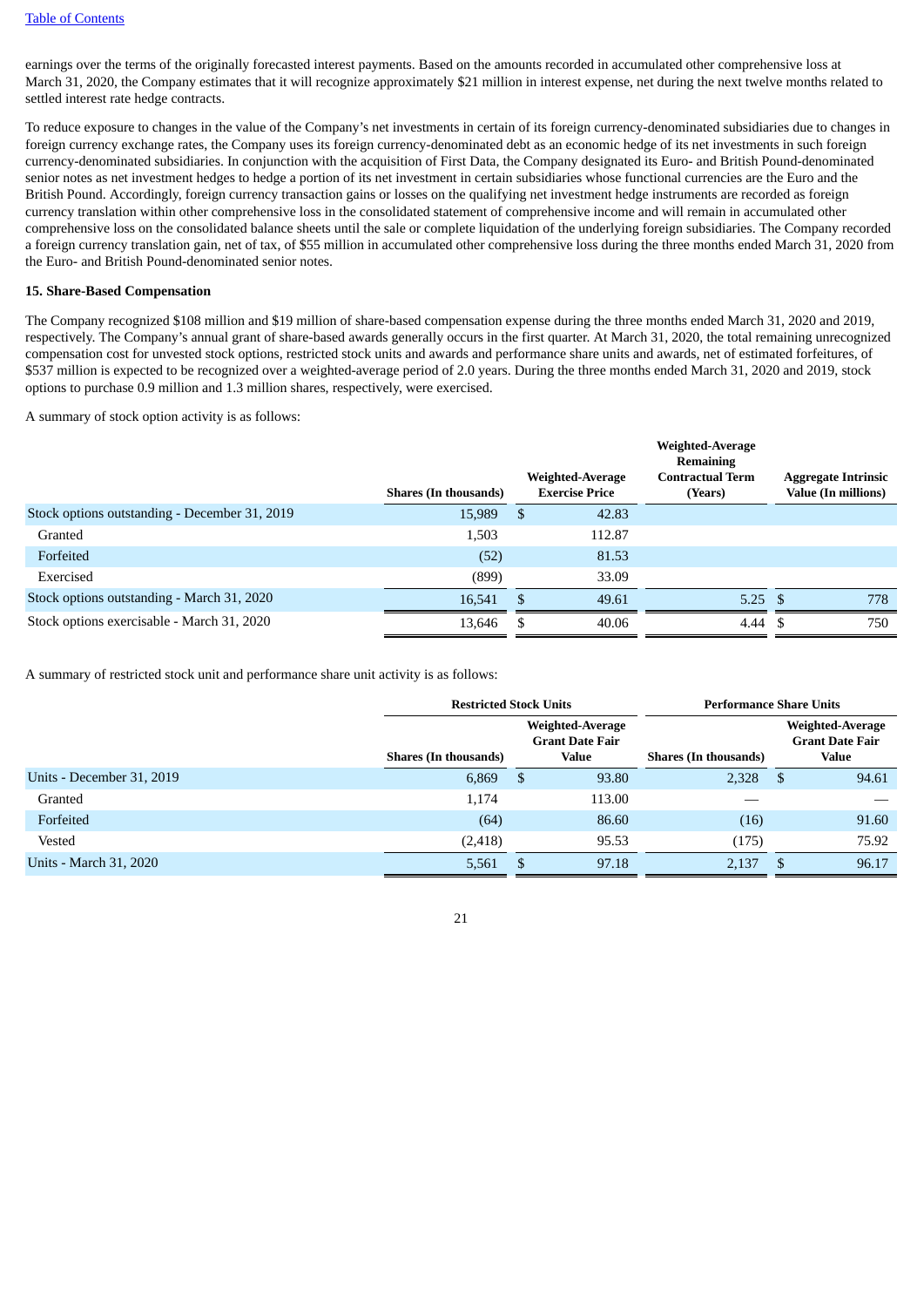earnings over the terms of the originally forecasted interest payments. Based on the amounts recorded in accumulated other comprehensive loss at March 31, 2020, the Company estimates that it will recognize approximately $21 million in interest expense, net during the next twelve months related to settled interest rate hedge contracts.

To reduce exposure to changes in the value of the Company's net investments in certain of its foreign currency-denominated subsidiaries due to changes in foreign currency exchange rates, the Company uses its foreign currency-denominated debt as an economic hedge of its net investments in such foreign currency-denominated subsidiaries. In conjunction with the acquisition of First Data, the Company designated its Euro- and British Pound-denominated senior notes as net investment hedges to hedge a portion of its net investment in certain subsidiaries whose functional currencies are the Euro and the British Pound. Accordingly, foreign currency transaction gains or losses on the qualifying net investment hedge instruments are recorded as foreign currency translation within other comprehensive loss in the consolidated statement of comprehensive income and will remain in accumulated other comprehensive loss on the consolidated balance sheets until the sale or complete liquidation of the underlying foreign subsidiaries. The Company recorded a foreign currency translation gain, net of tax, of $55 million in accumulated other comprehensive loss during the three months ended March 31, 2020 from the Euro- and British Pound-denominated senior notes.

**15. Share-Based Compensation**

The Company recognized $108 million and $19 million of share-based compensation expense during the three months ended March 31, 2020 and 2019, respectively. The Company's annual grant of share-based awards generally occurs in the first quarter. At March 31, 2020, the total remaining unrecognized compensation cost for unvested stock options, restricted stock units and awards and performance share units and awards, net of estimated forfeitures, of $537 million is expected to be recognized over a weighted-average period of 2.0 years. During the three months ended March 31, 2020 and 2019, stock options to purchase 0.9 million and 1.3 million shares, respectively, were exercised.

A summary of stock option activity is as follows:

| | Shares (In thousands) | Weighted-Average Exercise Price | Weighted-Average Remaining Contractual Term (Years) | Aggregate Intrinsic Value (In millions) |
|---|---|---|---|---|
| Stock options outstanding - December 31, 2019 | 15,989 | $ 42.83 | | |
| Granted | 1,503 | 112.87 | | |
| Forfeited | (52) | 81.53 | | |
| Exercised | (899) | 33.09 | | |
| Stock options outstanding - March 31, 2020 | 16,541 | $ 49.61 | 5.25 | $ 778 |
| Stock options exercisable - March 31, 2020 | 13,646 | $ 40.06 | 4.44 | $ 750 |

A summary of restricted stock unit and performance share unit activity is as follows:

| | Restricted Stock Units | | Performance Share Units | |
|---|---|---|---|---|
| | Shares (In thousands) | Weighted-Average Grant Date Fair Value | Shares (In thousands) | Weighted-Average Grant Date Fair Value |
| Units - December 31, 2019 | 6,869 | $ 93.80 | 2,328 | $ 94.61 |
| Granted | 1,174 | 113.00 | — | — |
| Forfeited | (64) | 86.60 | (16) | 91.60 |
| Vested | (2,418) | 95.53 | (175) | 75.92 |
| Units - March 31, 2020 | 5,561 | $ 97.18 | 2,137 | $ 96.17 |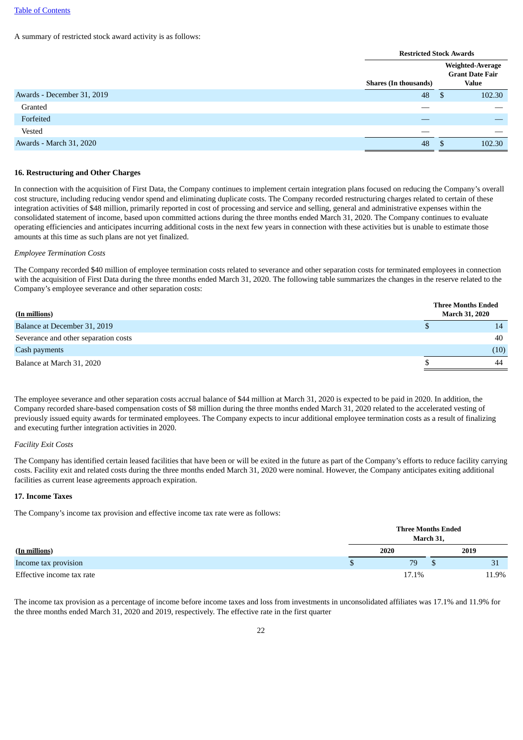A summary of restricted stock award activity is as follows:

| | Restricted Stock Awards | |
|---|---|---|
| | Shares (In thousands) | Weighted-Average Grant Date Fair Value |
| Awards - December 31, 2019 | 48 | $ 102.30 |
| Granted | — | — |
| Forfeited | — | — |
| Vested | — | — |
| Awards - March 31, 2020 | 48 | $ 102.30 |

**16. Restructuring and Other Charges**

In connection with the acquisition of First Data, the Company continues to implement certain integration plans focused on reducing the Company's overall cost structure, including reducing vendor spend and eliminating duplicate costs. The Company recorded restructuring charges related to certain of these integration activities of $48 million, primarily reported in cost of processing and service and selling, general and administrative expenses within the consolidated statement of income, based upon committed actions during the three months ended March 31, 2020. The Company continues to evaluate operating efficiencies and anticipates incurring additional costs in the next few years in connection with these activities but is unable to estimate those amounts at this time as such plans are not yet finalized.

*Employee Termination Costs*

The Company recorded $40 million of employee termination costs related to severance and other separation costs for terminated employees in connection with the acquisition of First Data during the three months ended March 31, 2020. The following table summarizes the changes in the reserve related to the Company's employee severance and other separation costs:

| (In millions) | Three Months Ended March 31, 2020 |
|---|---|
| Balance at December 31, 2019 | $ 14 |
| Severance and other separation costs | 40 |
| Cash payments | (10) |
| Balance at March 31, 2020 | $ 44 |

The employee severance and other separation costs accrual balance of $44 million at March 31, 2020 is expected to be paid in 2020. In addition, the Company recorded share-based compensation costs of $8 million during the three months ended March 31, 2020 related to the accelerated vesting of previously issued equity awards for terminated employees. The Company expects to incur additional employee termination costs as a result of finalizing and executing further integration activities in 2020.

*Facility Exit Costs*

The Company has identified certain leased facilities that have been or will be exited in the future as part of the Company's efforts to reduce facility carrying costs. Facility exit and related costs during the three months ended March 31, 2020 were nominal. However, the Company anticipates exiting additional facilities as current lease agreements approach expiration.

**17. Income Taxes**

The Company's income tax provision and effective income tax rate were as follows:

| | Three Months Ended March 31, | |
|---|---|---|
| (In millions) | 2020 | 2019 |
| Income tax provision | $ 79 | $ 31 |
| Effective income tax rate | 17.1% | 11.9% |

The income tax provision as a percentage of income before income taxes and loss from investments in unconsolidated affiliates was 17.1% and 11.9% for the three months ended March 31, 2020 and 2019, respectively. The effective rate in the first quarter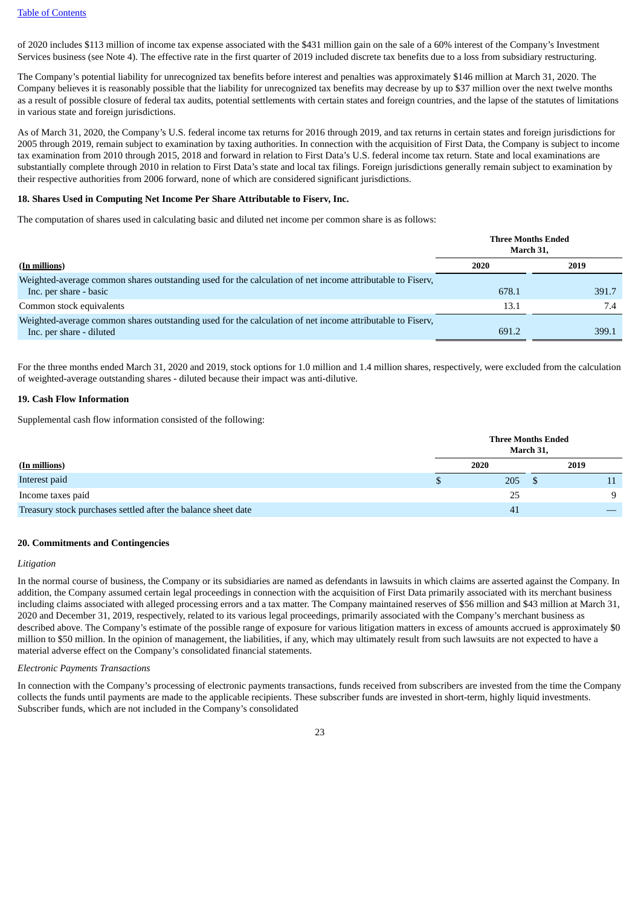of 2020 includes $113 million of income tax expense associated with the $431 million gain on the sale of a 60% interest of the Company's Investment Services business (see Note 4). The effective rate in the first quarter of 2019 included discrete tax benefits due to a loss from subsidiary restructuring.

The Company's potential liability for unrecognized tax benefits before interest and penalties was approximately $146 million at March 31, 2020. The Company believes it is reasonably possible that the liability for unrecognized tax benefits may decrease by up to $37 million over the next twelve months as a result of possible closure of federal tax audits, potential settlements with certain states and foreign countries, and the lapse of the statutes of limitations in various state and foreign jurisdictions.

As of March 31, 2020, the Company's U.S. federal income tax returns for 2016 through 2019, and tax returns in certain states and foreign jurisdictions for 2005 through 2019, remain subject to examination by taxing authorities. In connection with the acquisition of First Data, the Company is subject to income tax examination from 2010 through 2015, 2018 and forward in relation to First Data's U.S. federal income tax return. State and local examinations are substantially complete through 2010 in relation to First Data's state and local tax filings. Foreign jurisdictions generally remain subject to examination by their respective authorities from 2006 forward, none of which are considered significant jurisdictions.

### 18. Shares Used in Computing Net Income Per Share Attributable to Fiserv, Inc.

The computation of shares used in calculating basic and diluted net income per common share is as follows:

| | Three Months Ended March 31, | |
|---|---|---|
| **(In millions)** | **2020** | **2019** |
| Weighted-average common shares outstanding used for the calculation of net income attributable to Fiserv, Inc. per share - basic | 678.1 | 391.7 |
| Common stock equivalents | 13.1 | 7.4 |
| Weighted-average common shares outstanding used for the calculation of net income attributable to Fiserv, Inc. per share - diluted | 691.2 | 399.1 |

For the three months ended March 31, 2020 and 2019, stock options for 1.0 million and 1.4 million shares, respectively, were excluded from the calculation of weighted-average outstanding shares - diluted because their impact was anti-dilutive.

### 19. Cash Flow Information

Supplemental cash flow information consisted of the following:

| | Three Months Ended March 31, | |
|---|---|---|
| **(In millions)** | **2020** | **2019** |
| Interest paid | $ 205 | $ 11 |
| Income taxes paid | 25 | 9 |
| Treasury stock purchases settled after the balance sheet date | 41 | — |

### 20. Commitments and Contingencies

*Litigation*

In the normal course of business, the Company or its subsidiaries are named as defendants in lawsuits in which claims are asserted against the Company. In addition, the Company assumed certain legal proceedings in connection with the acquisition of First Data primarily associated with its merchant business including claims associated with alleged processing errors and a tax matter. The Company maintained reserves of $56 million and $43 million at March 31, 2020 and December 31, 2019, respectively, related to its various legal proceedings, primarily associated with the Company's merchant business as described above. The Company's estimate of the possible range of exposure for various litigation matters in excess of amounts accrued is approximately $0 million to $50 million. In the opinion of management, the liabilities, if any, which may ultimately result from such lawsuits are not expected to have a material adverse effect on the Company's consolidated financial statements.

*Electronic Payments Transactions*

In connection with the Company's processing of electronic payments transactions, funds received from subscribers are invested from the time the Company collects the funds until payments are made to the applicable recipients. These subscriber funds are invested in short-term, highly liquid investments. Subscriber funds, which are not included in the Company's consolidated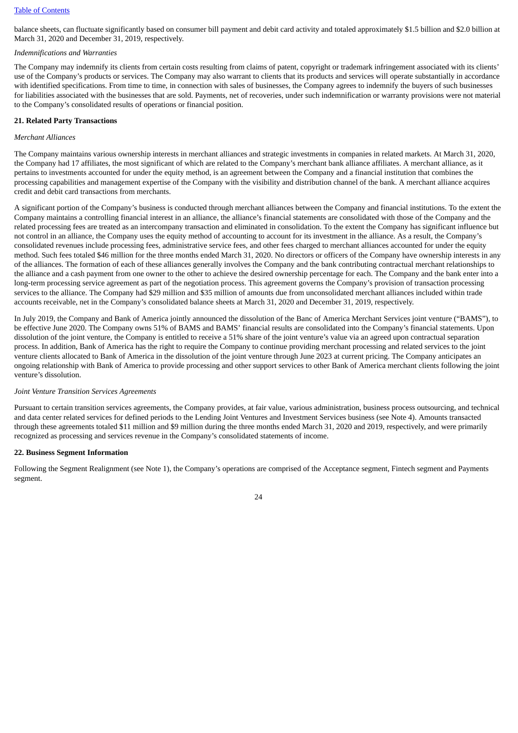balance sheets, can fluctuate significantly based on consumer bill payment and debit card activity and totaled approximately $1.5 billion and $2.0 billion at March 31, 2020 and December 31, 2019, respectively.

*Indemnifications and Warranties*

The Company may indemnify its clients from certain costs resulting from claims of patent, copyright or trademark infringement associated with its clients' use of the Company's products or services. The Company may also warrant to clients that its products and services will operate substantially in accordance with identified specifications. From time to time, in connection with sales of businesses, the Company agrees to indemnify the buyers of such businesses for liabilities associated with the businesses that are sold. Payments, net of recoveries, under such indemnification or warranty provisions were not material to the Company's consolidated results of operations or financial position.

**21. Related Party Transactions**

*Merchant Alliances*

The Company maintains various ownership interests in merchant alliances and strategic investments in companies in related markets. At March 31, 2020, the Company had 17 affiliates, the most significant of which are related to the Company's merchant bank alliance affiliates. A merchant alliance, as it pertains to investments accounted for under the equity method, is an agreement between the Company and a financial institution that combines the processing capabilities and management expertise of the Company with the visibility and distribution channel of the bank. A merchant alliance acquires credit and debit card transactions from merchants.

A significant portion of the Company's business is conducted through merchant alliances between the Company and financial institutions. To the extent the Company maintains a controlling financial interest in an alliance, the alliance's financial statements are consolidated with those of the Company and the related processing fees are treated as an intercompany transaction and eliminated in consolidation. To the extent the Company has significant influence but not control in an alliance, the Company uses the equity method of accounting to account for its investment in the alliance. As a result, the Company's consolidated revenues include processing fees, administrative service fees, and other fees charged to merchant alliances accounted for under the equity method. Such fees totaled $46 million for the three months ended March 31, 2020. No directors or officers of the Company have ownership interests in any of the alliances. The formation of each of these alliances generally involves the Company and the bank contributing contractual merchant relationships to the alliance and a cash payment from one owner to the other to achieve the desired ownership percentage for each. The Company and the bank enter into a long-term processing service agreement as part of the negotiation process. This agreement governs the Company's provision of transaction processing services to the alliance. The Company had $29 million and $35 million of amounts due from unconsolidated merchant alliances included within trade accounts receivable, net in the Company's consolidated balance sheets at March 31, 2020 and December 31, 2019, respectively.

In July 2019, the Company and Bank of America jointly announced the dissolution of the Banc of America Merchant Services joint venture ("BAMS"), to be effective June 2020. The Company owns 51% of BAMS and BAMS' financial results are consolidated into the Company's financial statements. Upon dissolution of the joint venture, the Company is entitled to receive a 51% share of the joint venture's value via an agreed upon contractual separation process. In addition, Bank of America has the right to require the Company to continue providing merchant processing and related services to the joint venture clients allocated to Bank of America in the dissolution of the joint venture through June 2023 at current pricing. The Company anticipates an ongoing relationship with Bank of America to provide processing and other support services to other Bank of America merchant clients following the joint venture's dissolution.

*Joint Venture Transition Services Agreements*

Pursuant to certain transition services agreements, the Company provides, at fair value, various administration, business process outsourcing, and technical and data center related services for defined periods to the Lending Joint Ventures and Investment Services business (see Note 4). Amounts transacted through these agreements totaled $11 million and $9 million during the three months ended March 31, 2020 and 2019, respectively, and were primarily recognized as processing and services revenue in the Company's consolidated statements of income.

**22. Business Segment Information**

Following the Segment Realignment (see Note 1), the Company's operations are comprised of the Acceptance segment, Fintech segment and Payments segment.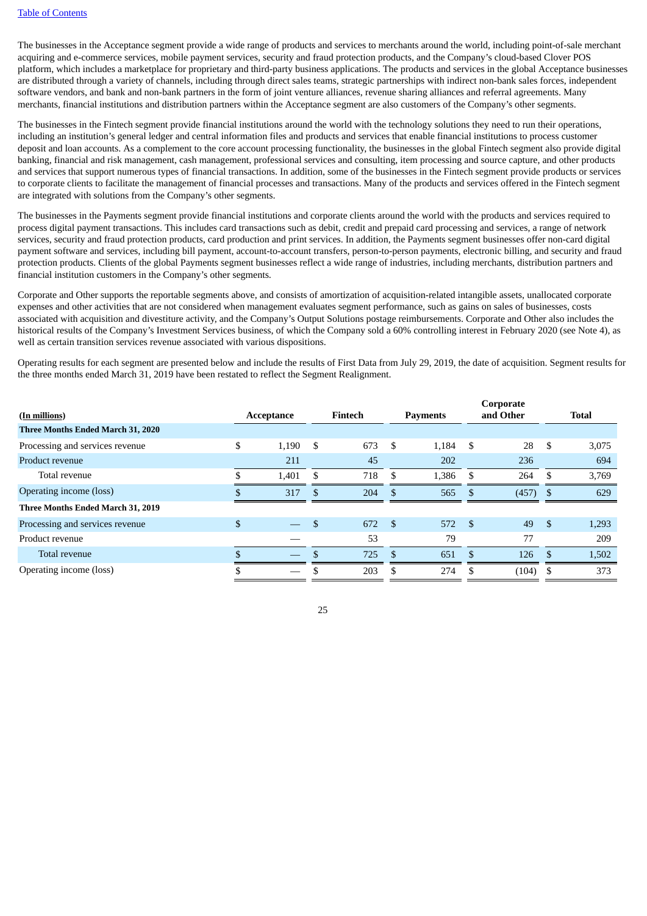The businesses in the Acceptance segment provide a wide range of products and services to merchants around the world, including point-of-sale merchant acquiring and e-commerce services, mobile payment services, security and fraud protection products, and the Company's cloud-based Clover POS platform, which includes a marketplace for proprietary and third-party business applications. The products and services in the global Acceptance businesses are distributed through a variety of channels, including through direct sales teams, strategic partnerships with indirect non-bank sales forces, independent software vendors, and bank and non-bank partners in the form of joint venture alliances, revenue sharing alliances and referral agreements. Many merchants, financial institutions and distribution partners within the Acceptance segment are also customers of the Company's other segments.

The businesses in the Fintech segment provide financial institutions around the world with the technology solutions they need to run their operations, including an institution's general ledger and central information files and products and services that enable financial institutions to process customer deposit and loan accounts. As a complement to the core account processing functionality, the businesses in the global Fintech segment also provide digital banking, financial and risk management, cash management, professional services and consulting, item processing and source capture, and other products and services that support numerous types of financial transactions. In addition, some of the businesses in the Fintech segment provide products or services to corporate clients to facilitate the management of financial processes and transactions. Many of the products and services offered in the Fintech segment are integrated with solutions from the Company's other segments.

The businesses in the Payments segment provide financial institutions and corporate clients around the world with the products and services required to process digital payment transactions. This includes card transactions such as debit, credit and prepaid card processing and services, a range of network services, security and fraud protection products, card production and print services. In addition, the Payments segment businesses offer non-card digital payment software and services, including bill payment, account-to-account transfers, person-to-person payments, electronic billing, and security and fraud protection products. Clients of the global Payments segment businesses reflect a wide range of industries, including merchants, distribution partners and financial institution customers in the Company's other segments.

Corporate and Other supports the reportable segments above, and consists of amortization of acquisition-related intangible assets, unallocated corporate expenses and other activities that are not considered when management evaluates segment performance, such as gains on sales of businesses, costs associated with acquisition and divestiture activity, and the Company's Output Solutions postage reimbursements. Corporate and Other also includes the historical results of the Company's Investment Services business, of which the Company sold a 60% controlling interest in February 2020 (see Note 4), as well as certain transition services revenue associated with various dispositions.

Operating results for each segment are presented below and include the results of First Data from July 29, 2019, the date of acquisition. Segment results for the three months ended March 31, 2019 have been restated to reflect the Segment Realignment.

| (In millions) | Acceptance | Fintech | Payments | Corporate and Other | Total |
|---|---|---|---|---|---|
| **Three Months Ended March 31, 2020** | | | | | |
| Processing and services revenue | $ 1,190 | $ 673 | $ 1,184 | $ 28 | $ 3,075 |
| Product revenue | 211 | 45 | 202 | 236 | 694 |
| Total revenue | $ 1,401 | $ 718 | $ 1,386 | $ 264 | $ 3,769 |
| Operating income (loss) | $ 317 | $ 204 | $ 565 | $ (457) | $ 629 |
| **Three Months Ended March 31, 2019** | | | | | |
| Processing and services revenue | $ — | $ 672 | $ 572 | $ 49 | $ 1,293 |
| Product revenue | — | 53 | 79 | 77 | 209 |
| Total revenue | $ — | $ 725 | $ 651 | $ 126 | $ 1,502 |
| Operating income (loss) | $ — | $ 203 | $ 274 | $ (104) | $ 373 |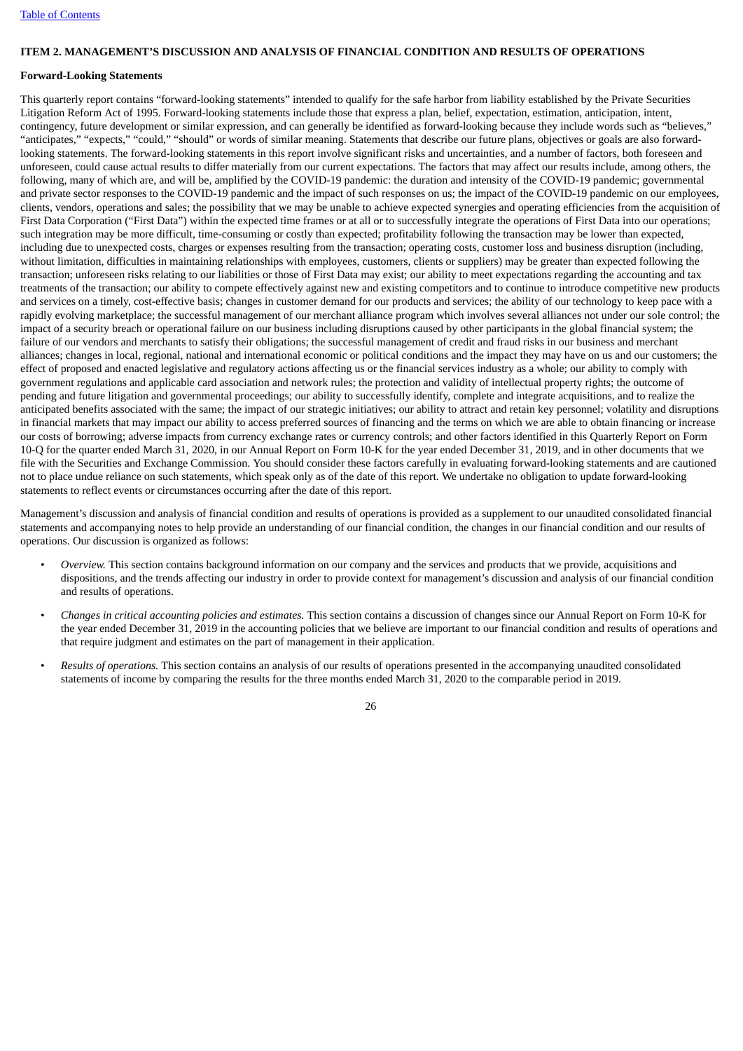## ITEM 2. MANAGEMENT'S DISCUSSION AND ANALYSIS OF FINANCIAL CONDITION AND RESULTS OF OPERATIONS

### Forward-Looking Statements

This quarterly report contains "forward-looking statements" intended to qualify for the safe harbor from liability established by the Private Securities Litigation Reform Act of 1995. Forward-looking statements include those that express a plan, belief, expectation, estimation, anticipation, intent, contingency, future development or similar expression, and can generally be identified as forward-looking because they include words such as "believes," "anticipates," "expects," "could," "should" or words of similar meaning. Statements that describe our future plans, objectives or goals are also forward-looking statements. The forward-looking statements in this report involve significant risks and uncertainties, and a number of factors, both foreseen and unforeseen, could cause actual results to differ materially from our current expectations. The factors that may affect our results include, among others, the following, many of which are, and will be, amplified by the COVID-19 pandemic: the duration and intensity of the COVID-19 pandemic; governmental and private sector responses to the COVID-19 pandemic and the impact of such responses on us; the impact of the COVID-19 pandemic on our employees, clients, vendors, operations and sales; the possibility that we may be unable to achieve expected synergies and operating efficiencies from the acquisition of First Data Corporation ("First Data") within the expected time frames or at all or to successfully integrate the operations of First Data into our operations; such integration may be more difficult, time-consuming or costly than expected; profitability following the transaction may be lower than expected, including due to unexpected costs, charges or expenses resulting from the transaction; operating costs, customer loss and business disruption (including, without limitation, difficulties in maintaining relationships with employees, customers, clients or suppliers) may be greater than expected following the transaction; unforeseen risks relating to our liabilities or those of First Data may exist; our ability to meet expectations regarding the accounting and tax treatments of the transaction; our ability to compete effectively against new and existing competitors and to continue to introduce competitive new products and services on a timely, cost-effective basis; changes in customer demand for our products and services; the ability of our technology to keep pace with a rapidly evolving marketplace; the successful management of our merchant alliance program which involves several alliances not under our sole control; the impact of a security breach or operational failure on our business including disruptions caused by other participants in the global financial system; the failure of our vendors and merchants to satisfy their obligations; the successful management of credit and fraud risks in our business and merchant alliances; changes in local, regional, national and international economic or political conditions and the impact they may have on us and our customers; the effect of proposed and enacted legislative and regulatory actions affecting us or the financial services industry as a whole; our ability to comply with government regulations and applicable card association and network rules; the protection and validity of intellectual property rights; the outcome of pending and future litigation and governmental proceedings; our ability to successfully identify, complete and integrate acquisitions, and to realize the anticipated benefits associated with the same; the impact of our strategic initiatives; our ability to attract and retain key personnel; volatility and disruptions in financial markets that may impact our ability to access preferred sources of financing and the terms on which we are able to obtain financing or increase our costs of borrowing; adverse impacts from currency exchange rates or currency controls; and other factors identified in this Quarterly Report on Form 10-Q for the quarter ended March 31, 2020, in our Annual Report on Form 10-K for the year ended December 31, 2019, and in other documents that we file with the Securities and Exchange Commission. You should consider these factors carefully in evaluating forward-looking statements and are cautioned not to place undue reliance on such statements, which speak only as of the date of this report. We undertake no obligation to update forward-looking statements to reflect events or circumstances occurring after the date of this report.

Management's discussion and analysis of financial condition and results of operations is provided as a supplement to our unaudited consolidated financial statements and accompanying notes to help provide an understanding of our financial condition, the changes in our financial condition and our results of operations. Our discussion is organized as follows:

- *Overview.* This section contains background information on our company and the services and products that we provide, acquisitions and dispositions, and the trends affecting our industry in order to provide context for management's discussion and analysis of our financial condition and results of operations.
- *Changes in critical accounting policies and estimates.* This section contains a discussion of changes since our Annual Report on Form 10-K for the year ended December 31, 2019 in the accounting policies that we believe are important to our financial condition and results of operations and that require judgment and estimates on the part of management in their application.
- *Results of operations.* This section contains an analysis of our results of operations presented in the accompanying unaudited consolidated statements of income by comparing the results for the three months ended March 31, 2020 to the comparable period in 2019.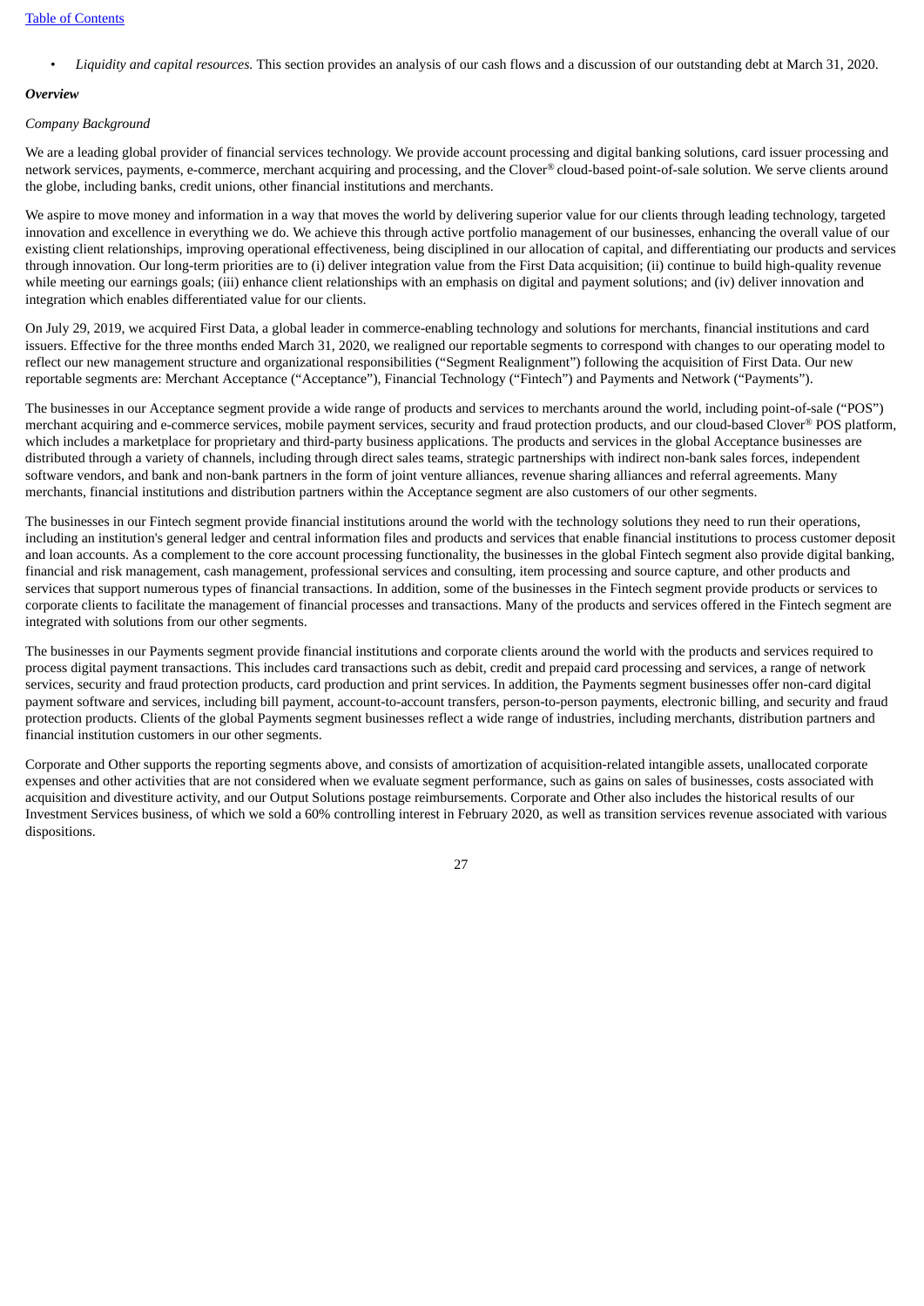- *Liquidity and capital resources.* This section provides an analysis of our cash flows and a discussion of our outstanding debt at March 31, 2020.

***Overview***

*Company Background*

We are a leading global provider of financial services technology. We provide account processing and digital banking solutions, card issuer processing and network services, payments, e-commerce, merchant acquiring and processing, and the Clover® cloud-based point-of-sale solution. We serve clients around the globe, including banks, credit unions, other financial institutions and merchants.

We aspire to move money and information in a way that moves the world by delivering superior value for our clients through leading technology, targeted innovation and excellence in everything we do. We achieve this through active portfolio management of our businesses, enhancing the overall value of our existing client relationships, improving operational effectiveness, being disciplined in our allocation of capital, and differentiating our products and services through innovation. Our long-term priorities are to (i) deliver integration value from the First Data acquisition; (ii) continue to build high-quality revenue while meeting our earnings goals; (iii) enhance client relationships with an emphasis on digital and payment solutions; and (iv) deliver innovation and integration which enables differentiated value for our clients.

On July 29, 2019, we acquired First Data, a global leader in commerce-enabling technology and solutions for merchants, financial institutions and card issuers. Effective for the three months ended March 31, 2020, we realigned our reportable segments to correspond with changes to our operating model to reflect our new management structure and organizational responsibilities ("Segment Realignment") following the acquisition of First Data. Our new reportable segments are: Merchant Acceptance ("Acceptance"), Financial Technology ("Fintech") and Payments and Network ("Payments").

The businesses in our Acceptance segment provide a wide range of products and services to merchants around the world, including point-of-sale ("POS") merchant acquiring and e-commerce services, mobile payment services, security and fraud protection products, and our cloud-based Clover® POS platform, which includes a marketplace for proprietary and third-party business applications. The products and services in the global Acceptance businesses are distributed through a variety of channels, including through direct sales teams, strategic partnerships with indirect non-bank sales forces, independent software vendors, and bank and non-bank partners in the form of joint venture alliances, revenue sharing alliances and referral agreements. Many merchants, financial institutions and distribution partners within the Acceptance segment are also customers of our other segments.

The businesses in our Fintech segment provide financial institutions around the world with the technology solutions they need to run their operations, including an institution's general ledger and central information files and products and services that enable financial institutions to process customer deposit and loan accounts. As a complement to the core account processing functionality, the businesses in the global Fintech segment also provide digital banking, financial and risk management, cash management, professional services and consulting, item processing and source capture, and other products and services that support numerous types of financial transactions. In addition, some of the businesses in the Fintech segment provide products or services to corporate clients to facilitate the management of financial processes and transactions. Many of the products and services offered in the Fintech segment are integrated with solutions from our other segments.

The businesses in our Payments segment provide financial institutions and corporate clients around the world with the products and services required to process digital payment transactions. This includes card transactions such as debit, credit and prepaid card processing and services, a range of network services, security and fraud protection products, card production and print services. In addition, the Payments segment businesses offer non-card digital payment software and services, including bill payment, account-to-account transfers, person-to-person payments, electronic billing, and security and fraud protection products. Clients of the global Payments segment businesses reflect a wide range of industries, including merchants, distribution partners and financial institution customers in our other segments.

Corporate and Other supports the reporting segments above, and consists of amortization of acquisition-related intangible assets, unallocated corporate expenses and other activities that are not considered when we evaluate segment performance, such as gains on sales of businesses, costs associated with acquisition and divestiture activity, and our Output Solutions postage reimbursements. Corporate and Other also includes the historical results of our Investment Services business, of which we sold a 60% controlling interest in February 2020, as well as transition services revenue associated with various dispositions.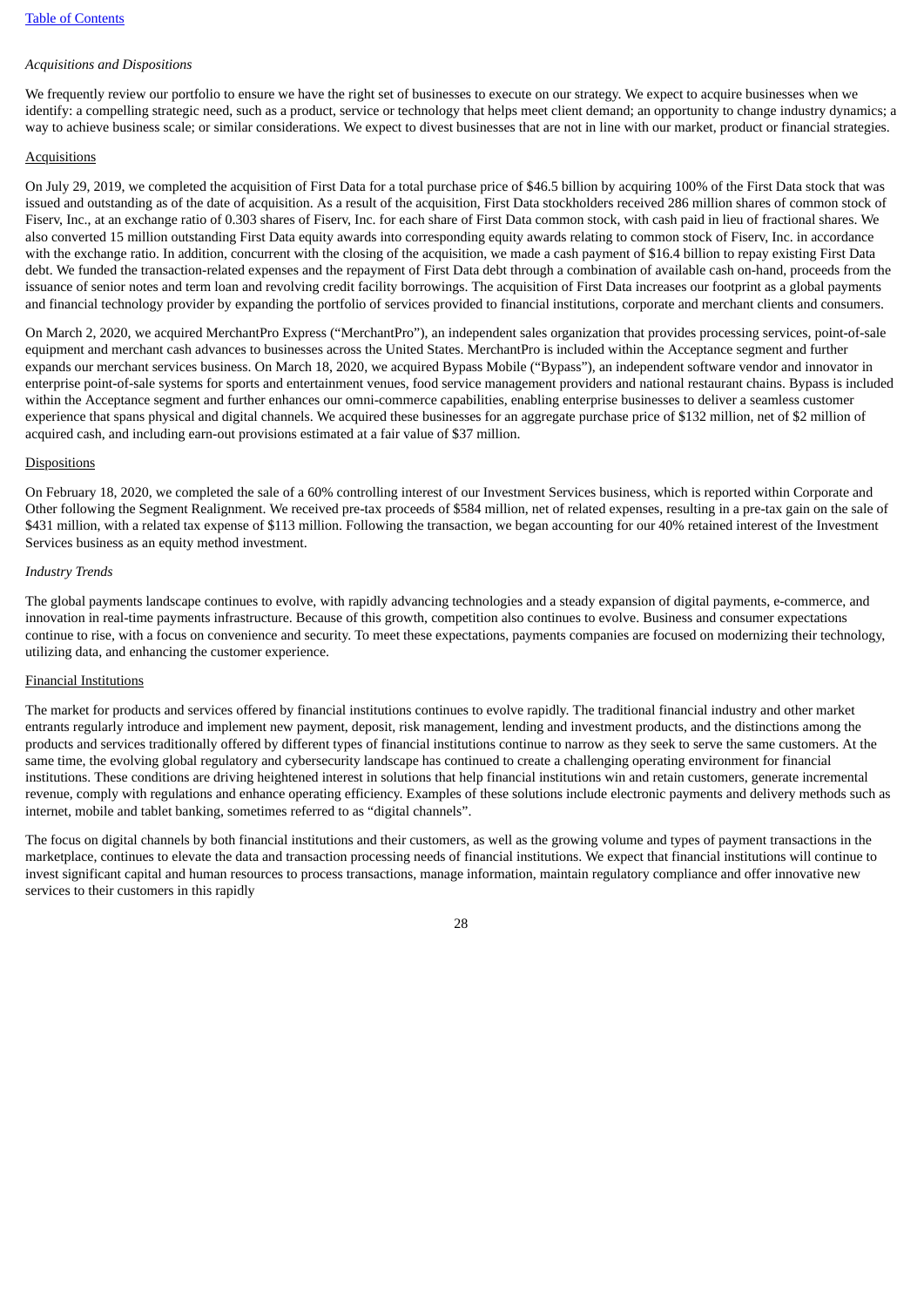*Acquisitions and Dispositions*

We frequently review our portfolio to ensure we have the right set of businesses to execute on our strategy. We expect to acquire businesses when we identify: a compelling strategic need, such as a product, service or technology that helps meet client demand; an opportunity to change industry dynamics; a way to achieve business scale; or similar considerations. We expect to divest businesses that are not in line with our market, product or financial strategies.

Acquisitions

On July 29, 2019, we completed the acquisition of First Data for a total purchase price of $46.5 billion by acquiring 100% of the First Data stock that was issued and outstanding as of the date of acquisition. As a result of the acquisition, First Data stockholders received 286 million shares of common stock of Fiserv, Inc., at an exchange ratio of 0.303 shares of Fiserv, Inc. for each share of First Data common stock, with cash paid in lieu of fractional shares. We also converted 15 million outstanding First Data equity awards into corresponding equity awards relating to common stock of Fiserv, Inc. in accordance with the exchange ratio. In addition, concurrent with the closing of the acquisition, we made a cash payment of $16.4 billion to repay existing First Data debt. We funded the transaction-related expenses and the repayment of First Data debt through a combination of available cash on-hand, proceeds from the issuance of senior notes and term loan and revolving credit facility borrowings. The acquisition of First Data increases our footprint as a global payments and financial technology provider by expanding the portfolio of services provided to financial institutions, corporate and merchant clients and consumers.

On March 2, 2020, we acquired MerchantPro Express ("MerchantPro"), an independent sales organization that provides processing services, point-of-sale equipment and merchant cash advances to businesses across the United States. MerchantPro is included within the Acceptance segment and further expands our merchant services business. On March 18, 2020, we acquired Bypass Mobile ("Bypass"), an independent software vendor and innovator in enterprise point-of-sale systems for sports and entertainment venues, food service management providers and national restaurant chains. Bypass is included within the Acceptance segment and further enhances our omni-commerce capabilities, enabling enterprise businesses to deliver a seamless customer experience that spans physical and digital channels. We acquired these businesses for an aggregate purchase price of $132 million, net of $2 million of acquired cash, and including earn-out provisions estimated at a fair value of $37 million.

Dispositions

On February 18, 2020, we completed the sale of a 60% controlling interest of our Investment Services business, which is reported within Corporate and Other following the Segment Realignment. We received pre-tax proceeds of $584 million, net of related expenses, resulting in a pre-tax gain on the sale of $431 million, with a related tax expense of $113 million. Following the transaction, we began accounting for our 40% retained interest of the Investment Services business as an equity method investment.

*Industry Trends*

The global payments landscape continues to evolve, with rapidly advancing technologies and a steady expansion of digital payments, e-commerce, and innovation in real-time payments infrastructure. Because of this growth, competition also continues to evolve. Business and consumer expectations continue to rise, with a focus on convenience and security. To meet these expectations, payments companies are focused on modernizing their technology, utilizing data, and enhancing the customer experience.

Financial Institutions

The market for products and services offered by financial institutions continues to evolve rapidly. The traditional financial industry and other market entrants regularly introduce and implement new payment, deposit, risk management, lending and investment products, and the distinctions among the products and services traditionally offered by different types of financial institutions continue to narrow as they seek to serve the same customers. At the same time, the evolving global regulatory and cybersecurity landscape has continued to create a challenging operating environment for financial institutions. These conditions are driving heightened interest in solutions that help financial institutions win and retain customers, generate incremental revenue, comply with regulations and enhance operating efficiency. Examples of these solutions include electronic payments and delivery methods such as internet, mobile and tablet banking, sometimes referred to as "digital channels".

The focus on digital channels by both financial institutions and their customers, as well as the growing volume and types of payment transactions in the marketplace, continues to elevate the data and transaction processing needs of financial institutions. We expect that financial institutions will continue to invest significant capital and human resources to process transactions, manage information, maintain regulatory compliance and offer innovative new services to their customers in this rapidly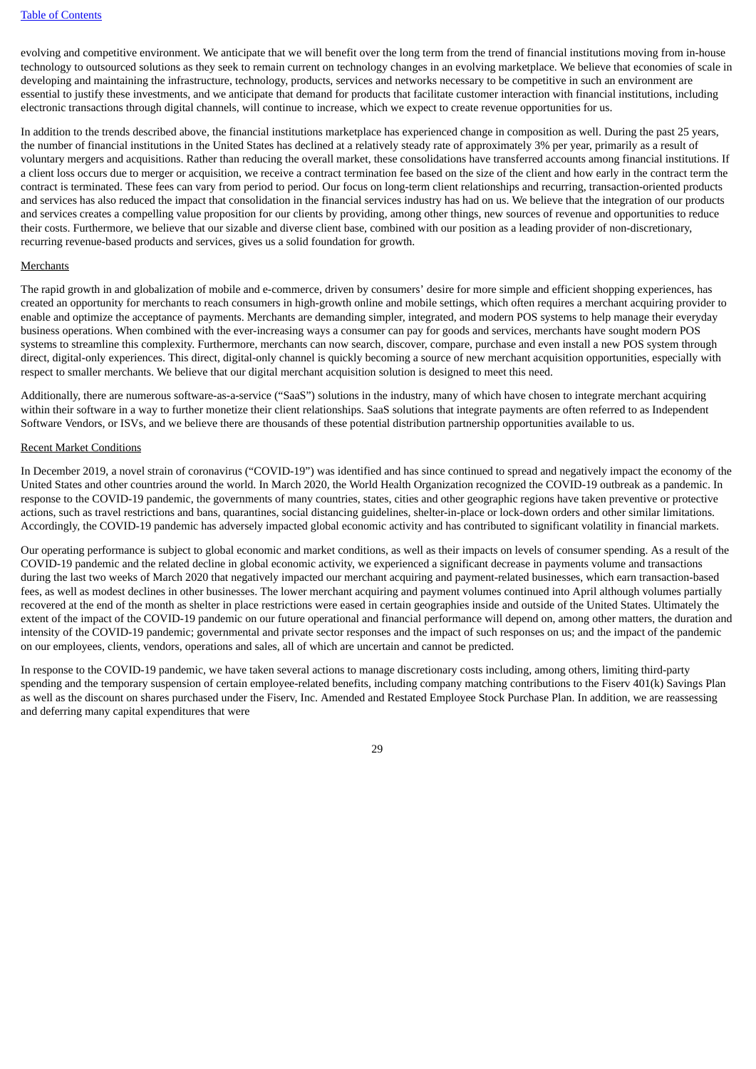evolving and competitive environment. We anticipate that we will benefit over the long term from the trend of financial institutions moving from in-house technology to outsourced solutions as they seek to remain current on technology changes in an evolving marketplace. We believe that economies of scale in developing and maintaining the infrastructure, technology, products, services and networks necessary to be competitive in such an environment are essential to justify these investments, and we anticipate that demand for products that facilitate customer interaction with financial institutions, including electronic transactions through digital channels, will continue to increase, which we expect to create revenue opportunities for us.

In addition to the trends described above, the financial institutions marketplace has experienced change in composition as well. During the past 25 years, the number of financial institutions in the United States has declined at a relatively steady rate of approximately 3% per year, primarily as a result of voluntary mergers and acquisitions. Rather than reducing the overall market, these consolidations have transferred accounts among financial institutions. If a client loss occurs due to merger or acquisition, we receive a contract termination fee based on the size of the client and how early in the contract term the contract is terminated. These fees can vary from period to period. Our focus on long-term client relationships and recurring, transaction-oriented products and services has also reduced the impact that consolidation in the financial services industry has had on us. We believe that the integration of our products and services creates a compelling value proposition for our clients by providing, among other things, new sources of revenue and opportunities to reduce their costs. Furthermore, we believe that our sizable and diverse client base, combined with our position as a leading provider of non-discretionary, recurring revenue-based products and services, gives us a solid foundation for growth.

Merchants

The rapid growth in and globalization of mobile and e-commerce, driven by consumers' desire for more simple and efficient shopping experiences, has created an opportunity for merchants to reach consumers in high-growth online and mobile settings, which often requires a merchant acquiring provider to enable and optimize the acceptance of payments. Merchants are demanding simpler, integrated, and modern POS systems to help manage their everyday business operations. When combined with the ever-increasing ways a consumer can pay for goods and services, merchants have sought modern POS systems to streamline this complexity. Furthermore, merchants can now search, discover, compare, purchase and even install a new POS system through direct, digital-only experiences. This direct, digital-only channel is quickly becoming a source of new merchant acquisition opportunities, especially with respect to smaller merchants. We believe that our digital merchant acquisition solution is designed to meet this need.

Additionally, there are numerous software-as-a-service ("SaaS") solutions in the industry, many of which have chosen to integrate merchant acquiring within their software in a way to further monetize their client relationships. SaaS solutions that integrate payments are often referred to as Independent Software Vendors, or ISVs, and we believe there are thousands of these potential distribution partnership opportunities available to us.

Recent Market Conditions

In December 2019, a novel strain of coronavirus ("COVID-19") was identified and has since continued to spread and negatively impact the economy of the United States and other countries around the world. In March 2020, the World Health Organization recognized the COVID-19 outbreak as a pandemic. In response to the COVID-19 pandemic, the governments of many countries, states, cities and other geographic regions have taken preventive or protective actions, such as travel restrictions and bans, quarantines, social distancing guidelines, shelter-in-place or lock-down orders and other similar limitations. Accordingly, the COVID-19 pandemic has adversely impacted global economic activity and has contributed to significant volatility in financial markets.

Our operating performance is subject to global economic and market conditions, as well as their impacts on levels of consumer spending. As a result of the COVID-19 pandemic and the related decline in global economic activity, we experienced a significant decrease in payments volume and transactions during the last two weeks of March 2020 that negatively impacted our merchant acquiring and payment-related businesses, which earn transaction-based fees, as well as modest declines in other businesses. The lower merchant acquiring and payment volumes continued into April although volumes partially recovered at the end of the month as shelter in place restrictions were eased in certain geographies inside and outside of the United States. Ultimately the extent of the impact of the COVID-19 pandemic on our future operational and financial performance will depend on, among other matters, the duration and intensity of the COVID-19 pandemic; governmental and private sector responses and the impact of such responses on us; and the impact of the pandemic on our employees, clients, vendors, operations and sales, all of which are uncertain and cannot be predicted.

In response to the COVID-19 pandemic, we have taken several actions to manage discretionary costs including, among others, limiting third-party spending and the temporary suspension of certain employee-related benefits, including company matching contributions to the Fiserv 401(k) Savings Plan as well as the discount on shares purchased under the Fiserv, Inc. Amended and Restated Employee Stock Purchase Plan. In addition, we are reassessing and deferring many capital expenditures that were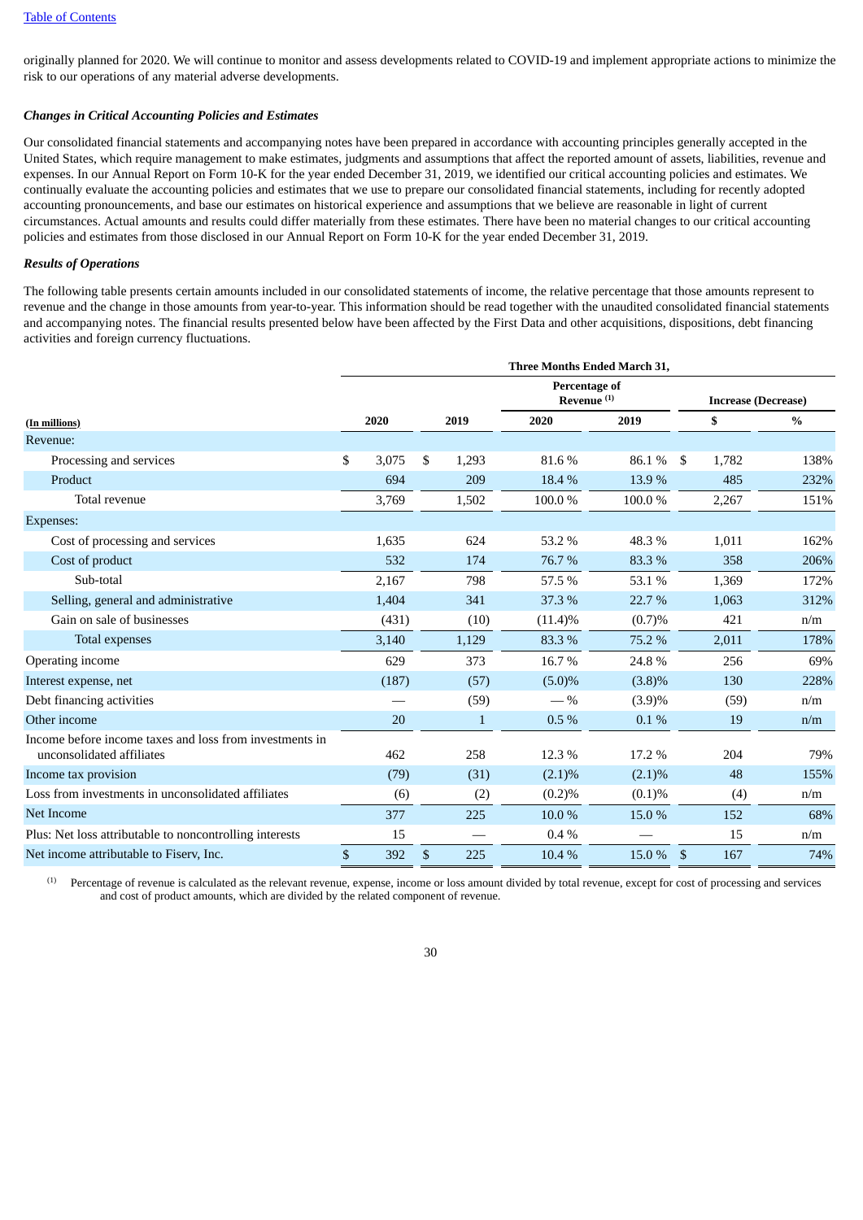originally planned for 2020. We will continue to monitor and assess developments related to COVID-19 and implement appropriate actions to minimize the risk to our operations of any material adverse developments.

***Changes in Critical Accounting Policies and Estimates***

Our consolidated financial statements and accompanying notes have been prepared in accordance with accounting principles generally accepted in the United States, which require management to make estimates, judgments and assumptions that affect the reported amount of assets, liabilities, revenue and expenses. In our Annual Report on Form 10-K for the year ended December 31, 2019, we identified our critical accounting policies and estimates. We continually evaluate the accounting policies and estimates that we use to prepare our consolidated financial statements, including for recently adopted accounting pronouncements, and base our estimates on historical experience and assumptions that we believe are reasonable in light of current circumstances. Actual amounts and results could differ materially from these estimates. There have been no material changes to our critical accounting policies and estimates from those disclosed in our Annual Report on Form 10-K for the year ended December 31, 2019.

***Results of Operations***

The following table presents certain amounts included in our consolidated statements of income, the relative percentage that those amounts represent to revenue and the change in those amounts from year-to-year. This information should be read together with the unaudited consolidated financial statements and accompanying notes. The financial results presented below have been affected by the First Data and other acquisitions, dispositions, debt financing activities and foreign currency fluctuations.

| | Three Months Ended March 31, | | | | | |
|---|---|---|---|---|---|---|
| | | | Percentage of Revenue [(1)] | | Increase (Decrease) | |
| (In millions) | 2020 | 2019 | 2020 | 2019 | $ | % |
| Revenue: | | | | | | |
| Processing and services | $ 3,075 | $ 1,293 | 81.6 % | 86.1 % | $ 1,782 | 138% |
| Product | 694 | 209 | 18.4 % | 13.9 % | 485 | 232% |
| Total revenue | 3,769 | 1,502 | 100.0 % | 100.0 % | 2,267 | 151% |
| Expenses: | | | | | | |
| Cost of processing and services | 1,635 | 624 | 53.2 % | 48.3 % | 1,011 | 162% |
| Cost of product | 532 | 174 | 76.7 % | 83.3 % | 358 | 206% |
| Sub-total | 2,167 | 798 | 57.5 % | 53.1 % | 1,369 | 172% |
| Selling, general and administrative | 1,404 | 341 | 37.3 % | 22.7 % | 1,063 | 312% |
| Gain on sale of businesses | (431) | (10) | (11.4)% | (0.7)% | 421 | n/m |
| Total expenses | 3,140 | 1,129 | 83.3 % | 75.2 % | 2,011 | 178% |
| Operating income | 629 | 373 | 16.7 % | 24.8 % | 256 | 69% |
| Interest expense, net | (187) | (57) | (5.0)% | (3.8)% | 130 | 228% |
| Debt financing activities | — | (59) | — % | (3.9)% | (59) | n/m |
| Other income | 20 | 1 | 0.5 % | 0.1 % | 19 | n/m |
| Income before income taxes and loss from investments in unconsolidated affiliates | 462 | 258 | 12.3 % | 17.2 % | 204 | 79% |
| Income tax provision | (79) | (31) | (2.1)% | (2.1)% | 48 | 155% |
| Loss from investments in unconsolidated affiliates | (6) | (2) | (0.2)% | (0.1)% | (4) | n/m |
| Net Income | 377 | 225 | 10.0 % | 15.0 % | 152 | 68% |
| Plus: Net loss attributable to noncontrolling interests | 15 | — | 0.4 % | — | 15 | n/m |
| Net income attributable to Fiserv, Inc. | $ 392 | $ 225 | 10.4 % | 15.0 % | $ 167 | 74% |

[(1)] Percentage of revenue is calculated as the relevant revenue, expense, income or loss amount divided by total revenue, except for cost of processing and services and cost of product amounts, which are divided by the related component of revenue.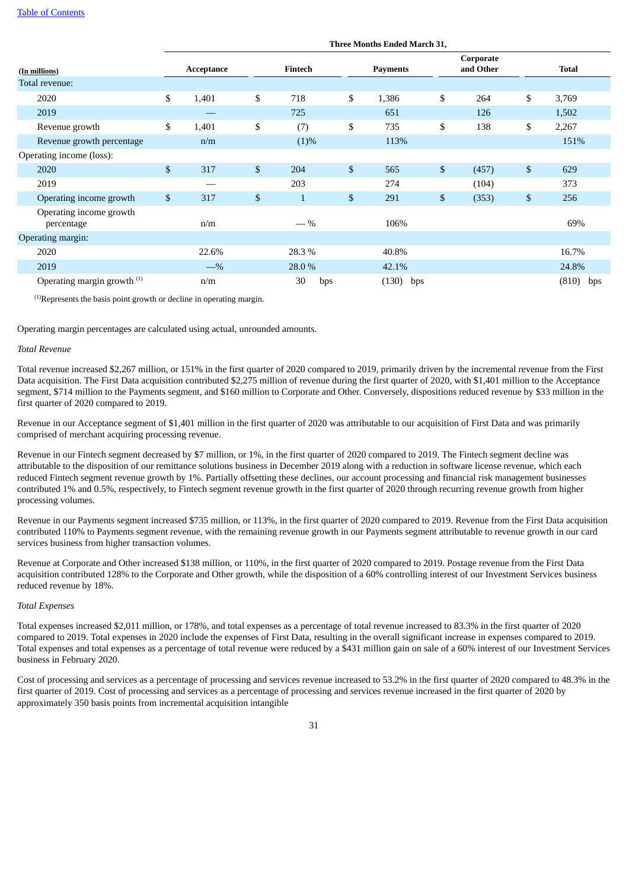| (In millions) | Three Months Ended March 31, | | | | |
|---|---|---|---|---|---|
| | Acceptance | Fintech | Payments | Corporate and Other | Total |
| Total revenue: | | | | | |
| 2020 | $ 1,401 | $ 718 | $ 1,386 | $ 264 | $ 3,769 |
| 2019 | — | 725 | 651 | 126 | 1,502 |
| Revenue growth | $ 1,401 | $ (7) | $ 735 | $ 138 | $ 2,267 |
| Revenue growth percentage | n/m | (1)% | 113% | | 151% |
| Operating income (loss): | | | | | |
| 2020 | $ 317 | $ 204 | $ 565 | $ (457) | $ 629 |
| 2019 | — | 203 | 274 | (104) | 373 |
| Operating income growth | $ 317 | $ 1 | $ 291 | $ (353) | $ 256 |
| Operating income growth percentage | n/m | — % | 106% | | 69% |
| Operating margin: | | | | | |
| 2020 | 22.6% | 28.3 % | 40.8% | | 16.7% |
| 2019 | —% | 28.0 % | 42.1% | | 24.8% |
| Operating margin growth [1] | n/m | 30 bps | (130) bps | | (810) bps |

[1] Represents the basis point growth or decline in operating margin.

Operating margin percentages are calculated using actual, unrounded amounts.

*Total Revenue*

Total revenue increased $2,267 million, or 151% in the first quarter of 2020 compared to 2019, primarily driven by the incremental revenue from the First Data acquisition. The First Data acquisition contributed $2,275 million of revenue during the first quarter of 2020, with $1,401 million to the Acceptance segment, $714 million to the Payments segment, and $160 million to Corporate and Other. Conversely, dispositions reduced revenue by $33 million in the first quarter of 2020 compared to 2019.

Revenue in our Acceptance segment of $1,401 million in the first quarter of 2020 was attributable to our acquisition of First Data and was primarily comprised of merchant acquiring processing revenue.

Revenue in our Fintech segment decreased by $7 million, or 1%, in the first quarter of 2020 compared to 2019. The Fintech segment decline was attributable to the disposition of our remittance solutions business in December 2019 along with a reduction in software license revenue, which each reduced Fintech segment revenue growth by 1%. Partially offsetting these declines, our account processing and financial risk management businesses contributed 1% and 0.5%, respectively, to Fintech segment revenue growth in the first quarter of 2020 through recurring revenue growth from higher processing volumes.

Revenue in our Payments segment increased $735 million, or 113%, in the first quarter of 2020 compared to 2019. Revenue from the First Data acquisition contributed 110% to Payments segment revenue, with the remaining revenue growth in our Payments segment attributable to revenue growth in our card services business from higher transaction volumes.

Revenue at Corporate and Other increased $138 million, or 110%, in the first quarter of 2020 compared to 2019. Postage revenue from the First Data acquisition contributed 128% to the Corporate and Other growth, while the disposition of a 60% controlling interest of our Investment Services business reduced revenue by 18%.

*Total Expenses*

Total expenses increased $2,011 million, or 178%, and total expenses as a percentage of total revenue increased to 83.3% in the first quarter of 2020 compared to 2019. Total expenses in 2020 include the expenses of First Data, resulting in the overall significant increase in expenses compared to 2019. Total expenses and total expenses as a percentage of total revenue were reduced by a $431 million gain on sale of a 60% interest of our Investment Services business in February 2020.

Cost of processing and services as a percentage of processing and services revenue increased to 53.2% in the first quarter of 2020 compared to 48.3% in the first quarter of 2019. Cost of processing and services as a percentage of processing and services revenue increased in the first quarter of 2020 by approximately 350 basis points from incremental acquisition intangible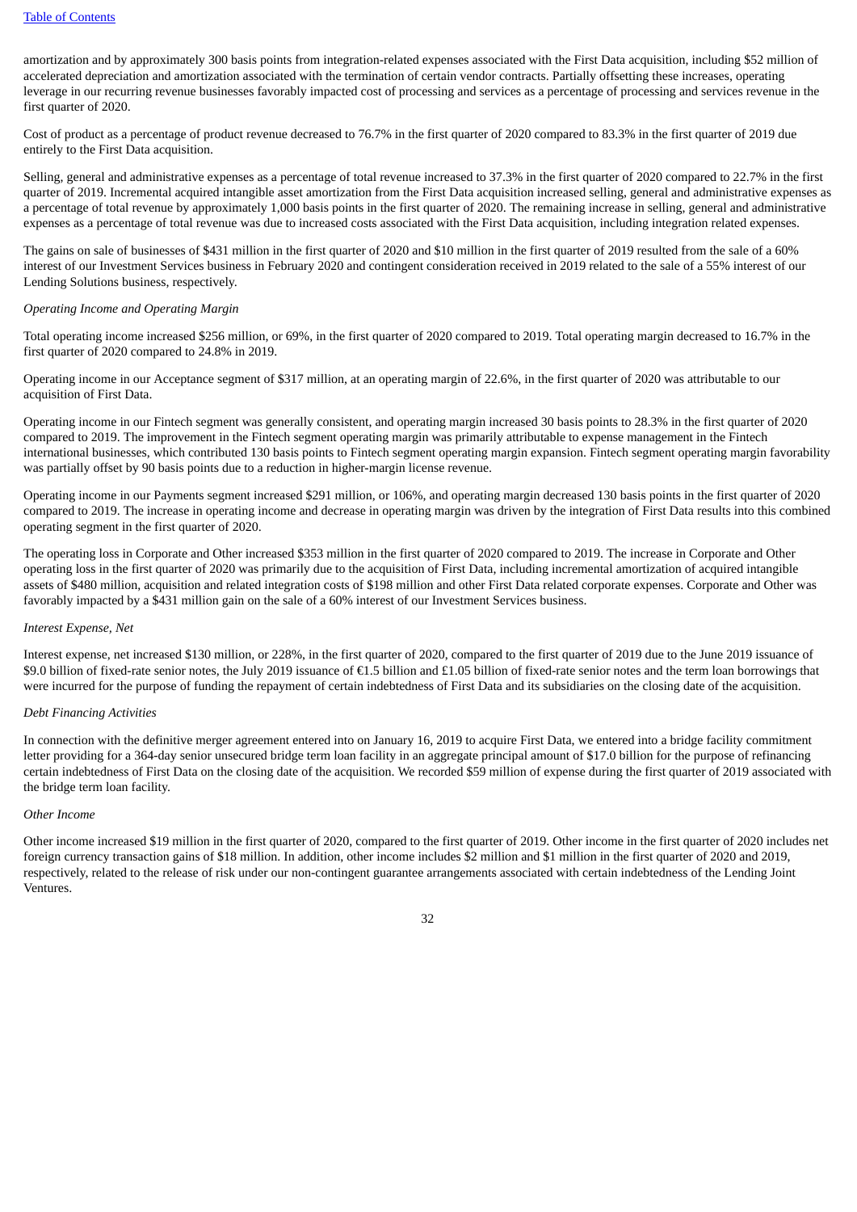amortization and by approximately 300 basis points from integration-related expenses associated with the First Data acquisition, including $52 million of accelerated depreciation and amortization associated with the termination of certain vendor contracts. Partially offsetting these increases, operating leverage in our recurring revenue businesses favorably impacted cost of processing and services as a percentage of processing and services revenue in the first quarter of 2020.

Cost of product as a percentage of product revenue decreased to 76.7% in the first quarter of 2020 compared to 83.3% in the first quarter of 2019 due entirely to the First Data acquisition.

Selling, general and administrative expenses as a percentage of total revenue increased to 37.3% in the first quarter of 2020 compared to 22.7% in the first quarter of 2019. Incremental acquired intangible asset amortization from the First Data acquisition increased selling, general and administrative expenses as a percentage of total revenue by approximately 1,000 basis points in the first quarter of 2020. The remaining increase in selling, general and administrative expenses as a percentage of total revenue was due to increased costs associated with the First Data acquisition, including integration related expenses.

The gains on sale of businesses of $431 million in the first quarter of 2020 and $10 million in the first quarter of 2019 resulted from the sale of a 60% interest of our Investment Services business in February 2020 and contingent consideration received in 2019 related to the sale of a 55% interest of our Lending Solutions business, respectively.

*Operating Income and Operating Margin*

Total operating income increased $256 million, or 69%, in the first quarter of 2020 compared to 2019. Total operating margin decreased to 16.7% in the first quarter of 2020 compared to 24.8% in 2019.

Operating income in our Acceptance segment of $317 million, at an operating margin of 22.6%, in the first quarter of 2020 was attributable to our acquisition of First Data.

Operating income in our Fintech segment was generally consistent, and operating margin increased 30 basis points to 28.3% in the first quarter of 2020 compared to 2019. The improvement in the Fintech segment operating margin was primarily attributable to expense management in the Fintech international businesses, which contributed 130 basis points to Fintech segment operating margin expansion. Fintech segment operating margin favorability was partially offset by 90 basis points due to a reduction in higher-margin license revenue.

Operating income in our Payments segment increased $291 million, or 106%, and operating margin decreased 130 basis points in the first quarter of 2020 compared to 2019. The increase in operating income and decrease in operating margin was driven by the integration of First Data results into this combined operating segment in the first quarter of 2020.

The operating loss in Corporate and Other increased $353 million in the first quarter of 2020 compared to 2019. The increase in Corporate and Other operating loss in the first quarter of 2020 was primarily due to the acquisition of First Data, including incremental amortization of acquired intangible assets of $480 million, acquisition and related integration costs of $198 million and other First Data related corporate expenses. Corporate and Other was favorably impacted by a $431 million gain on the sale of a 60% interest of our Investment Services business.

*Interest Expense, Net*

Interest expense, net increased $130 million, or 228%, in the first quarter of 2020, compared to the first quarter of 2019 due to the June 2019 issuance of $9.0 billion of fixed-rate senior notes, the July 2019 issuance of €1.5 billion and £1.05 billion of fixed-rate senior notes and the term loan borrowings that were incurred for the purpose of funding the repayment of certain indebtedness of First Data and its subsidiaries on the closing date of the acquisition.

*Debt Financing Activities*

In connection with the definitive merger agreement entered into on January 16, 2019 to acquire First Data, we entered into a bridge facility commitment letter providing for a 364-day senior unsecured bridge term loan facility in an aggregate principal amount of $17.0 billion for the purpose of refinancing certain indebtedness of First Data on the closing date of the acquisition. We recorded $59 million of expense during the first quarter of 2019 associated with the bridge term loan facility.

*Other Income*

Other income increased $19 million in the first quarter of 2020, compared to the first quarter of 2019. Other income in the first quarter of 2020 includes net foreign currency transaction gains of $18 million. In addition, other income includes $2 million and $1 million in the first quarter of 2020 and 2019, respectively, related to the release of risk under our non-contingent guarantee arrangements associated with certain indebtedness of the Lending Joint Ventures.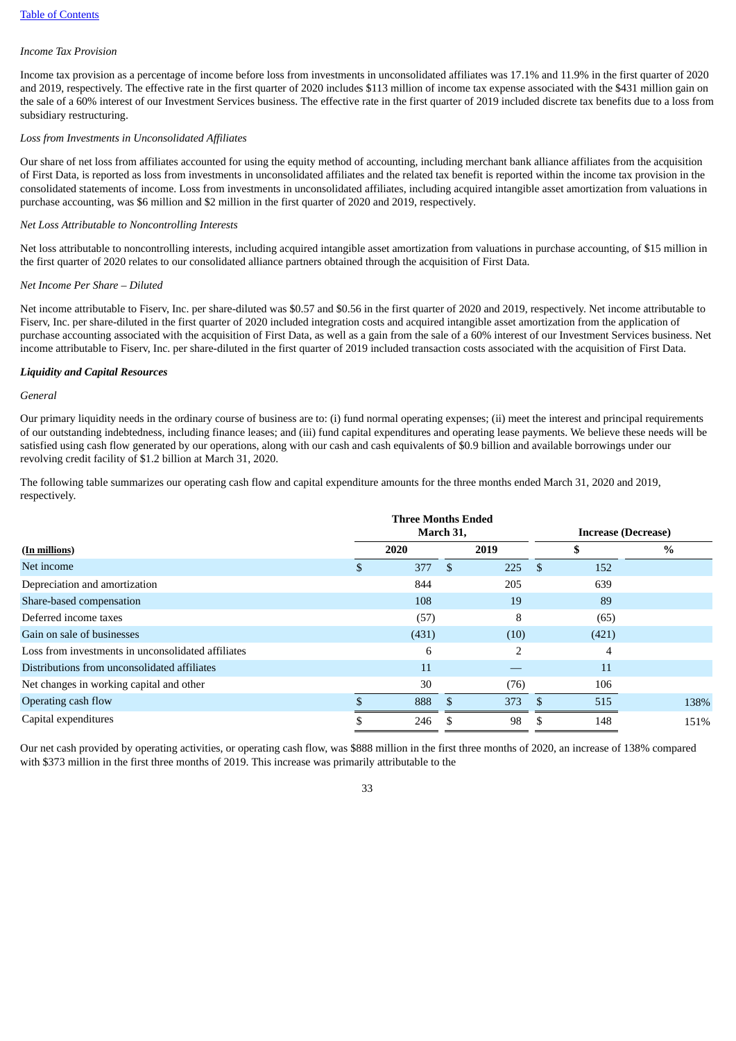[Table of Contents](#)

*Income Tax Provision*

Income tax provision as a percentage of income before loss from investments in unconsolidated affiliates was 17.1% and 11.9% in the first quarter of 2020 and 2019, respectively. The effective rate in the first quarter of 2020 includes $113 million of income tax expense associated with the $431 million gain on the sale of a 60% interest of our Investment Services business. The effective rate in the first quarter of 2019 included discrete tax benefits due to a loss from subsidiary restructuring.

*Loss from Investments in Unconsolidated Affiliates*

Our share of net loss from affiliates accounted for using the equity method of accounting, including merchant bank alliance affiliates from the acquisition of First Data, is reported as loss from investments in unconsolidated affiliates and the related tax benefit is reported within the income tax provision in the consolidated statements of income. Loss from investments in unconsolidated affiliates, including acquired intangible asset amortization from valuations in purchase accounting, was $6 million and $2 million in the first quarter of 2020 and 2019, respectively.

*Net Loss Attributable to Noncontrolling Interests*

Net loss attributable to noncontrolling interests, including acquired intangible asset amortization from valuations in purchase accounting, of $15 million in the first quarter of 2020 relates to our consolidated alliance partners obtained through the acquisition of First Data.

*Net Income Per Share – Diluted*

Net income attributable to Fiserv, Inc. per share-diluted was $0.57 and $0.56 in the first quarter of 2020 and 2019, respectively. Net income attributable to Fiserv, Inc. per share-diluted in the first quarter of 2020 included integration costs and acquired intangible asset amortization from the application of purchase accounting associated with the acquisition of First Data, as well as a gain from the sale of a 60% interest of our Investment Services business. Net income attributable to Fiserv, Inc. per share-diluted in the first quarter of 2019 included transaction costs associated with the acquisition of First Data.

***Liquidity and Capital Resources***

*General*

Our primary liquidity needs in the ordinary course of business are to: (i) fund normal operating expenses; (ii) meet the interest and principal requirements of our outstanding indebtedness, including finance leases; and (iii) fund capital expenditures and operating lease payments. We believe these needs will be satisfied using cash flow generated by our operations, along with our cash and cash equivalents of $0.9 billion and available borrowings under our revolving credit facility of $1.2 billion at March 31, 2020.

The following table summarizes our operating cash flow and capital expenditure amounts for the three months ended March 31, 2020 and 2019, respectively.

| | Three Months Ended March 31, | | Increase (Decrease) | |
|---|---|---|---|---|
| **(In millions)** | **2020** | **2019** | **$** | **%** |
| Net income | $ 377 | $ 225 | $ 152 | |
| Depreciation and amortization | 844 | 205 | 639 | |
| Share-based compensation | 108 | 19 | 89 | |
| Deferred income taxes | (57) | 8 | (65) | |
| Gain on sale of businesses | (431) | (10) | (421) | |
| Loss from investments in unconsolidated affiliates | 6 | 2 | 4 | |
| Distributions from unconsolidated affiliates | 11 | — | 11 | |
| Net changes in working capital and other | 30 | (76) | 106 | |
| Operating cash flow | $ 888 | $ 373 | $ 515 | 138% |
| Capital expenditures | $ 246 | $ 98 | $ 148 | 151% |

Our net cash provided by operating activities, or operating cash flow, was $888 million in the first three months of 2020, an increase of 138% compared with $373 million in the first three months of 2019. This increase was primarily attributable to the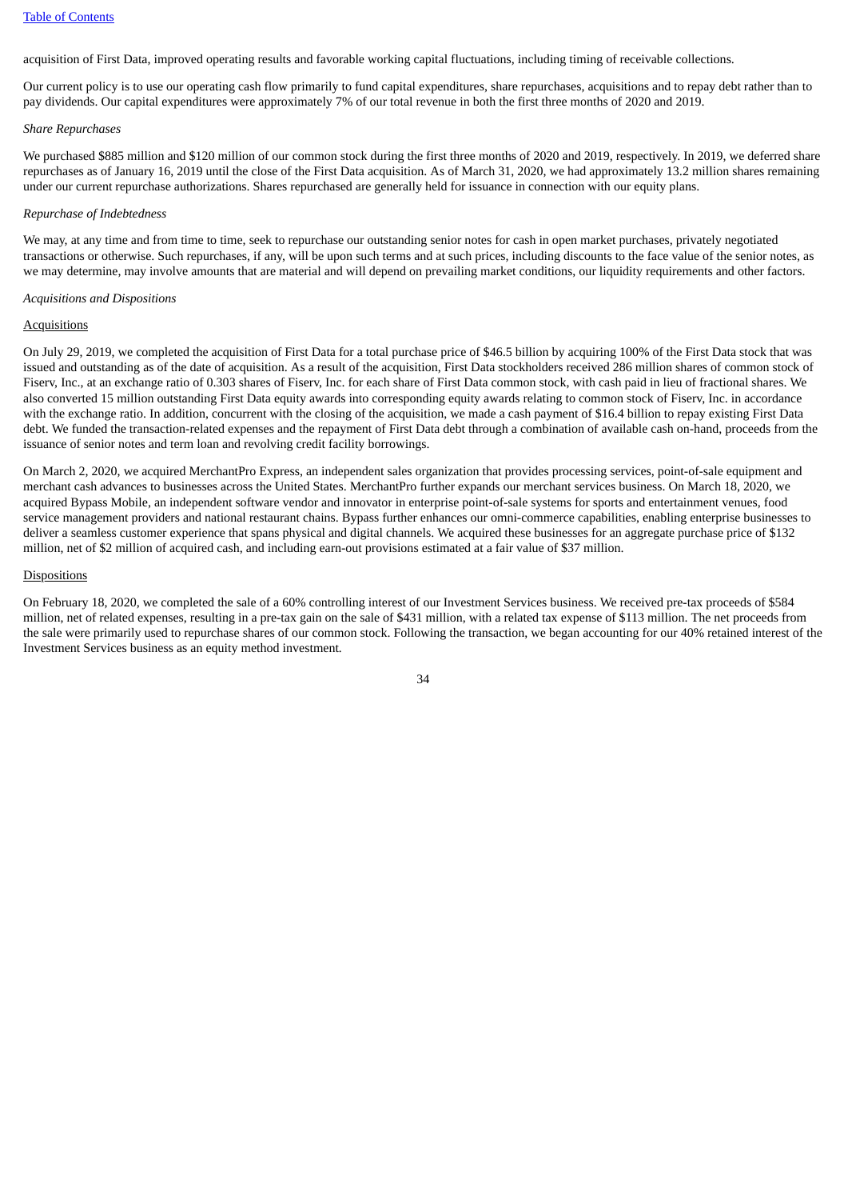acquisition of First Data, improved operating results and favorable working capital fluctuations, including timing of receivable collections.

Our current policy is to use our operating cash flow primarily to fund capital expenditures, share repurchases, acquisitions and to repay debt rather than to pay dividends. Our capital expenditures were approximately 7% of our total revenue in both the first three months of 2020 and 2019.

*Share Repurchases*

We purchased $885 million and $120 million of our common stock during the first three months of 2020 and 2019, respectively. In 2019, we deferred share repurchases as of January 16, 2019 until the close of the First Data acquisition. As of March 31, 2020, we had approximately 13.2 million shares remaining under our current repurchase authorizations. Shares repurchased are generally held for issuance in connection with our equity plans.

*Repurchase of Indebtedness*

We may, at any time and from time to time, seek to repurchase our outstanding senior notes for cash in open market purchases, privately negotiated transactions or otherwise. Such repurchases, if any, will be upon such terms and at such prices, including discounts to the face value of the senior notes, as we may determine, may involve amounts that are material and will depend on prevailing market conditions, our liquidity requirements and other factors.

*Acquisitions and Dispositions*

Acquisitions

On July 29, 2019, we completed the acquisition of First Data for a total purchase price of $46.5 billion by acquiring 100% of the First Data stock that was issued and outstanding as of the date of acquisition. As a result of the acquisition, First Data stockholders received 286 million shares of common stock of Fiserv, Inc., at an exchange ratio of 0.303 shares of Fiserv, Inc. for each share of First Data common stock, with cash paid in lieu of fractional shares. We also converted 15 million outstanding First Data equity awards into corresponding equity awards relating to common stock of Fiserv, Inc. in accordance with the exchange ratio. In addition, concurrent with the closing of the acquisition, we made a cash payment of $16.4 billion to repay existing First Data debt. We funded the transaction-related expenses and the repayment of First Data debt through a combination of available cash on-hand, proceeds from the issuance of senior notes and term loan and revolving credit facility borrowings.

On March 2, 2020, we acquired MerchantPro Express, an independent sales organization that provides processing services, point-of-sale equipment and merchant cash advances to businesses across the United States. MerchantPro further expands our merchant services business. On March 18, 2020, we acquired Bypass Mobile, an independent software vendor and innovator in enterprise point-of-sale systems for sports and entertainment venues, food service management providers and national restaurant chains. Bypass further enhances our omni-commerce capabilities, enabling enterprise businesses to deliver a seamless customer experience that spans physical and digital channels. We acquired these businesses for an aggregate purchase price of $132 million, net of $2 million of acquired cash, and including earn-out provisions estimated at a fair value of $37 million.

Dispositions

On February 18, 2020, we completed the sale of a 60% controlling interest of our Investment Services business. We received pre-tax proceeds of $584 million, net of related expenses, resulting in a pre-tax gain on the sale of $431 million, with a related tax expense of $113 million. The net proceeds from the sale were primarily used to repurchase shares of our common stock. Following the transaction, we began accounting for our 40% retained interest of the Investment Services business as an equity method investment.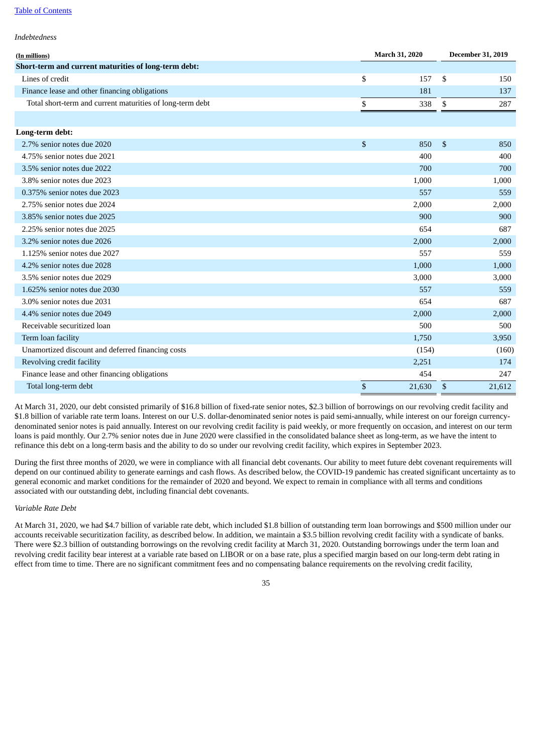[Table of Contents](#)

*Indebtedness*

| (In millions) | March 31, 2020 | December 31, 2019 |
|---|---|---|
| **Short-term and current maturities of long-term debt:** | | |
| Lines of credit | $ 157 | $ 150 |
| Finance lease and other financing obligations | 181 | 137 |
| Total short-term and current maturities of long-term debt | $ 338 | $ 287 |
| | | |
| **Long-term debt:** | | |
| 2.7% senior notes due 2020 | $ 850 | $ 850 |
| 4.75% senior notes due 2021 | 400 | 400 |
| 3.5% senior notes due 2022 | 700 | 700 |
| 3.8% senior notes due 2023 | 1,000 | 1,000 |
| 0.375% senior notes due 2023 | 557 | 559 |
| 2.75% senior notes due 2024 | 2,000 | 2,000 |
| 3.85% senior notes due 2025 | 900 | 900 |
| 2.25% senior notes due 2025 | 654 | 687 |
| 3.2% senior notes due 2026 | 2,000 | 2,000 |
| 1.125% senior notes due 2027 | 557 | 559 |
| 4.2% senior notes due 2028 | 1,000 | 1,000 |
| 3.5% senior notes due 2029 | 3,000 | 3,000 |
| 1.625% senior notes due 2030 | 557 | 559 |
| 3.0% senior notes due 2031 | 654 | 687 |
| 4.4% senior notes due 2049 | 2,000 | 2,000 |
| Receivable securitized loan | 500 | 500 |
| Term loan facility | 1,750 | 3,950 |
| Unamortized discount and deferred financing costs | (154) | (160) |
| Revolving credit facility | 2,251 | 174 |
| Finance lease and other financing obligations | 454 | 247 |
| Total long-term debt | $ 21,630 | $ 21,612 |

At March 31, 2020, our debt consisted primarily of $16.8 billion of fixed-rate senior notes, $2.3 billion of borrowings on our revolving credit facility and $1.8 billion of variable rate term loans. Interest on our U.S. dollar-denominated senior notes is paid semi-annually, while interest on our foreign currency-denominated senior notes is paid annually. Interest on our revolving credit facility is paid weekly, or more frequently on occasion, and interest on our term loans is paid monthly. Our 2.7% senior notes due in June 2020 were classified in the consolidated balance sheet as long-term, as we have the intent to refinance this debt on a long-term basis and the ability to do so under our revolving credit facility, which expires in September 2023.

During the first three months of 2020, we were in compliance with all financial debt covenants. Our ability to meet future debt covenant requirements will depend on our continued ability to generate earnings and cash flows. As described below, the COVID-19 pandemic has created significant uncertainty as to general economic and market conditions for the remainder of 2020 and beyond. We expect to remain in compliance with all terms and conditions associated with our outstanding debt, including financial debt covenants.

*Variable Rate Debt*

At March 31, 2020, we had $4.7 billion of variable rate debt, which included $1.8 billion of outstanding term loan borrowings and $500 million under our accounts receivable securitization facility, as described below. In addition, we maintain a $3.5 billion revolving credit facility with a syndicate of banks. There were $2.3 billion of outstanding borrowings on the revolving credit facility at March 31, 2020. Outstanding borrowings under the term loan and revolving credit facility bear interest at a variable rate based on LIBOR or on a base rate, plus a specified margin based on our long-term debt rating in effect from time to time. There are no significant commitment fees and no compensating balance requirements on the revolving credit facility,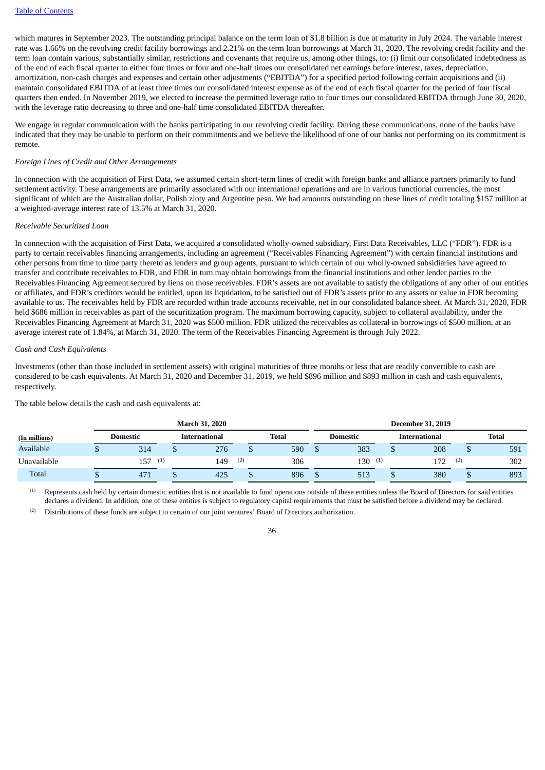which matures in September 2023. The outstanding principal balance on the term loan of $1.8 billion is due at maturity in July 2024. The variable interest rate was 1.66% on the revolving credit facility borrowings and 2.21% on the term loan borrowings at March 31, 2020. The revolving credit facility and the term loan contain various, substantially similar, restrictions and covenants that require us, among other things, to: (i) limit our consolidated indebtedness as of the end of each fiscal quarter to either four times or four and one-half times our consolidated net earnings before interest, taxes, depreciation, amortization, non-cash charges and expenses and certain other adjustments ("EBITDA") for a specified period following certain acquisitions and (ii) maintain consolidated EBITDA of at least three times our consolidated interest expense as of the end of each fiscal quarter for the period of four fiscal quarters then ended. In November 2019, we elected to increase the permitted leverage ratio to four times our consolidated EBITDA through June 30, 2020, with the leverage ratio decreasing to three and one-half time consolidated EBITDA thereafter.

We engage in regular communication with the banks participating in our revolving credit facility. During these communications, none of the banks have indicated that they may be unable to perform on their commitments and we believe the likelihood of one of our banks not performing on its commitment is remote.

*Foreign Lines of Credit and Other Arrangements*

In connection with the acquisition of First Data, we assumed certain short-term lines of credit with foreign banks and alliance partners primarily to fund settlement activity. These arrangements are primarily associated with our international operations and are in various functional currencies, the most significant of which are the Australian dollar, Polish zloty and Argentine peso. We had amounts outstanding on these lines of credit totaling $157 million at a weighted-average interest rate of 13.5% at March 31, 2020.

*Receivable Securitized Loan*

In connection with the acquisition of First Data, we acquired a consolidated wholly-owned subsidiary, First Data Receivables, LLC ("FDR"). FDR is a party to certain receivables financing arrangements, including an agreement ("Receivables Financing Agreement") with certain financial institutions and other persons from time to time party thereto as lenders and group agents, pursuant to which certain of our wholly-owned subsidiaries have agreed to transfer and contribute receivables to FDR, and FDR in turn may obtain borrowings from the financial institutions and other lender parties to the Receivables Financing Agreement secured by liens on those receivables. FDR's assets are not available to satisfy the obligations of any other of our entities or affiliates, and FDR's creditors would be entitled, upon its liquidation, to be satisfied out of FDR's assets prior to any assets or value in FDR becoming available to us. The receivables held by FDR are recorded within trade accounts receivable, net in our consolidated balance sheet. At March 31, 2020, FDR held $686 million in receivables as part of the securitization program. The maximum borrowing capacity, subject to collateral availability, under the Receivables Financing Agreement at March 31, 2020 was $500 million. FDR utilized the receivables as collateral in borrowings of $500 million, at an average interest rate of 1.84%, at March 31, 2020. The term of the Receivables Financing Agreement is through July 2022.

*Cash and Cash Equivalents*

Investments (other than those included in settlement assets) with original maturities of three months or less that are readily convertible to cash are considered to be cash equivalents. At March 31, 2020 and December 31, 2019, we held $896 million and $893 million in cash and cash equivalents, respectively.

The table below details the cash and cash equivalents at:

| | March 31, 2020 | | | December 31, 2019 | | |
|---|---|---|---|---|---|---|
| (In millions) | Domestic | International | Total | Domestic | International | Total |
| Available | $ 314 | $ 276 | $ 590 | $ 383 | $ 208 | $ 591 |
| Unavailable | 157 [(1)] | 149 [(2)] | 306 | 130 [(1)] | 172 [(2)] | 302 |
| Total | $ 471 | $ 425 | $ 896 | $ 513 | $ 380 | $ 893 |

(1) Represents cash held by certain domestic entities that is not available to fund operations outside of these entities unless the Board of Directors for said entities declares a dividend. In addition, one of these entities is subject to regulatory capital requirements that must be satisfied before a dividend may be declared.

(2) Distributions of these funds are subject to certain of our joint ventures' Board of Directors authorization.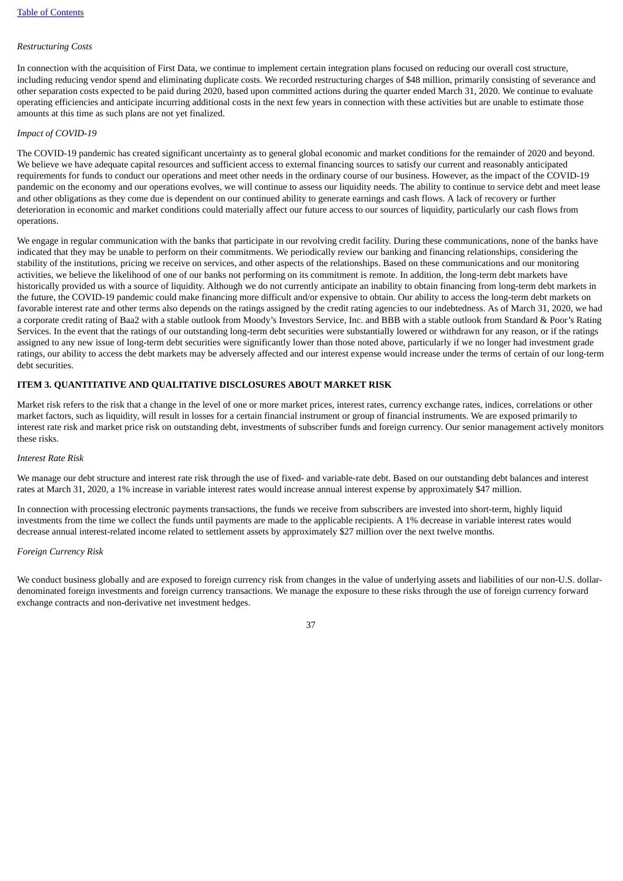*Restructuring Costs*

In connection with the acquisition of First Data, we continue to implement certain integration plans focused on reducing our overall cost structure, including reducing vendor spend and eliminating duplicate costs. We recorded restructuring charges of $48 million, primarily consisting of severance and other separation costs expected to be paid during 2020, based upon committed actions during the quarter ended March 31, 2020. We continue to evaluate operating efficiencies and anticipate incurring additional costs in the next few years in connection with these activities but are unable to estimate those amounts at this time as such plans are not yet finalized.

*Impact of COVID-19*

The COVID-19 pandemic has created significant uncertainty as to general global economic and market conditions for the remainder of 2020 and beyond. We believe we have adequate capital resources and sufficient access to external financing sources to satisfy our current and reasonably anticipated requirements for funds to conduct our operations and meet other needs in the ordinary course of our business. However, as the impact of the COVID-19 pandemic on the economy and our operations evolves, we will continue to assess our liquidity needs. The ability to continue to service debt and meet lease and other obligations as they come due is dependent on our continued ability to generate earnings and cash flows. A lack of recovery or further deterioration in economic and market conditions could materially affect our future access to our sources of liquidity, particularly our cash flows from operations.

We engage in regular communication with the banks that participate in our revolving credit facility. During these communications, none of the banks have indicated that they may be unable to perform on their commitments. We periodically review our banking and financing relationships, considering the stability of the institutions, pricing we receive on services, and other aspects of the relationships. Based on these communications and our monitoring activities, we believe the likelihood of one of our banks not performing on its commitment is remote. In addition, the long-term debt markets have historically provided us with a source of liquidity. Although we do not currently anticipate an inability to obtain financing from long-term debt markets in the future, the COVID-19 pandemic could make financing more difficult and/or expensive to obtain. Our ability to access the long-term debt markets on favorable interest rate and other terms also depends on the ratings assigned by the credit rating agencies to our indebtedness. As of March 31, 2020, we had a corporate credit rating of Baa2 with a stable outlook from Moody's Investors Service, Inc. and BBB with a stable outlook from Standard & Poor's Rating Services. In the event that the ratings of our outstanding long-term debt securities were substantially lowered or withdrawn for any reason, or if the ratings assigned to any new issue of long-term debt securities were significantly lower than those noted above, particularly if we no longer had investment grade ratings, our ability to access the debt markets may be adversely affected and our interest expense would increase under the terms of certain of our long-term debt securities.

## ITEM 3. QUANTITATIVE AND QUALITATIVE DISCLOSURES ABOUT MARKET RISK

Market risk refers to the risk that a change in the level of one or more market prices, interest rates, currency exchange rates, indices, correlations or other market factors, such as liquidity, will result in losses for a certain financial instrument or group of financial instruments. We are exposed primarily to interest rate risk and market price risk on outstanding debt, investments of subscriber funds and foreign currency. Our senior management actively monitors these risks.

*Interest Rate Risk*

We manage our debt structure and interest rate risk through the use of fixed- and variable-rate debt. Based on our outstanding debt balances and interest rates at March 31, 2020, a 1% increase in variable interest rates would increase annual interest expense by approximately $47 million.

In connection with processing electronic payments transactions, the funds we receive from subscribers are invested into short-term, highly liquid investments from the time we collect the funds until payments are made to the applicable recipients. A 1% decrease in variable interest rates would decrease annual interest-related income related to settlement assets by approximately $27 million over the next twelve months.

*Foreign Currency Risk*

We conduct business globally and are exposed to foreign currency risk from changes in the value of underlying assets and liabilities of our non-U.S. dollar-denominated foreign investments and foreign currency transactions. We manage the exposure to these risks through the use of foreign currency forward exchange contracts and non-derivative net investment hedges.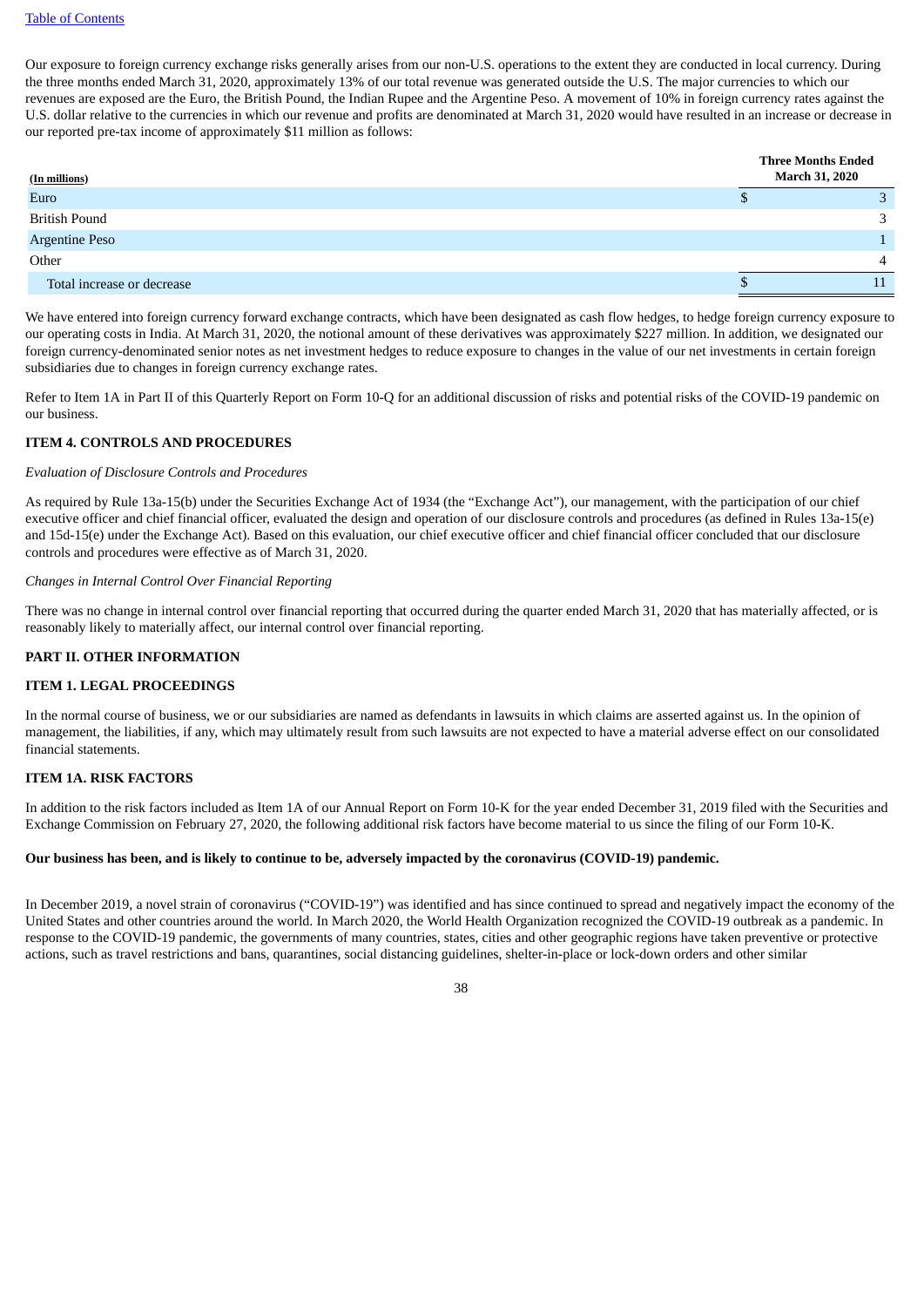Our exposure to foreign currency exchange risks generally arises from our non-U.S. operations to the extent they are conducted in local currency. During the three months ended March 31, 2020, approximately 13% of our total revenue was generated outside the U.S. The major currencies to which our revenues are exposed are the Euro, the British Pound, the Indian Rupee and the Argentine Peso. A movement of 10% in foreign currency rates against the U.S. dollar relative to the currencies in which our revenue and profits are denominated at March 31, 2020 would have resulted in an increase or decrease in our reported pre-tax income of approximately $11 million as follows:

| (In millions) | Three Months Ended March 31, 2020 |
|---|---|
| Euro | $ 3 |
| British Pound | 3 |
| Argentine Peso | 1 |
| Other | 4 |
| Total increase or decrease | $ 11 |

We have entered into foreign currency forward exchange contracts, which have been designated as cash flow hedges, to hedge foreign currency exposure to our operating costs in India. At March 31, 2020, the notional amount of these derivatives was approximately $227 million. In addition, we designated our foreign currency-denominated senior notes as net investment hedges to reduce exposure to changes in the value of our net investments in certain foreign subsidiaries due to changes in foreign currency exchange rates.

Refer to Item 1A in Part II of this Quarterly Report on Form 10-Q for an additional discussion of risks and potential risks of the COVID-19 pandemic on our business.

## ITEM 4. CONTROLS AND PROCEDURES

*Evaluation of Disclosure Controls and Procedures*

As required by Rule 13a-15(b) under the Securities Exchange Act of 1934 (the "Exchange Act"), our management, with the participation of our chief executive officer and chief financial officer, evaluated the design and operation of our disclosure controls and procedures (as defined in Rules 13a-15(e) and 15d-15(e) under the Exchange Act). Based on this evaluation, our chief executive officer and chief financial officer concluded that our disclosure controls and procedures were effective as of March 31, 2020.

*Changes in Internal Control Over Financial Reporting*

There was no change in internal control over financial reporting that occurred during the quarter ended March 31, 2020 that has materially affected, or is reasonably likely to materially affect, our internal control over financial reporting.

# PART II. OTHER INFORMATION

## ITEM 1. LEGAL PROCEEDINGS

In the normal course of business, we or our subsidiaries are named as defendants in lawsuits in which claims are asserted against us. In the opinion of management, the liabilities, if any, which may ultimately result from such lawsuits are not expected to have a material adverse effect on our consolidated financial statements.

## ITEM 1A. RISK FACTORS

In addition to the risk factors included as Item 1A of our Annual Report on Form 10-K for the year ended December 31, 2019 filed with the Securities and Exchange Commission on February 27, 2020, the following additional risk factors have become material to us since the filing of our Form 10-K.

**Our business has been, and is likely to continue to be, adversely impacted by the coronavirus (COVID-19) pandemic.**

In December 2019, a novel strain of coronavirus ("COVID-19") was identified and has since continued to spread and negatively impact the economy of the United States and other countries around the world. In March 2020, the World Health Organization recognized the COVID-19 outbreak as a pandemic. In response to the COVID-19 pandemic, the governments of many countries, states, cities and other geographic regions have taken preventive or protective actions, such as travel restrictions and bans, quarantines, social distancing guidelines, shelter-in-place or lock-down orders and other similar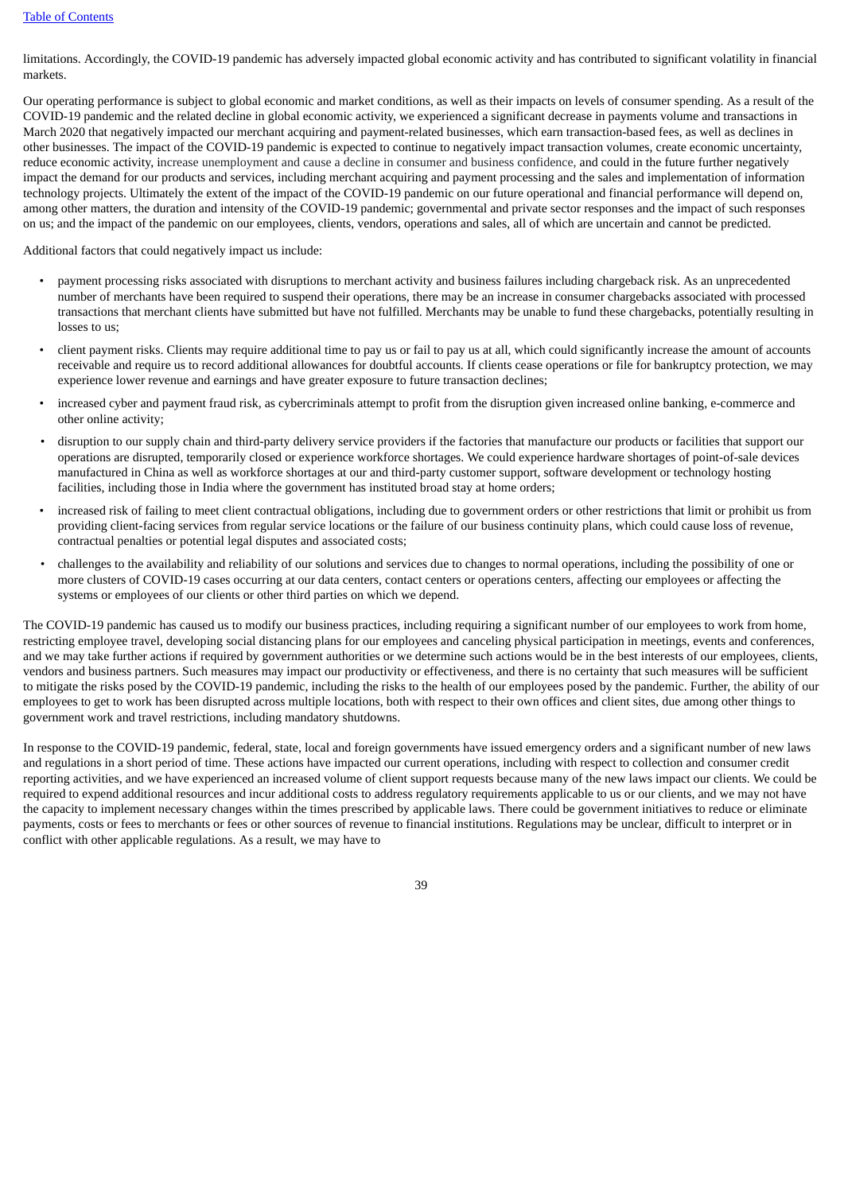limitations. Accordingly, the COVID-19 pandemic has adversely impacted global economic activity and has contributed to significant volatility in financial markets.

Our operating performance is subject to global economic and market conditions, as well as their impacts on levels of consumer spending. As a result of the COVID-19 pandemic and the related decline in global economic activity, we experienced a significant decrease in payments volume and transactions in March 2020 that negatively impacted our merchant acquiring and payment-related businesses, which earn transaction-based fees, as well as declines in other businesses. The impact of the COVID-19 pandemic is expected to continue to negatively impact transaction volumes, create economic uncertainty, reduce economic activity, increase unemployment and cause a decline in consumer and business confidence, and could in the future further negatively impact the demand for our products and services, including merchant acquiring and payment processing and the sales and implementation of information technology projects. Ultimately the extent of the impact of the COVID-19 pandemic on our future operational and financial performance will depend on, among other matters, the duration and intensity of the COVID-19 pandemic; governmental and private sector responses and the impact of such responses on us; and the impact of the pandemic on our employees, clients, vendors, operations and sales, all of which are uncertain and cannot be predicted.

Additional factors that could negatively impact us include:

- payment processing risks associated with disruptions to merchant activity and business failures including chargeback risk. As an unprecedented number of merchants have been required to suspend their operations, there may be an increase in consumer chargebacks associated with processed transactions that merchant clients have submitted but have not fulfilled. Merchants may be unable to fund these chargebacks, potentially resulting in losses to us;
- client payment risks. Clients may require additional time to pay us or fail to pay us at all, which could significantly increase the amount of accounts receivable and require us to record additional allowances for doubtful accounts. If clients cease operations or file for bankruptcy protection, we may experience lower revenue and earnings and have greater exposure to future transaction declines;
- increased cyber and payment fraud risk, as cybercriminals attempt to profit from the disruption given increased online banking, e-commerce and other online activity;
- disruption to our supply chain and third-party delivery service providers if the factories that manufacture our products or facilities that support our operations are disrupted, temporarily closed or experience workforce shortages. We could experience hardware shortages of point-of-sale devices manufactured in China as well as workforce shortages at our and third-party customer support, software development or technology hosting facilities, including those in India where the government has instituted broad stay at home orders;
- increased risk of failing to meet client contractual obligations, including due to government orders or other restrictions that limit or prohibit us from providing client-facing services from regular service locations or the failure of our business continuity plans, which could cause loss of revenue, contractual penalties or potential legal disputes and associated costs;
- challenges to the availability and reliability of our solutions and services due to changes to normal operations, including the possibility of one or more clusters of COVID-19 cases occurring at our data centers, contact centers or operations centers, affecting our employees or affecting the systems or employees of our clients or other third parties on which we depend.

The COVID-19 pandemic has caused us to modify our business practices, including requiring a significant number of our employees to work from home, restricting employee travel, developing social distancing plans for our employees and canceling physical participation in meetings, events and conferences, and we may take further actions if required by government authorities or we determine such actions would be in the best interests of our employees, clients, vendors and business partners. Such measures may impact our productivity or effectiveness, and there is no certainty that such measures will be sufficient to mitigate the risks posed by the COVID-19 pandemic, including the risks to the health of our employees posed by the pandemic. Further, the ability of our employees to get to work has been disrupted across multiple locations, both with respect to their own offices and client sites, due among other things to government work and travel restrictions, including mandatory shutdowns.

In response to the COVID-19 pandemic, federal, state, local and foreign governments have issued emergency orders and a significant number of new laws and regulations in a short period of time. These actions have impacted our current operations, including with respect to collection and consumer credit reporting activities, and we have experienced an increased volume of client support requests because many of the new laws impact our clients. We could be required to expend additional resources and incur additional costs to address regulatory requirements applicable to us or our clients, and we may not have the capacity to implement necessary changes within the times prescribed by applicable laws. There could be government initiatives to reduce or eliminate payments, costs or fees to merchants or fees or other sources of revenue to financial institutions. Regulations may be unclear, difficult to interpret or in conflict with other applicable regulations. As a result, we may have to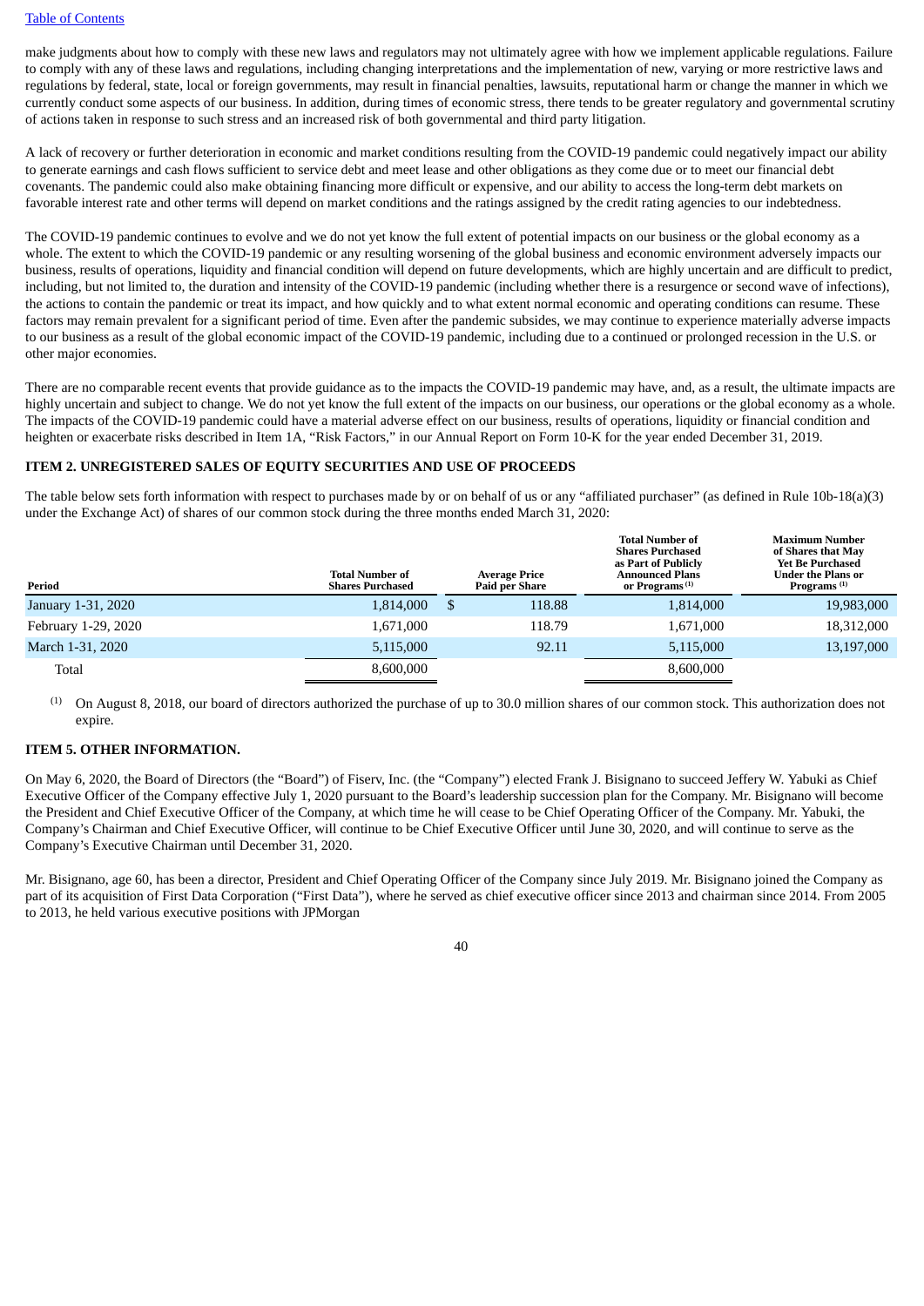make judgments about how to comply with these new laws and regulators may not ultimately agree with how we implement applicable regulations. Failure to comply with any of these laws and regulations, including changing interpretations and the implementation of new, varying or more restrictive laws and regulations by federal, state, local or foreign governments, may result in financial penalties, lawsuits, reputational harm or change the manner in which we currently conduct some aspects of our business. In addition, during times of economic stress, there tends to be greater regulatory and governmental scrutiny of actions taken in response to such stress and an increased risk of both governmental and third party litigation.

A lack of recovery or further deterioration in economic and market conditions resulting from the COVID-19 pandemic could negatively impact our ability to generate earnings and cash flows sufficient to service debt and meet lease and other obligations as they come due or to meet our financial debt covenants. The pandemic could also make obtaining financing more difficult or expensive, and our ability to access the long-term debt markets on favorable interest rate and other terms will depend on market conditions and the ratings assigned by the credit rating agencies to our indebtedness.

The COVID-19 pandemic continues to evolve and we do not yet know the full extent of potential impacts on our business or the global economy as a whole. The extent to which the COVID-19 pandemic or any resulting worsening of the global business and economic environment adversely impacts our business, results of operations, liquidity and financial condition will depend on future developments, which are highly uncertain and are difficult to predict, including, but not limited to, the duration and intensity of the COVID-19 pandemic (including whether there is a resurgence or second wave of infections), the actions to contain the pandemic or treat its impact, and how quickly and to what extent normal economic and operating conditions can resume. These factors may remain prevalent for a significant period of time. Even after the pandemic subsides, we may continue to experience materially adverse impacts to our business as a result of the global economic impact of the COVID-19 pandemic, including due to a continued or prolonged recession in the U.S. or other major economies.

There are no comparable recent events that provide guidance as to the impacts the COVID-19 pandemic may have, and, as a result, the ultimate impacts are highly uncertain and subject to change. We do not yet know the full extent of the impacts on our business, our operations or the global economy as a whole. The impacts of the COVID-19 pandemic could have a material adverse effect on our business, results of operations, liquidity or financial condition and heighten or exacerbate risks described in Item 1A, "Risk Factors," in our Annual Report on Form 10-K for the year ended December 31, 2019.

## ITEM 2. UNREGISTERED SALES OF EQUITY SECURITIES AND USE OF PROCEEDS

The table below sets forth information with respect to purchases made by or on behalf of us or any "affiliated purchaser" (as defined in Rule 10b-18(a)(3) under the Exchange Act) of shares of our common stock during the three months ended March 31, 2020:

| Period | Total Number of Shares Purchased | Average Price Paid per Share | Total Number of Shares Purchased as Part of Publicly Announced Plans or Programs [(1)] | Maximum Number of Shares that May Yet Be Purchased Under the Plans or Programs [(1)] |
|---|---|---|---|---|
| January 1-31, 2020 | 1,814,000 | $ 118.88 | 1,814,000 | 19,983,000 |
| February 1-29, 2020 | 1,671,000 | 118.79 | 1,671,000 | 18,312,000 |
| March 1-31, 2020 | 5,115,000 | 92.11 | 5,115,000 | 13,197,000 |
| Total | 8,600,000 | | 8,600,000 | |

(1) On August 8, 2018, our board of directors authorized the purchase of up to 30.0 million shares of our common stock. This authorization does not expire.

## ITEM 5. OTHER INFORMATION.

On May 6, 2020, the Board of Directors (the "Board") of Fiserv, Inc. (the "Company") elected Frank J. Bisignano to succeed Jeffery W. Yabuki as Chief Executive Officer of the Company effective July 1, 2020 pursuant to the Board's leadership succession plan for the Company. Mr. Bisignano will become the President and Chief Executive Officer of the Company, at which time he will cease to be Chief Operating Officer of the Company. Mr. Yabuki, the Company's Chairman and Chief Executive Officer, will continue to be Chief Executive Officer until June 30, 2020, and will continue to serve as the Company's Executive Chairman until December 31, 2020.

Mr. Bisignano, age 60, has been a director, President and Chief Operating Officer of the Company since July 2019. Mr. Bisignano joined the Company as part of its acquisition of First Data Corporation ("First Data"), where he served as chief executive officer since 2013 and chairman since 2014. From 2005 to 2013, he held various executive positions with JPMorgan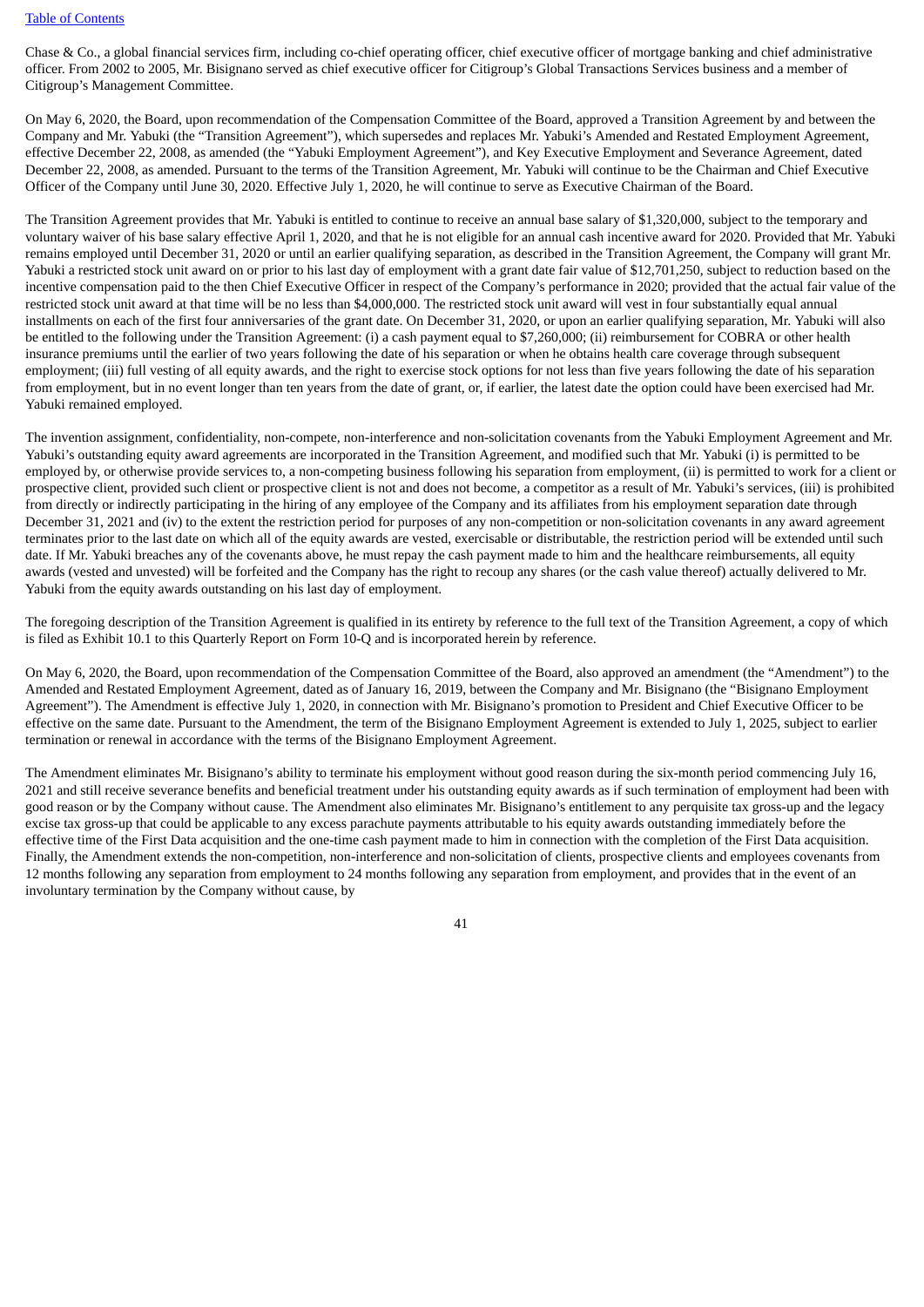Chase & Co., a global financial services firm, including co-chief operating officer, chief executive officer of mortgage banking and chief administrative officer. From 2002 to 2005, Mr. Bisignano served as chief executive officer for Citigroup's Global Transactions Services business and a member of Citigroup's Management Committee.

On May 6, 2020, the Board, upon recommendation of the Compensation Committee of the Board, approved a Transition Agreement by and between the Company and Mr. Yabuki (the "Transition Agreement"), which supersedes and replaces Mr. Yabuki's Amended and Restated Employment Agreement, effective December 22, 2008, as amended (the "Yabuki Employment Agreement"), and Key Executive Employment and Severance Agreement, dated December 22, 2008, as amended. Pursuant to the terms of the Transition Agreement, Mr. Yabuki will continue to be the Chairman and Chief Executive Officer of the Company until June 30, 2020. Effective July 1, 2020, he will continue to serve as Executive Chairman of the Board.

The Transition Agreement provides that Mr. Yabuki is entitled to continue to receive an annual base salary of $1,320,000, subject to the temporary and voluntary waiver of his base salary effective April 1, 2020, and that he is not eligible for an annual cash incentive award for 2020. Provided that Mr. Yabuki remains employed until December 31, 2020 or until an earlier qualifying separation, as described in the Transition Agreement, the Company will grant Mr. Yabuki a restricted stock unit award on or prior to his last day of employment with a grant date fair value of $12,701,250, subject to reduction based on the incentive compensation paid to the then Chief Executive Officer in respect of the Company's performance in 2020; provided that the actual fair value of the restricted stock unit award at that time will be no less than $4,000,000. The restricted stock unit award will vest in four substantially equal annual installments on each of the first four anniversaries of the grant date. On December 31, 2020, or upon an earlier qualifying separation, Mr. Yabuki will also be entitled to the following under the Transition Agreement: (i) a cash payment equal to $7,260,000; (ii) reimbursement for COBRA or other health insurance premiums until the earlier of two years following the date of his separation or when he obtains health care coverage through subsequent employment; (iii) full vesting of all equity awards, and the right to exercise stock options for not less than five years following the date of his separation from employment, but in no event longer than ten years from the date of grant, or, if earlier, the latest date the option could have been exercised had Mr. Yabuki remained employed.

The invention assignment, confidentiality, non-compete, non-interference and non-solicitation covenants from the Yabuki Employment Agreement and Mr. Yabuki's outstanding equity award agreements are incorporated in the Transition Agreement, and modified such that Mr. Yabuki (i) is permitted to be employed by, or otherwise provide services to, a non-competing business following his separation from employment, (ii) is permitted to work for a client or prospective client, provided such client or prospective client is not and does not become, a competitor as a result of Mr. Yabuki's services, (iii) is prohibited from directly or indirectly participating in the hiring of any employee of the Company and its affiliates from his employment separation date through December 31, 2021 and (iv) to the extent the restriction period for purposes of any non-competition or non-solicitation covenants in any award agreement terminates prior to the last date on which all of the equity awards are vested, exercisable or distributable, the restriction period will be extended until such date. If Mr. Yabuki breaches any of the covenants above, he must repay the cash payment made to him and the healthcare reimbursements, all equity awards (vested and unvested) will be forfeited and the Company has the right to recoup any shares (or the cash value thereof) actually delivered to Mr. Yabuki from the equity awards outstanding on his last day of employment.

The foregoing description of the Transition Agreement is qualified in its entirety by reference to the full text of the Transition Agreement, a copy of which is filed as Exhibit 10.1 to this Quarterly Report on Form 10-Q and is incorporated herein by reference.

On May 6, 2020, the Board, upon recommendation of the Compensation Committee of the Board, also approved an amendment (the "Amendment") to the Amended and Restated Employment Agreement, dated as of January 16, 2019, between the Company and Mr. Bisignano (the "Bisignano Employment Agreement"). The Amendment is effective July 1, 2020, in connection with Mr. Bisignano's promotion to President and Chief Executive Officer to be effective on the same date. Pursuant to the Amendment, the term of the Bisignano Employment Agreement is extended to July 1, 2025, subject to earlier termination or renewal in accordance with the terms of the Bisignano Employment Agreement.

The Amendment eliminates Mr. Bisignano's ability to terminate his employment without good reason during the six-month period commencing July 16, 2021 and still receive severance benefits and beneficial treatment under his outstanding equity awards as if such termination of employment had been with good reason or by the Company without cause. The Amendment also eliminates Mr. Bisignano's entitlement to any perquisite tax gross-up and the legacy excise tax gross-up that could be applicable to any excess parachute payments attributable to his equity awards outstanding immediately before the effective time of the First Data acquisition and the one-time cash payment made to him in connection with the completion of the First Data acquisition. Finally, the Amendment extends the non-competition, non-interference and non-solicitation of clients, prospective clients and employees covenants from 12 months following any separation from employment to 24 months following any separation from employment, and provides that in the event of an involuntary termination by the Company without cause, by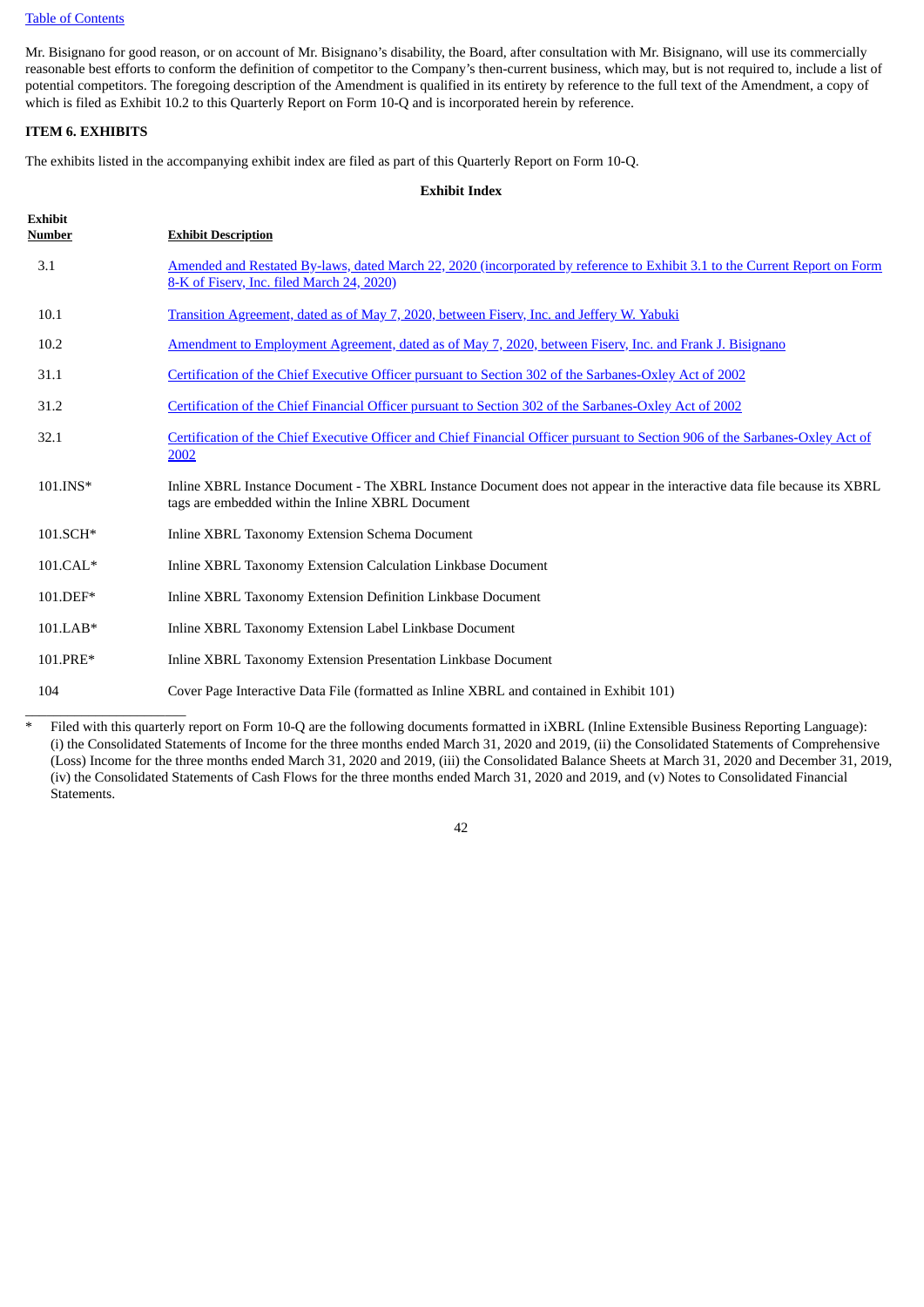Mr. Bisignano for good reason, or on account of Mr. Bisignano's disability, the Board, after consultation with Mr. Bisignano, will use its commercially reasonable best efforts to conform the definition of competitor to the Company's then-current business, which may, but is not required to, include a list of potential competitors. The foregoing description of the Amendment is qualified in its entirety by reference to the full text of the Amendment, a copy of which is filed as Exhibit 10.2 to this Quarterly Report on Form 10-Q and is incorporated herein by reference.

**ITEM 6. EXHIBITS**

The exhibits listed in the accompanying exhibit index are filed as part of this Quarterly Report on Form 10-Q.

**Exhibit Index**

| Exhibit Number | Exhibit Description |
|---|---|
| 3.1 | Amended and Restated By-laws, dated March 22, 2020 (incorporated by reference to Exhibit 3.1 to the Current Report on Form 8-K of Fiserv, Inc. filed March 24, 2020) |
| 10.1 | Transition Agreement, dated as of May 7, 2020, between Fiserv, Inc. and Jeffery W. Yabuki |
| 10.2 | Amendment to Employment Agreement, dated as of May 7, 2020, between Fiserv, Inc. and Frank J. Bisignano |
| 31.1 | Certification of the Chief Executive Officer pursuant to Section 302 of the Sarbanes-Oxley Act of 2002 |
| 31.2 | Certification of the Chief Financial Officer pursuant to Section 302 of the Sarbanes-Oxley Act of 2002 |
| 32.1 | Certification of the Chief Executive Officer and Chief Financial Officer pursuant to Section 906 of the Sarbanes-Oxley Act of 2002 |
| 101.INS* | Inline XBRL Instance Document - The XBRL Instance Document does not appear in the interactive data file because its XBRL tags are embedded within the Inline XBRL Document |
| 101.SCH* | Inline XBRL Taxonomy Extension Schema Document |
| 101.CAL* | Inline XBRL Taxonomy Extension Calculation Linkbase Document |
| 101.DEF* | Inline XBRL Taxonomy Extension Definition Linkbase Document |
| 101.LAB* | Inline XBRL Taxonomy Extension Label Linkbase Document |
| 101.PRE* | Inline XBRL Taxonomy Extension Presentation Linkbase Document |
| 104 | Cover Page Interactive Data File (formatted as Inline XBRL and contained in Exhibit 101) |

\* Filed with this quarterly report on Form 10-Q are the following documents formatted in iXBRL (Inline Extensible Business Reporting Language): (i) the Consolidated Statements of Income for the three months ended March 31, 2020 and 2019, (ii) the Consolidated Statements of Comprehensive (Loss) Income for the three months ended March 31, 2020 and 2019, (iii) the Consolidated Balance Sheets at March 31, 2020 and December 31, 2019, (iv) the Consolidated Statements of Cash Flows for the three months ended March 31, 2020 and 2019, and (v) Notes to Consolidated Financial Statements.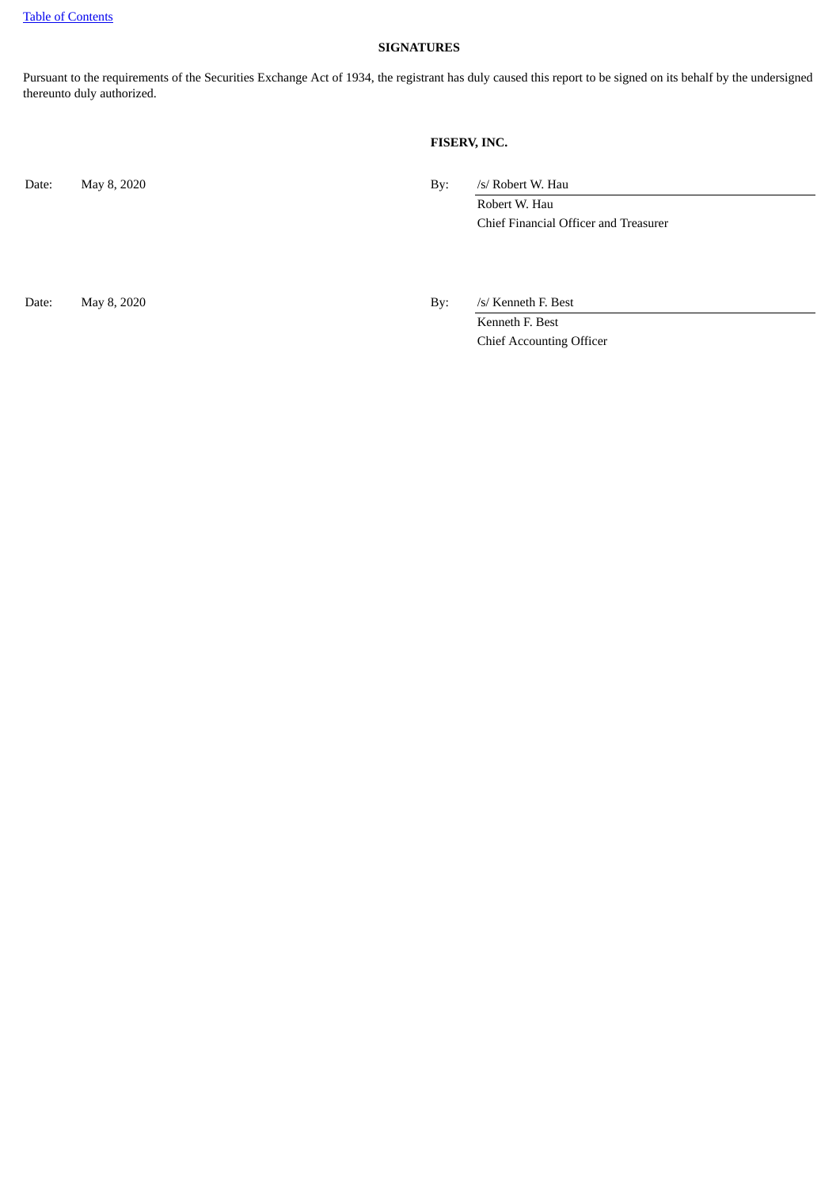## SIGNATURES

Pursuant to the requirements of the Securities Exchange Act of 1934, the registrant has duly caused this report to be signed on its behalf by the undersigned thereunto duly authorized.

**FISERV, INC.**

| | | | |
|---|---|---|---|
| Date: | May 8, 2020 | By: | /s/ Robert W. Hau |
| | | | Robert W. Hau |
| | | | Chief Financial Officer and Treasurer |
| | | | |
| Date: | May 8, 2020 | By: | /s/ Kenneth F. Best |
| | | | Kenneth F. Best |
| | | | Chief Accounting Officer |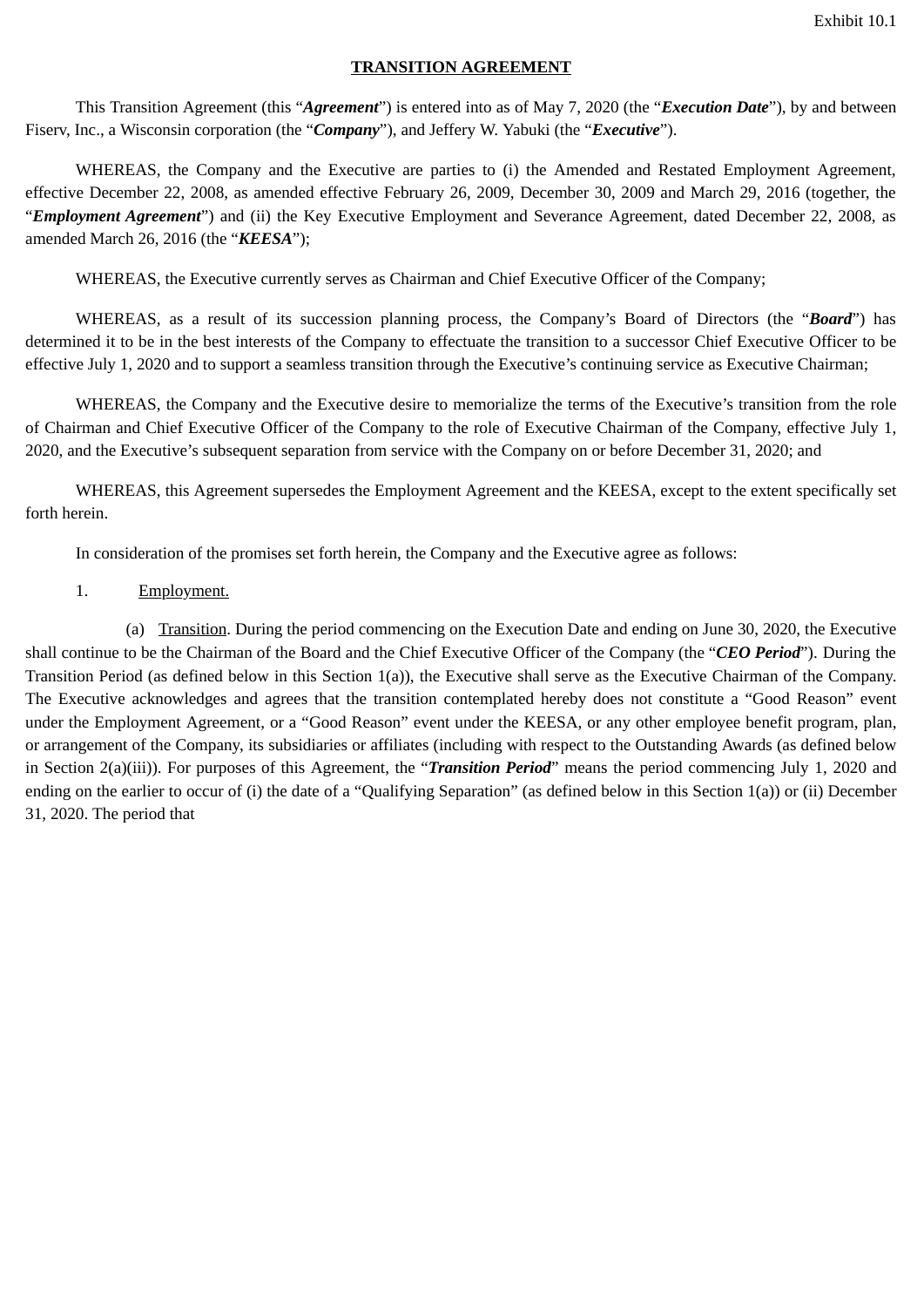Exhibit 10.1

**TRANSITION AGREEMENT**

This Transition Agreement (this "***Agreement***") is entered into as of May 7, 2020 (the "***Execution Date***"), by and between Fiserv, Inc., a Wisconsin corporation (the "***Company***"), and Jeffery W. Yabuki (the "***Executive***").

WHEREAS, the Company and the Executive are parties to (i) the Amended and Restated Employment Agreement, effective December 22, 2008, as amended effective February 26, 2009, December 30, 2009 and March 29, 2016 (together, the "***Employment Agreement***") and (ii) the Key Executive Employment and Severance Agreement, dated December 22, 2008, as amended March 26, 2016 (the "***KEESA***");

WHEREAS, the Executive currently serves as Chairman and Chief Executive Officer of the Company;

WHEREAS, as a result of its succession planning process, the Company's Board of Directors (the "***Board***") has determined it to be in the best interests of the Company to effectuate the transition to a successor Chief Executive Officer to be effective July 1, 2020 and to support a seamless transition through the Executive's continuing service as Executive Chairman;

WHEREAS, the Company and the Executive desire to memorialize the terms of the Executive's transition from the role of Chairman and Chief Executive Officer of the Company to the role of Executive Chairman of the Company, effective July 1, 2020, and the Executive's subsequent separation from service with the Company on or before December 31, 2020; and

WHEREAS, this Agreement supersedes the Employment Agreement and the KEESA, except to the extent specifically set forth herein.

In consideration of the promises set forth herein, the Company and the Executive agree as follows:

1. Employment.

(a) Transition. During the period commencing on the Execution Date and ending on June 30, 2020, the Executive shall continue to be the Chairman of the Board and the Chief Executive Officer of the Company (the "***CEO Period***"). During the Transition Period (as defined below in this Section 1(a)), the Executive shall serve as the Executive Chairman of the Company. The Executive acknowledges and agrees that the transition contemplated hereby does not constitute a "Good Reason" event under the Employment Agreement, or a "Good Reason" event under the KEESA, or any other employee benefit program, plan, or arrangement of the Company, its subsidiaries or affiliates (including with respect to the Outstanding Awards (as defined below in Section 2(a)(iii)). For purposes of this Agreement, the "***Transition Period***" means the period commencing July 1, 2020 and ending on the earlier to occur of (i) the date of a "Qualifying Separation" (as defined below in this Section 1(a)) or (ii) December 31, 2020. The period that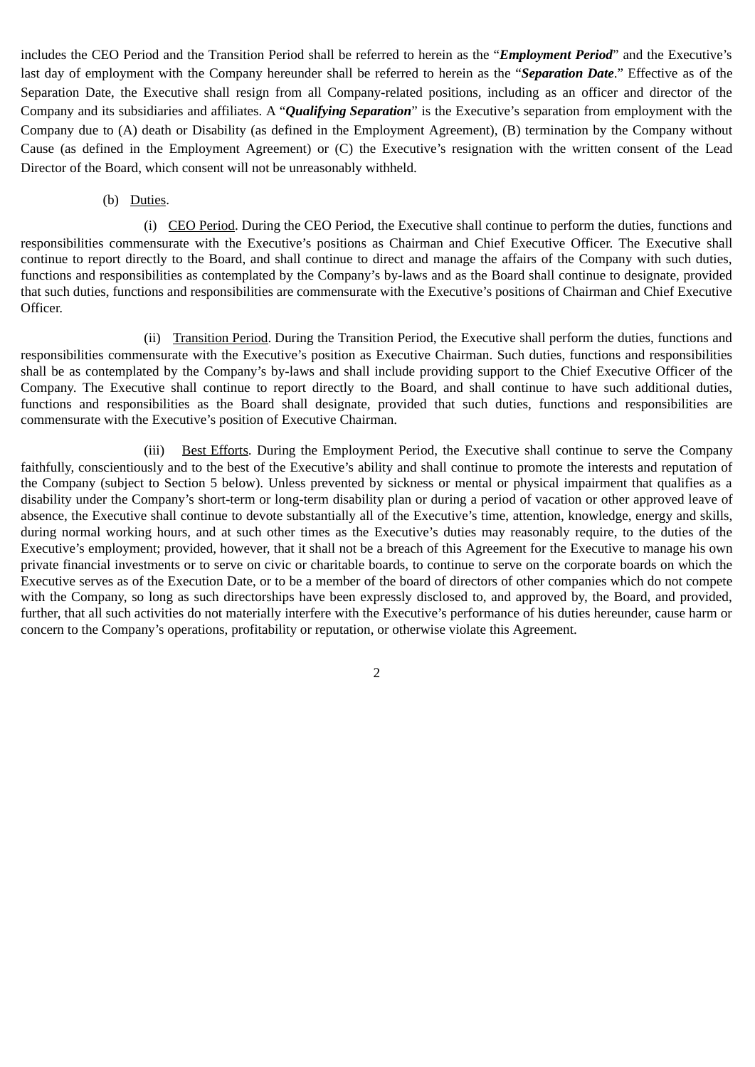includes the CEO Period and the Transition Period shall be referred to herein as the "***Employment Period***" and the Executive's last day of employment with the Company hereunder shall be referred to herein as the "***Separation Date***." Effective as of the Separation Date, the Executive shall resign from all Company-related positions, including as an officer and director of the Company and its subsidiaries and affiliates. A "***Qualifying Separation***" is the Executive's separation from employment with the Company due to (A) death or Disability (as defined in the Employment Agreement), (B) termination by the Company without Cause (as defined in the Employment Agreement) or (C) the Executive's resignation with the written consent of the Lead Director of the Board, which consent will not be unreasonably withheld.

(b) Duties.

(i) CEO Period. During the CEO Period, the Executive shall continue to perform the duties, functions and responsibilities commensurate with the Executive's positions as Chairman and Chief Executive Officer. The Executive shall continue to report directly to the Board, and shall continue to direct and manage the affairs of the Company with such duties, functions and responsibilities as contemplated by the Company's by-laws and as the Board shall continue to designate, provided that such duties, functions and responsibilities are commensurate with the Executive's positions of Chairman and Chief Executive Officer.

(ii) Transition Period. During the Transition Period, the Executive shall perform the duties, functions and responsibilities commensurate with the Executive's position as Executive Chairman. Such duties, functions and responsibilities shall be as contemplated by the Company's by-laws and shall include providing support to the Chief Executive Officer of the Company. The Executive shall continue to report directly to the Board, and shall continue to have such additional duties, functions and responsibilities as the Board shall designate, provided that such duties, functions and responsibilities are commensurate with the Executive's position of Executive Chairman.

(iii) Best Efforts. During the Employment Period, the Executive shall continue to serve the Company faithfully, conscientiously and to the best of the Executive's ability and shall continue to promote the interests and reputation of the Company (subject to Section 5 below). Unless prevented by sickness or mental or physical impairment that qualifies as a disability under the Company's short-term or long-term disability plan or during a period of vacation or other approved leave of absence, the Executive shall continue to devote substantially all of the Executive's time, attention, knowledge, energy and skills, during normal working hours, and at such other times as the Executive's duties may reasonably require, to the duties of the Executive's employment; provided, however, that it shall not be a breach of this Agreement for the Executive to manage his own private financial investments or to serve on civic or charitable boards, to continue to serve on the corporate boards on which the Executive serves as of the Execution Date, or to be a member of the board of directors of other companies which do not compete with the Company, so long as such directorships have been expressly disclosed to, and approved by, the Board, and provided, further, that all such activities do not materially interfere with the Executive's performance of his duties hereunder, cause harm or concern to the Company's operations, profitability or reputation, or otherwise violate this Agreement.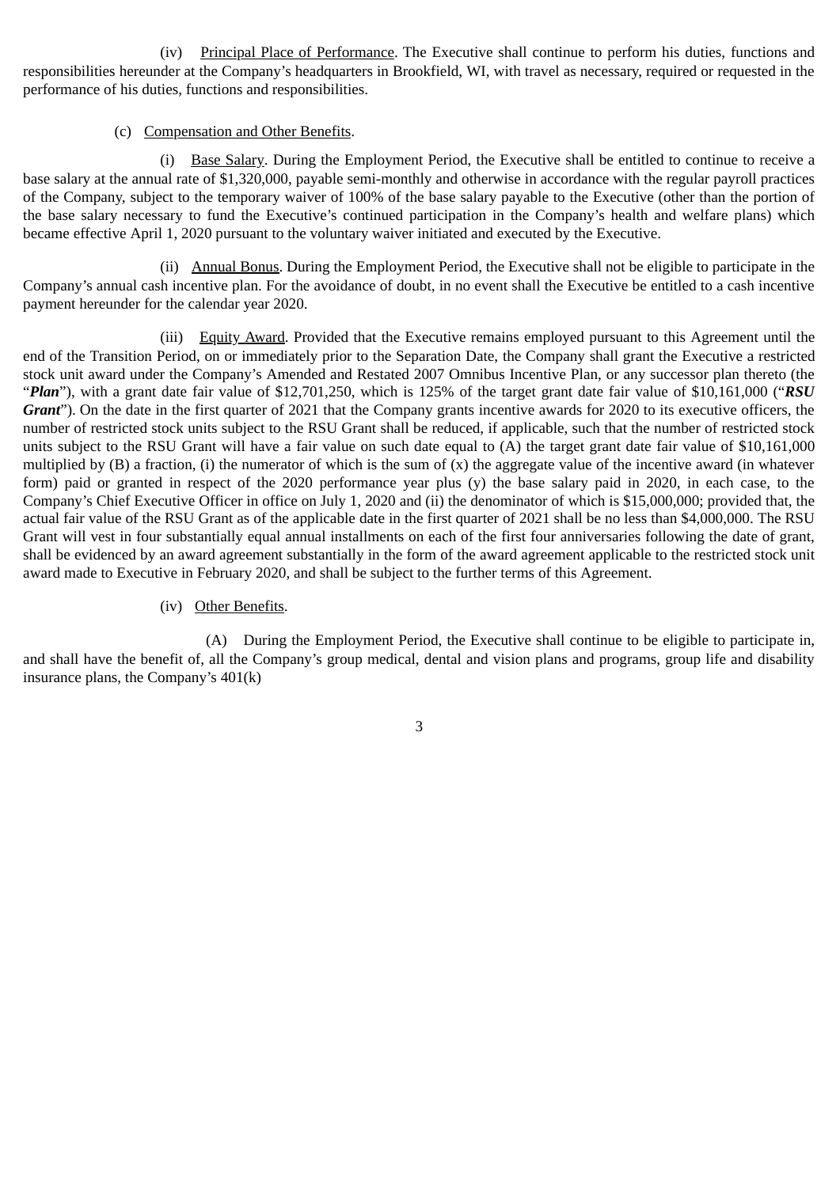(iv) Principal Place of Performance. The Executive shall continue to perform his duties, functions and responsibilities hereunder at the Company's headquarters in Brookfield, WI, with travel as necessary, required or requested in the performance of his duties, functions and responsibilities.

(c) Compensation and Other Benefits.

(i) Base Salary. During the Employment Period, the Executive shall be entitled to continue to receive a base salary at the annual rate of $1,320,000, payable semi-monthly and otherwise in accordance with the regular payroll practices of the Company, subject to the temporary waiver of 100% of the base salary payable to the Executive (other than the portion of the base salary necessary to fund the Executive's continued participation in the Company's health and welfare plans) which became effective April 1, 2020 pursuant to the voluntary waiver initiated and executed by the Executive.

(ii) Annual Bonus. During the Employment Period, the Executive shall not be eligible to participate in the Company's annual cash incentive plan. For the avoidance of doubt, in no event shall the Executive be entitled to a cash incentive payment hereunder for the calendar year 2020.

(iii) Equity Award. Provided that the Executive remains employed pursuant to this Agreement until the end of the Transition Period, on or immediately prior to the Separation Date, the Company shall grant the Executive a restricted stock unit award under the Company's Amended and Restated 2007 Omnibus Incentive Plan, or any successor plan thereto (the "***Plan***"), with a grant date fair value of $12,701,250, which is 125% of the target grant date fair value of $10,161,000 ("***RSU Grant***"). On the date in the first quarter of 2021 that the Company grants incentive awards for 2020 to its executive officers, the number of restricted stock units subject to the RSU Grant shall be reduced, if applicable, such that the number of restricted stock units subject to the RSU Grant will have a fair value on such date equal to (A) the target grant date fair value of $10,161,000 multiplied by (B) a fraction, (i) the numerator of which is the sum of (x) the aggregate value of the incentive award (in whatever form) paid or granted in respect of the 2020 performance year plus (y) the base salary paid in 2020, in each case, to the Company's Chief Executive Officer in office on July 1, 2020 and (ii) the denominator of which is $15,000,000; provided that, the actual fair value of the RSU Grant as of the applicable date in the first quarter of 2021 shall be no less than $4,000,000. The RSU Grant will vest in four substantially equal annual installments on each of the first four anniversaries following the date of grant, shall be evidenced by an award agreement substantially in the form of the award agreement applicable to the restricted stock unit award made to Executive in February 2020, and shall be subject to the further terms of this Agreement.

(iv) Other Benefits.

(A) During the Employment Period, the Executive shall continue to be eligible to participate in, and shall have the benefit of, all the Company's group medical, dental and vision plans and programs, group life and disability insurance plans, the Company's 401(k)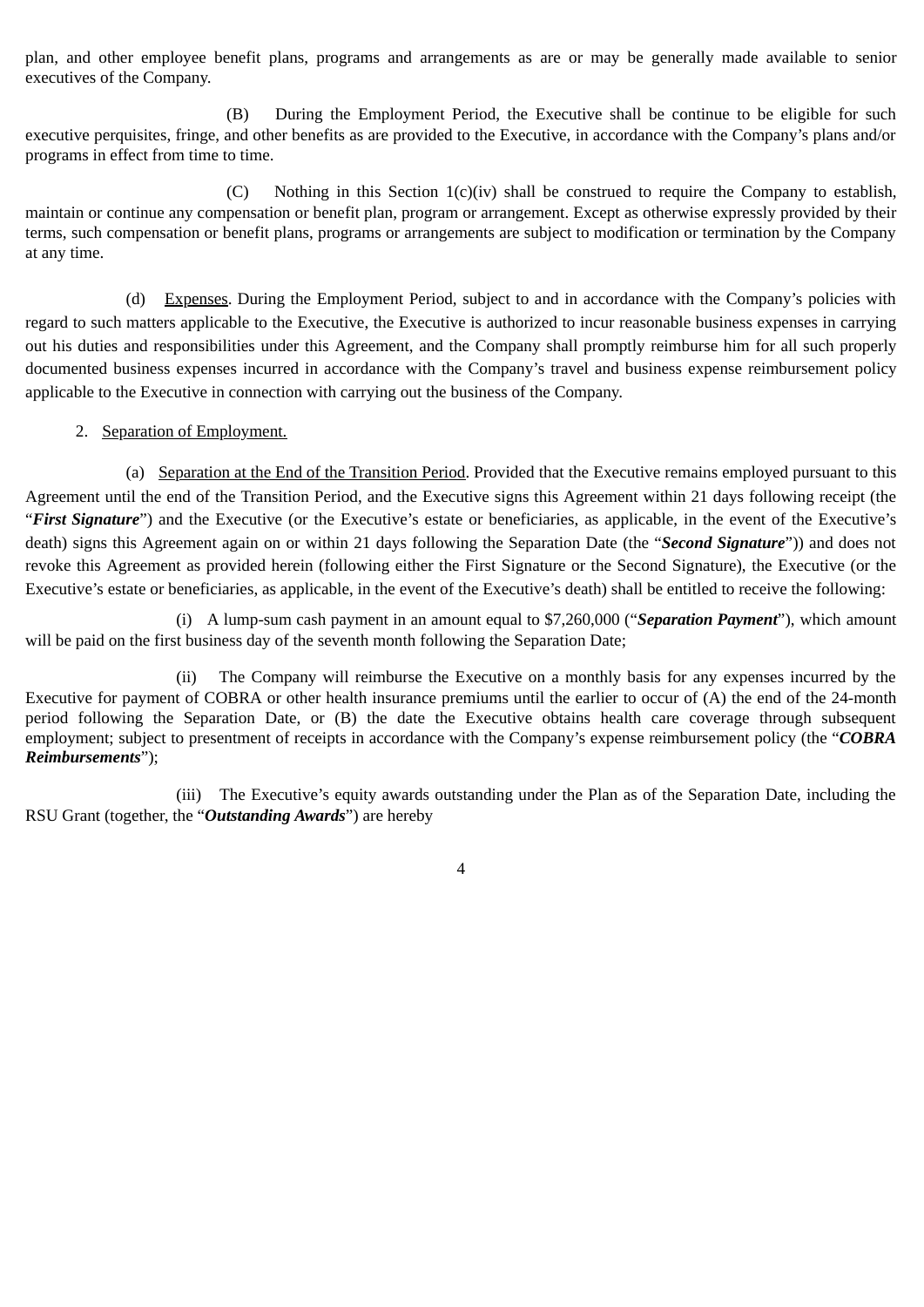plan, and other employee benefit plans, programs and arrangements as are or may be generally made available to senior executives of the Company.

(B) During the Employment Period, the Executive shall be continue to be eligible for such executive perquisites, fringe, and other benefits as are provided to the Executive, in accordance with the Company's plans and/or programs in effect from time to time.

(C) Nothing in this Section 1(c)(iv) shall be construed to require the Company to establish, maintain or continue any compensation or benefit plan, program or arrangement. Except as otherwise expressly provided by their terms, such compensation or benefit plans, programs or arrangements are subject to modification or termination by the Company at any time.

(d) Expenses. During the Employment Period, subject to and in accordance with the Company's policies with regard to such matters applicable to the Executive, the Executive is authorized to incur reasonable business expenses in carrying out his duties and responsibilities under this Agreement, and the Company shall promptly reimburse him for all such properly documented business expenses incurred in accordance with the Company's travel and business expense reimbursement policy applicable to the Executive in connection with carrying out the business of the Company.

2. Separation of Employment.

(a) Separation at the End of the Transition Period. Provided that the Executive remains employed pursuant to this Agreement until the end of the Transition Period, and the Executive signs this Agreement within 21 days following receipt (the "***First Signature***") and the Executive (or the Executive's estate or beneficiaries, as applicable, in the event of the Executive's death) signs this Agreement again on or within 21 days following the Separation Date (the "***Second Signature***")) and does not revoke this Agreement as provided herein (following either the First Signature or the Second Signature), the Executive (or the Executive's estate or beneficiaries, as applicable, in the event of the Executive's death) shall be entitled to receive the following:

(i) A lump-sum cash payment in an amount equal to $7,260,000 ("***Separation Payment***"), which amount will be paid on the first business day of the seventh month following the Separation Date;

(ii) The Company will reimburse the Executive on a monthly basis for any expenses incurred by the Executive for payment of COBRA or other health insurance premiums until the earlier to occur of (A) the end of the 24-month period following the Separation Date, or (B) the date the Executive obtains health care coverage through subsequent employment; subject to presentment of receipts in accordance with the Company's expense reimbursement policy (the "***COBRA Reimbursements***");

(iii) The Executive's equity awards outstanding under the Plan as of the Separation Date, including the RSU Grant (together, the "***Outstanding Awards***") are hereby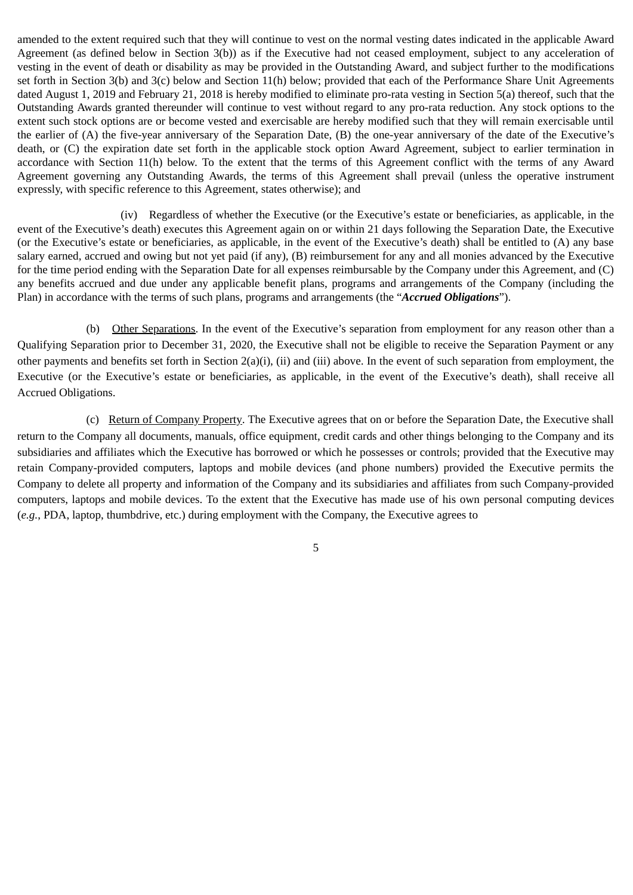amended to the extent required such that they will continue to vest on the normal vesting dates indicated in the applicable Award Agreement (as defined below in Section 3(b)) as if the Executive had not ceased employment, subject to any acceleration of vesting in the event of death or disability as may be provided in the Outstanding Award, and subject further to the modifications set forth in Section 3(b) and 3(c) below and Section 11(h) below; provided that each of the Performance Share Unit Agreements dated August 1, 2019 and February 21, 2018 is hereby modified to eliminate pro-rata vesting in Section 5(a) thereof, such that the Outstanding Awards granted thereunder will continue to vest without regard to any pro-rata reduction. Any stock options to the extent such stock options are or become vested and exercisable are hereby modified such that they will remain exercisable until the earlier of (A) the five-year anniversary of the Separation Date, (B) the one-year anniversary of the date of the Executive's death, or (C) the expiration date set forth in the applicable stock option Award Agreement, subject to earlier termination in accordance with Section 11(h) below. To the extent that the terms of this Agreement conflict with the terms of any Award Agreement governing any Outstanding Awards, the terms of this Agreement shall prevail (unless the operative instrument expressly, with specific reference to this Agreement, states otherwise); and

(iv) Regardless of whether the Executive (or the Executive's estate or beneficiaries, as applicable, in the event of the Executive's death) executes this Agreement again on or within 21 days following the Separation Date, the Executive (or the Executive's estate or beneficiaries, as applicable, in the event of the Executive's death) shall be entitled to (A) any base salary earned, accrued and owing but not yet paid (if any), (B) reimbursement for any and all monies advanced by the Executive for the time period ending with the Separation Date for all expenses reimbursable by the Company under this Agreement, and (C) any benefits accrued and due under any applicable benefit plans, programs and arrangements of the Company (including the Plan) in accordance with the terms of such plans, programs and arrangements (the "***Accrued Obligations***").

(b) Other Separations. In the event of the Executive's separation from employment for any reason other than a Qualifying Separation prior to December 31, 2020, the Executive shall not be eligible to receive the Separation Payment or any other payments and benefits set forth in Section 2(a)(i), (ii) and (iii) above. In the event of such separation from employment, the Executive (or the Executive's estate or beneficiaries, as applicable, in the event of the Executive's death), shall receive all Accrued Obligations.

(c) Return of Company Property. The Executive agrees that on or before the Separation Date, the Executive shall return to the Company all documents, manuals, office equipment, credit cards and other things belonging to the Company and its subsidiaries and affiliates which the Executive has borrowed or which he possesses or controls; provided that the Executive may retain Company-provided computers, laptops and mobile devices (and phone numbers) provided the Executive permits the Company to delete all property and information of the Company and its subsidiaries and affiliates from such Company-provided computers, laptops and mobile devices. To the extent that the Executive has made use of his own personal computing devices (*e.g.*, PDA, laptop, thumbdrive, etc.) during employment with the Company, the Executive agrees to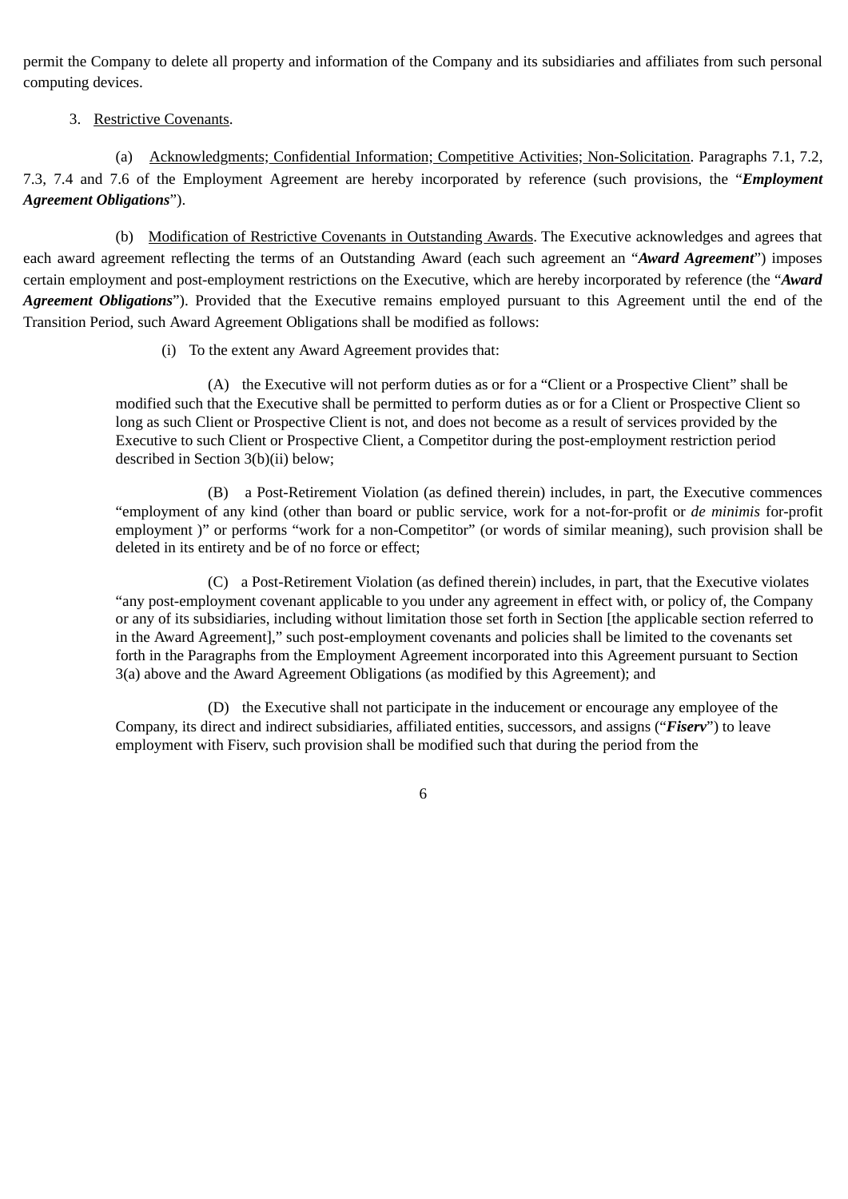permit the Company to delete all property and information of the Company and its subsidiaries and affiliates from such personal computing devices.

3. Restrictive Covenants.

(a) Acknowledgments; Confidential Information; Competitive Activities; Non-Solicitation. Paragraphs 7.1, 7.2, 7.3, 7.4 and 7.6 of the Employment Agreement are hereby incorporated by reference (such provisions, the "***Employment Agreement Obligations***").

(b) Modification of Restrictive Covenants in Outstanding Awards. The Executive acknowledges and agrees that each award agreement reflecting the terms of an Outstanding Award (each such agreement an "***Award Agreement***") imposes certain employment and post-employment restrictions on the Executive, which are hereby incorporated by reference (the "***Award Agreement Obligations***"). Provided that the Executive remains employed pursuant to this Agreement until the end of the Transition Period, such Award Agreement Obligations shall be modified as follows:

(i) To the extent any Award Agreement provides that:

(A) the Executive will not perform duties as or for a "Client or a Prospective Client" shall be modified such that the Executive shall be permitted to perform duties as or for a Client or Prospective Client so long as such Client or Prospective Client is not, and does not become as a result of services provided by the Executive to such Client or Prospective Client, a Competitor during the post-employment restriction period described in Section 3(b)(ii) below;

(B) a Post-Retirement Violation (as defined therein) includes, in part, the Executive commences "employment of any kind (other than board or public service, work for a not-for-profit or *de minimis* for-profit employment )" or performs "work for a non-Competitor" (or words of similar meaning), such provision shall be deleted in its entirety and be of no force or effect;

(C) a Post-Retirement Violation (as defined therein) includes, in part, that the Executive violates "any post-employment covenant applicable to you under any agreement in effect with, or policy of, the Company or any of its subsidiaries, including without limitation those set forth in Section [the applicable section referred to in the Award Agreement]," such post-employment covenants and policies shall be limited to the covenants set forth in the Paragraphs from the Employment Agreement incorporated into this Agreement pursuant to Section 3(a) above and the Award Agreement Obligations (as modified by this Agreement); and

(D) the Executive shall not participate in the inducement or encourage any employee of the Company, its direct and indirect subsidiaries, affiliated entities, successors, and assigns ("***Fiserv***") to leave employment with Fiserv, such provision shall be modified such that during the period from the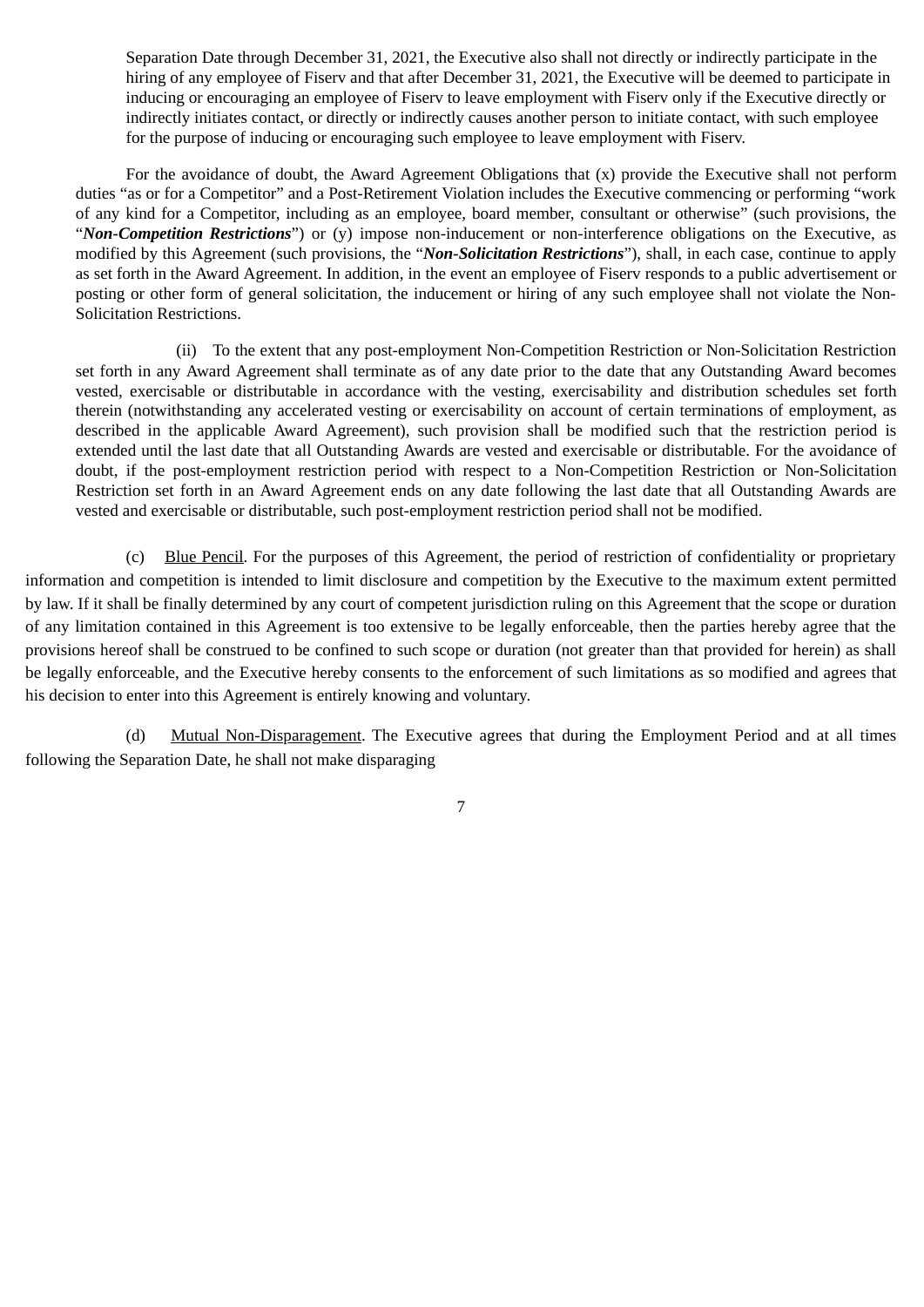Separation Date through December 31, 2021, the Executive also shall not directly or indirectly participate in the hiring of any employee of Fiserv and that after December 31, 2021, the Executive will be deemed to participate in inducing or encouraging an employee of Fiserv to leave employment with Fiserv only if the Executive directly or indirectly initiates contact, or directly or indirectly causes another person to initiate contact, with such employee for the purpose of inducing or encouraging such employee to leave employment with Fiserv.

For the avoidance of doubt, the Award Agreement Obligations that (x) provide the Executive shall not perform duties "as or for a Competitor" and a Post-Retirement Violation includes the Executive commencing or performing "work of any kind for a Competitor, including as an employee, board member, consultant or otherwise" (such provisions, the "***Non-Competition Restrictions***") or (y) impose non-inducement or non-interference obligations on the Executive, as modified by this Agreement (such provisions, the "***Non-Solicitation Restrictions***"), shall, in each case, continue to apply as set forth in the Award Agreement. In addition, in the event an employee of Fiserv responds to a public advertisement or posting or other form of general solicitation, the inducement or hiring of any such employee shall not violate the Non-Solicitation Restrictions.

(ii) To the extent that any post-employment Non-Competition Restriction or Non-Solicitation Restriction set forth in any Award Agreement shall terminate as of any date prior to the date that any Outstanding Award becomes vested, exercisable or distributable in accordance with the vesting, exercisability and distribution schedules set forth therein (notwithstanding any accelerated vesting or exercisability on account of certain terminations of employment, as described in the applicable Award Agreement), such provision shall be modified such that the restriction period is extended until the last date that all Outstanding Awards are vested and exercisable or distributable. For the avoidance of doubt, if the post-employment restriction period with respect to a Non-Competition Restriction or Non-Solicitation Restriction set forth in an Award Agreement ends on any date following the last date that all Outstanding Awards are vested and exercisable or distributable, such post-employment restriction period shall not be modified.

(c) Blue Pencil. For the purposes of this Agreement, the period of restriction of confidentiality or proprietary information and competition is intended to limit disclosure and competition by the Executive to the maximum extent permitted by law. If it shall be finally determined by any court of competent jurisdiction ruling on this Agreement that the scope or duration of any limitation contained in this Agreement is too extensive to be legally enforceable, then the parties hereby agree that the provisions hereof shall be construed to be confined to such scope or duration (not greater than that provided for herein) as shall be legally enforceable, and the Executive hereby consents to the enforcement of such limitations as so modified and agrees that his decision to enter into this Agreement is entirely knowing and voluntary.

(d) Mutual Non-Disparagement. The Executive agrees that during the Employment Period and at all times following the Separation Date, he shall not make disparaging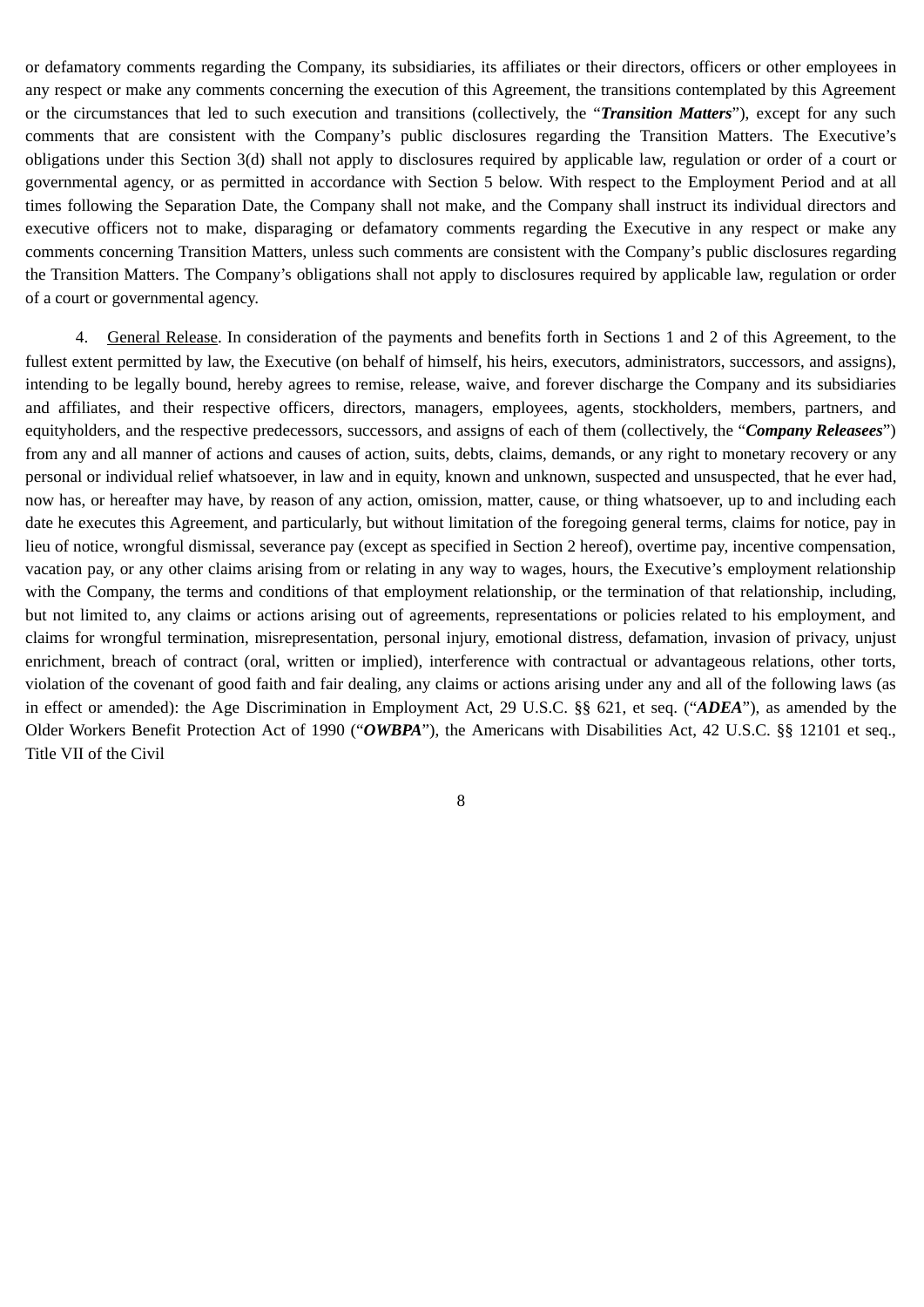or defamatory comments regarding the Company, its subsidiaries, its affiliates or their directors, officers or other employees in any respect or make any comments concerning the execution of this Agreement, the transitions contemplated by this Agreement or the circumstances that led to such execution and transitions (collectively, the "***Transition Matters***"), except for any such comments that are consistent with the Company's public disclosures regarding the Transition Matters. The Executive's obligations under this Section 3(d) shall not apply to disclosures required by applicable law, regulation or order of a court or governmental agency, or as permitted in accordance with Section 5 below. With respect to the Employment Period and at all times following the Separation Date, the Company shall not make, and the Company shall instruct its individual directors and executive officers not to make, disparaging or defamatory comments regarding the Executive in any respect or make any comments concerning Transition Matters, unless such comments are consistent with the Company's public disclosures regarding the Transition Matters. The Company's obligations shall not apply to disclosures required by applicable law, regulation or order of a court or governmental agency.

4. General Release. In consideration of the payments and benefits forth in Sections 1 and 2 of this Agreement, to the fullest extent permitted by law, the Executive (on behalf of himself, his heirs, executors, administrators, successors, and assigns), intending to be legally bound, hereby agrees to remise, release, waive, and forever discharge the Company and its subsidiaries and affiliates, and their respective officers, directors, managers, employees, agents, stockholders, members, partners, and equityholders, and the respective predecessors, successors, and assigns of each of them (collectively, the "***Company Releasees***") from any and all manner of actions and causes of action, suits, debts, claims, demands, or any right to monetary recovery or any personal or individual relief whatsoever, in law and in equity, known and unknown, suspected and unsuspected, that he ever had, now has, or hereafter may have, by reason of any action, omission, matter, cause, or thing whatsoever, up to and including each date he executes this Agreement, and particularly, but without limitation of the foregoing general terms, claims for notice, pay in lieu of notice, wrongful dismissal, severance pay (except as specified in Section 2 hereof), overtime pay, incentive compensation, vacation pay, or any other claims arising from or relating in any way to wages, hours, the Executive's employment relationship with the Company, the terms and conditions of that employment relationship, or the termination of that relationship, including, but not limited to, any claims or actions arising out of agreements, representations or policies related to his employment, and claims for wrongful termination, misrepresentation, personal injury, emotional distress, defamation, invasion of privacy, unjust enrichment, breach of contract (oral, written or implied), interference with contractual or advantageous relations, other torts, violation of the covenant of good faith and fair dealing, any claims or actions arising under any and all of the following laws (as in effect or amended): the Age Discrimination in Employment Act, 29 U.S.C. §§ 621, et seq. ("***ADEA***"), as amended by the Older Workers Benefit Protection Act of 1990 ("***OWBPA***"), the Americans with Disabilities Act, 42 U.S.C. §§ 12101 et seq., Title VII of the Civil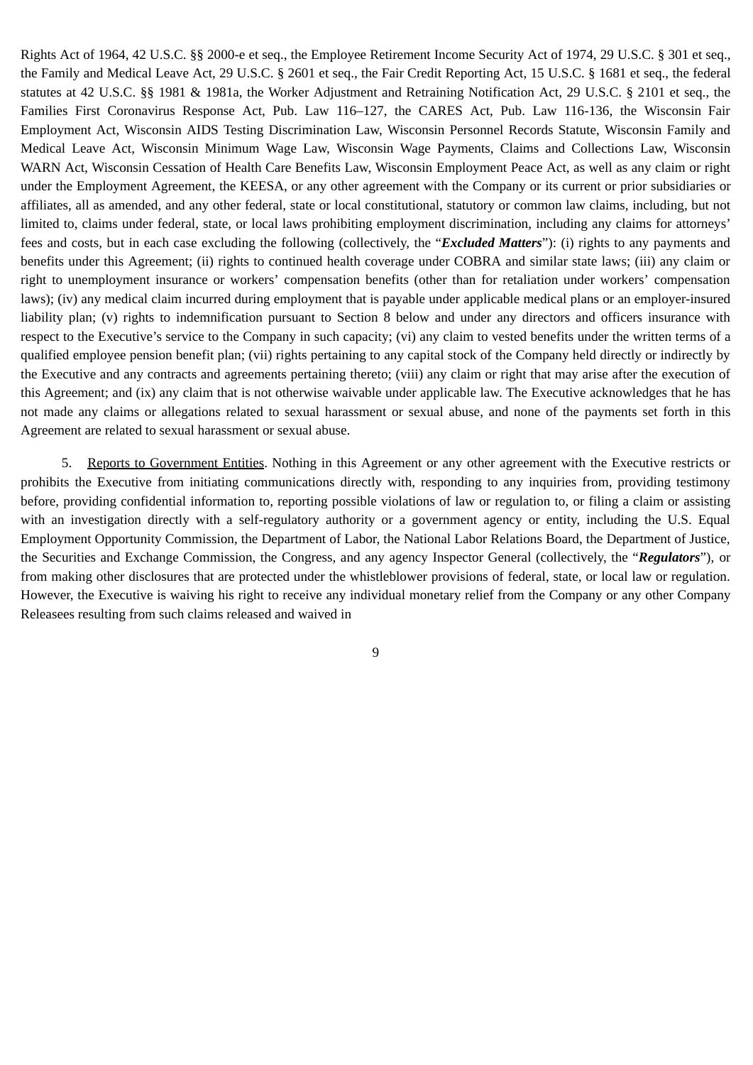Rights Act of 1964, 42 U.S.C. §§ 2000-e et seq., the Employee Retirement Income Security Act of 1974, 29 U.S.C. § 301 et seq., the Family and Medical Leave Act, 29 U.S.C. § 2601 et seq., the Fair Credit Reporting Act, 15 U.S.C. § 1681 et seq., the federal statutes at 42 U.S.C. §§ 1981 & 1981a, the Worker Adjustment and Retraining Notification Act, 29 U.S.C. § 2101 et seq., the Families First Coronavirus Response Act, Pub. Law 116–127, the CARES Act, Pub. Law 116-136, the Wisconsin Fair Employment Act, Wisconsin AIDS Testing Discrimination Law, Wisconsin Personnel Records Statute, Wisconsin Family and Medical Leave Act, Wisconsin Minimum Wage Law, Wisconsin Wage Payments, Claims and Collections Law, Wisconsin WARN Act, Wisconsin Cessation of Health Care Benefits Law, Wisconsin Employment Peace Act, as well as any claim or right under the Employment Agreement, the KEESA, or any other agreement with the Company or its current or prior subsidiaries or affiliates, all as amended, and any other federal, state or local constitutional, statutory or common law claims, including, but not limited to, claims under federal, state, or local laws prohibiting employment discrimination, including any claims for attorneys' fees and costs, but in each case excluding the following (collectively, the "***Excluded Matters***"): (i) rights to any payments and benefits under this Agreement; (ii) rights to continued health coverage under COBRA and similar state laws; (iii) any claim or right to unemployment insurance or workers' compensation benefits (other than for retaliation under workers' compensation laws); (iv) any medical claim incurred during employment that is payable under applicable medical plans or an employer-insured liability plan; (v) rights to indemnification pursuant to Section 8 below and under any directors and officers insurance with respect to the Executive's service to the Company in such capacity; (vi) any claim to vested benefits under the written terms of a qualified employee pension benefit plan; (vii) rights pertaining to any capital stock of the Company held directly or indirectly by the Executive and any contracts and agreements pertaining thereto; (viii) any claim or right that may arise after the execution of this Agreement; and (ix) any claim that is not otherwise waivable under applicable law. The Executive acknowledges that he has not made any claims or allegations related to sexual harassment or sexual abuse, and none of the payments set forth in this Agreement are related to sexual harassment or sexual abuse.

5. Reports to Government Entities. Nothing in this Agreement or any other agreement with the Executive restricts or prohibits the Executive from initiating communications directly with, responding to any inquiries from, providing testimony before, providing confidential information to, reporting possible violations of law or regulation to, or filing a claim or assisting with an investigation directly with a self-regulatory authority or a government agency or entity, including the U.S. Equal Employment Opportunity Commission, the Department of Labor, the National Labor Relations Board, the Department of Justice, the Securities and Exchange Commission, the Congress, and any agency Inspector General (collectively, the "***Regulators***"), or from making other disclosures that are protected under the whistleblower provisions of federal, state, or local law or regulation. However, the Executive is waiving his right to receive any individual monetary relief from the Company or any other Company Releasees resulting from such claims released and waived in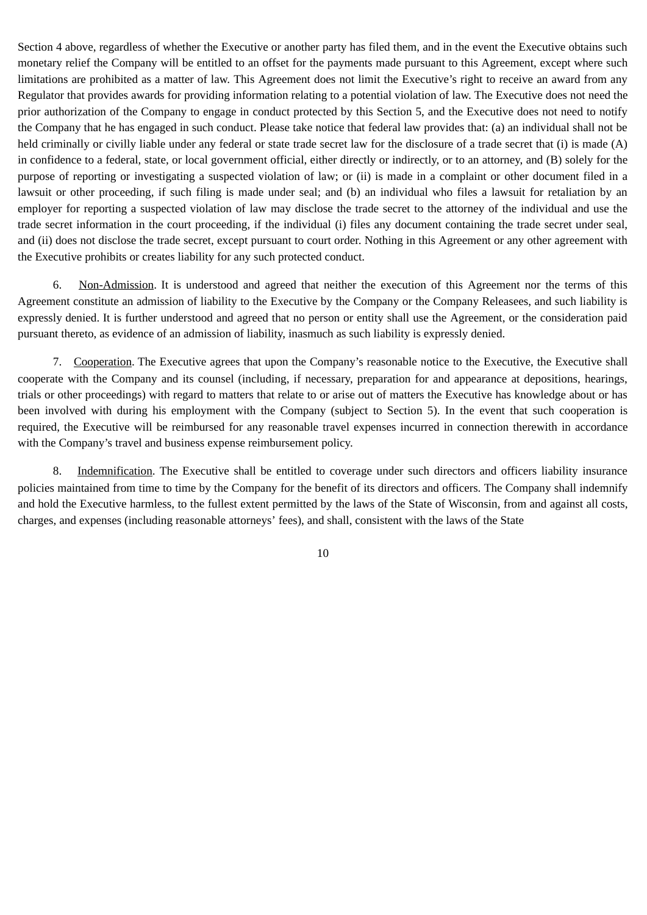Section 4 above, regardless of whether the Executive or another party has filed them, and in the event the Executive obtains such monetary relief the Company will be entitled to an offset for the payments made pursuant to this Agreement, except where such limitations are prohibited as a matter of law. This Agreement does not limit the Executive's right to receive an award from any Regulator that provides awards for providing information relating to a potential violation of law. The Executive does not need the prior authorization of the Company to engage in conduct protected by this Section 5, and the Executive does not need to notify the Company that he has engaged in such conduct. Please take notice that federal law provides that: (a) an individual shall not be held criminally or civilly liable under any federal or state trade secret law for the disclosure of a trade secret that (i) is made (A) in confidence to a federal, state, or local government official, either directly or indirectly, or to an attorney, and (B) solely for the purpose of reporting or investigating a suspected violation of law; or (ii) is made in a complaint or other document filed in a lawsuit or other proceeding, if such filing is made under seal; and (b) an individual who files a lawsuit for retaliation by an employer for reporting a suspected violation of law may disclose the trade secret to the attorney of the individual and use the trade secret information in the court proceeding, if the individual (i) files any document containing the trade secret under seal, and (ii) does not disclose the trade secret, except pursuant to court order. Nothing in this Agreement or any other agreement with the Executive prohibits or creates liability for any such protected conduct.

6. Non-Admission. It is understood and agreed that neither the execution of this Agreement nor the terms of this Agreement constitute an admission of liability to the Executive by the Company or the Company Releasees, and such liability is expressly denied. It is further understood and agreed that no person or entity shall use the Agreement, or the consideration paid pursuant thereto, as evidence of an admission of liability, inasmuch as such liability is expressly denied.

7. Cooperation. The Executive agrees that upon the Company's reasonable notice to the Executive, the Executive shall cooperate with the Company and its counsel (including, if necessary, preparation for and appearance at depositions, hearings, trials or other proceedings) with regard to matters that relate to or arise out of matters the Executive has knowledge about or has been involved with during his employment with the Company (subject to Section 5). In the event that such cooperation is required, the Executive will be reimbursed for any reasonable travel expenses incurred in connection therewith in accordance with the Company's travel and business expense reimbursement policy.

8. Indemnification. The Executive shall be entitled to coverage under such directors and officers liability insurance policies maintained from time to time by the Company for the benefit of its directors and officers. The Company shall indemnify and hold the Executive harmless, to the fullest extent permitted by the laws of the State of Wisconsin, from and against all costs, charges, and expenses (including reasonable attorneys' fees), and shall, consistent with the laws of the State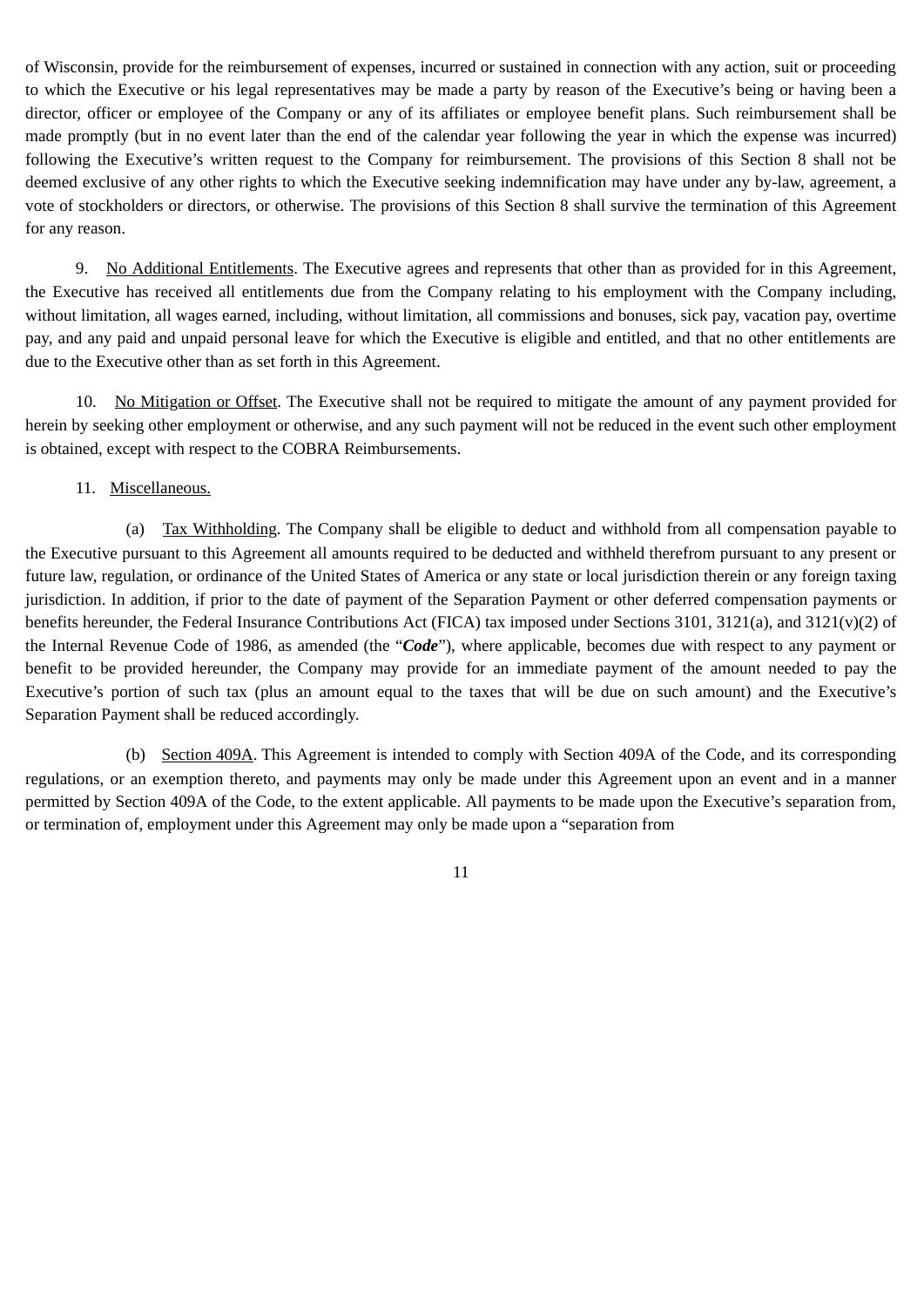of Wisconsin, provide for the reimbursement of expenses, incurred or sustained in connection with any action, suit or proceeding to which the Executive or his legal representatives may be made a party by reason of the Executive's being or having been a director, officer or employee of the Company or any of its affiliates or employee benefit plans. Such reimbursement shall be made promptly (but in no event later than the end of the calendar year following the year in which the expense was incurred) following the Executive's written request to the Company for reimbursement. The provisions of this Section 8 shall not be deemed exclusive of any other rights to which the Executive seeking indemnification may have under any by-law, agreement, a vote of stockholders or directors, or otherwise. The provisions of this Section 8 shall survive the termination of this Agreement for any reason.

9. No Additional Entitlements. The Executive agrees and represents that other than as provided for in this Agreement, the Executive has received all entitlements due from the Company relating to his employment with the Company including, without limitation, all wages earned, including, without limitation, all commissions and bonuses, sick pay, vacation pay, overtime pay, and any paid and unpaid personal leave for which the Executive is eligible and entitled, and that no other entitlements are due to the Executive other than as set forth in this Agreement.

10. No Mitigation or Offset. The Executive shall not be required to mitigate the amount of any payment provided for herein by seeking other employment or otherwise, and any such payment will not be reduced in the event such other employment is obtained, except with respect to the COBRA Reimbursements.

11. Miscellaneous.

(a) Tax Withholding. The Company shall be eligible to deduct and withhold from all compensation payable to the Executive pursuant to this Agreement all amounts required to be deducted and withheld therefrom pursuant to any present or future law, regulation, or ordinance of the United States of America or any state or local jurisdiction therein or any foreign taxing jurisdiction. In addition, if prior to the date of payment of the Separation Payment or other deferred compensation payments or benefits hereunder, the Federal Insurance Contributions Act (FICA) tax imposed under Sections 3101, 3121(a), and 3121(v)(2) of the Internal Revenue Code of 1986, as amended (the "***Code***"), where applicable, becomes due with respect to any payment or benefit to be provided hereunder, the Company may provide for an immediate payment of the amount needed to pay the Executive's portion of such tax (plus an amount equal to the taxes that will be due on such amount) and the Executive's Separation Payment shall be reduced accordingly.

(b) Section 409A. This Agreement is intended to comply with Section 409A of the Code, and its corresponding regulations, or an exemption thereto, and payments may only be made under this Agreement upon an event and in a manner permitted by Section 409A of the Code, to the extent applicable. All payments to be made upon the Executive's separation from, or termination of, employment under this Agreement may only be made upon a "separation from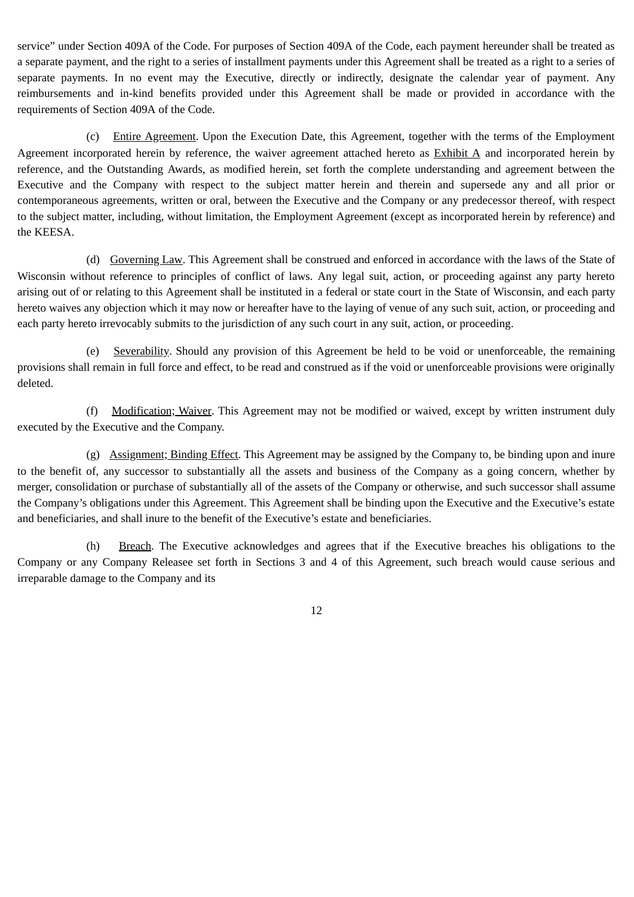service" under Section 409A of the Code. For purposes of Section 409A of the Code, each payment hereunder shall be treated as a separate payment, and the right to a series of installment payments under this Agreement shall be treated as a right to a series of separate payments. In no event may the Executive, directly or indirectly, designate the calendar year of payment. Any reimbursements and in-kind benefits provided under this Agreement shall be made or provided in accordance with the requirements of Section 409A of the Code.

(c) Entire Agreement. Upon the Execution Date, this Agreement, together with the terms of the Employment Agreement incorporated herein by reference, the waiver agreement attached hereto as Exhibit A and incorporated herein by reference, and the Outstanding Awards, as modified herein, set forth the complete understanding and agreement between the Executive and the Company with respect to the subject matter herein and therein and supersede any and all prior or contemporaneous agreements, written or oral, between the Executive and the Company or any predecessor thereof, with respect to the subject matter, including, without limitation, the Employment Agreement (except as incorporated herein by reference) and the KEESA.

(d) Governing Law. This Agreement shall be construed and enforced in accordance with the laws of the State of Wisconsin without reference to principles of conflict of laws. Any legal suit, action, or proceeding against any party hereto arising out of or relating to this Agreement shall be instituted in a federal or state court in the State of Wisconsin, and each party hereto waives any objection which it may now or hereafter have to the laying of venue of any such suit, action, or proceeding and each party hereto irrevocably submits to the jurisdiction of any such court in any suit, action, or proceeding.

(e) Severability. Should any provision of this Agreement be held to be void or unenforceable, the remaining provisions shall remain in full force and effect, to be read and construed as if the void or unenforceable provisions were originally deleted.

(f) Modification; Waiver. This Agreement may not be modified or waived, except by written instrument duly executed by the Executive and the Company.

(g) Assignment; Binding Effect. This Agreement may be assigned by the Company to, be binding upon and inure to the benefit of, any successor to substantially all the assets and business of the Company as a going concern, whether by merger, consolidation or purchase of substantially all of the assets of the Company or otherwise, and such successor shall assume the Company's obligations under this Agreement. This Agreement shall be binding upon the Executive and the Executive's estate and beneficiaries, and shall inure to the benefit of the Executive's estate and beneficiaries.

(h) Breach. The Executive acknowledges and agrees that if the Executive breaches his obligations to the Company or any Company Releasee set forth in Sections 3 and 4 of this Agreement, such breach would cause serious and irreparable damage to the Company and its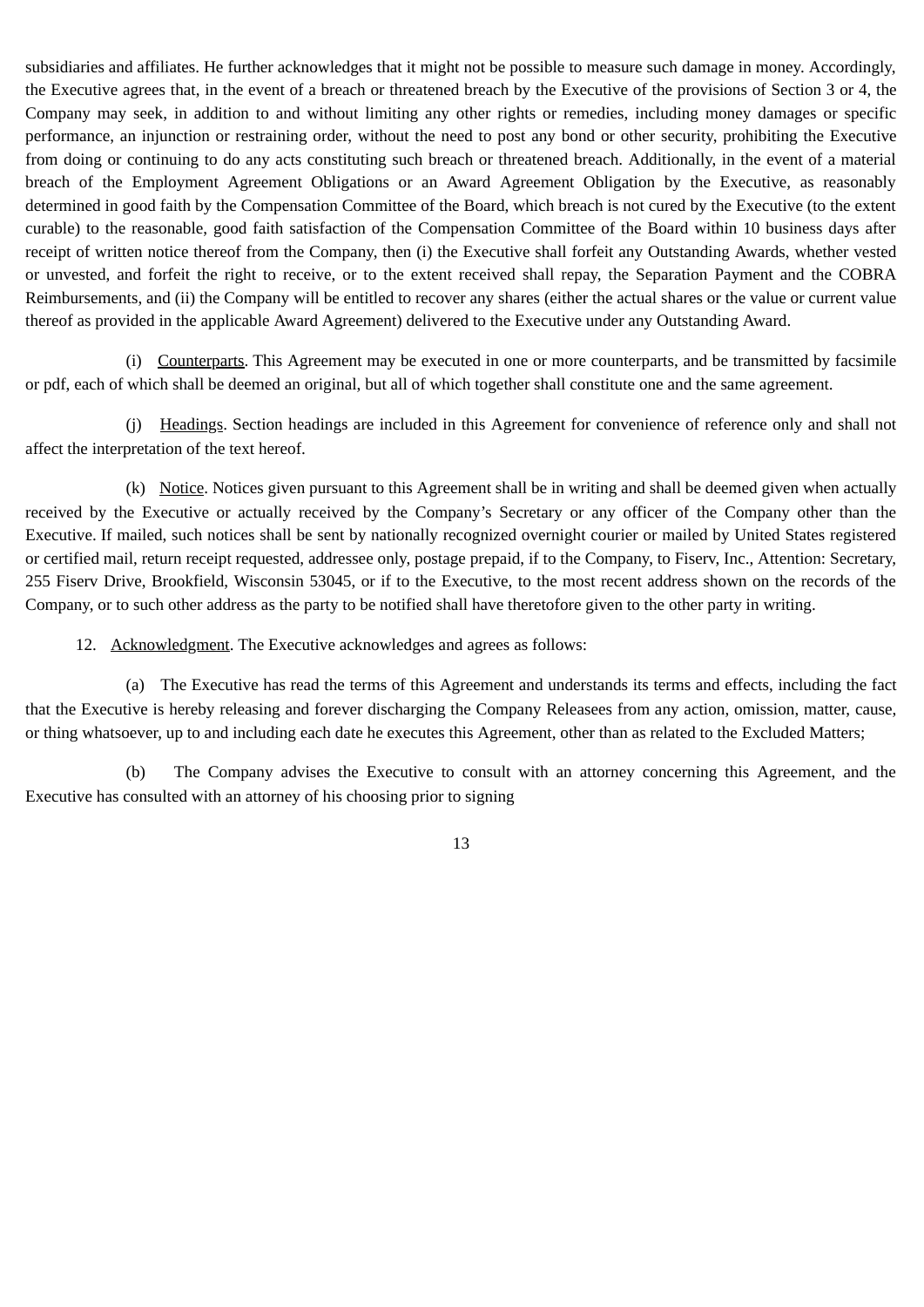subsidiaries and affiliates. He further acknowledges that it might not be possible to measure such damage in money. Accordingly, the Executive agrees that, in the event of a breach or threatened breach by the Executive of the provisions of Section 3 or 4, the Company may seek, in addition to and without limiting any other rights or remedies, including money damages or specific performance, an injunction or restraining order, without the need to post any bond or other security, prohibiting the Executive from doing or continuing to do any acts constituting such breach or threatened breach. Additionally, in the event of a material breach of the Employment Agreement Obligations or an Award Agreement Obligation by the Executive, as reasonably determined in good faith by the Compensation Committee of the Board, which breach is not cured by the Executive (to the extent curable) to the reasonable, good faith satisfaction of the Compensation Committee of the Board within 10 business days after receipt of written notice thereof from the Company, then (i) the Executive shall forfeit any Outstanding Awards, whether vested or unvested, and forfeit the right to receive, or to the extent received shall repay, the Separation Payment and the COBRA Reimbursements, and (ii) the Company will be entitled to recover any shares (either the actual shares or the value or current value thereof as provided in the applicable Award Agreement) delivered to the Executive under any Outstanding Award.

(i) Counterparts. This Agreement may be executed in one or more counterparts, and be transmitted by facsimile or pdf, each of which shall be deemed an original, but all of which together shall constitute one and the same agreement.

(j) Headings. Section headings are included in this Agreement for convenience of reference only and shall not affect the interpretation of the text hereof.

(k) Notice. Notices given pursuant to this Agreement shall be in writing and shall be deemed given when actually received by the Executive or actually received by the Company's Secretary or any officer of the Company other than the Executive. If mailed, such notices shall be sent by nationally recognized overnight courier or mailed by United States registered or certified mail, return receipt requested, addressee only, postage prepaid, if to the Company, to Fiserv, Inc., Attention: Secretary, 255 Fiserv Drive, Brookfield, Wisconsin 53045, or if to the Executive, to the most recent address shown on the records of the Company, or to such other address as the party to be notified shall have theretofore given to the other party in writing.

12. Acknowledgment. The Executive acknowledges and agrees as follows:

(a) The Executive has read the terms of this Agreement and understands its terms and effects, including the fact that the Executive is hereby releasing and forever discharging the Company Releasees from any action, omission, matter, cause, or thing whatsoever, up to and including each date he executes this Agreement, other than as related to the Excluded Matters;

(b) The Company advises the Executive to consult with an attorney concerning this Agreement, and the Executive has consulted with an attorney of his choosing prior to signing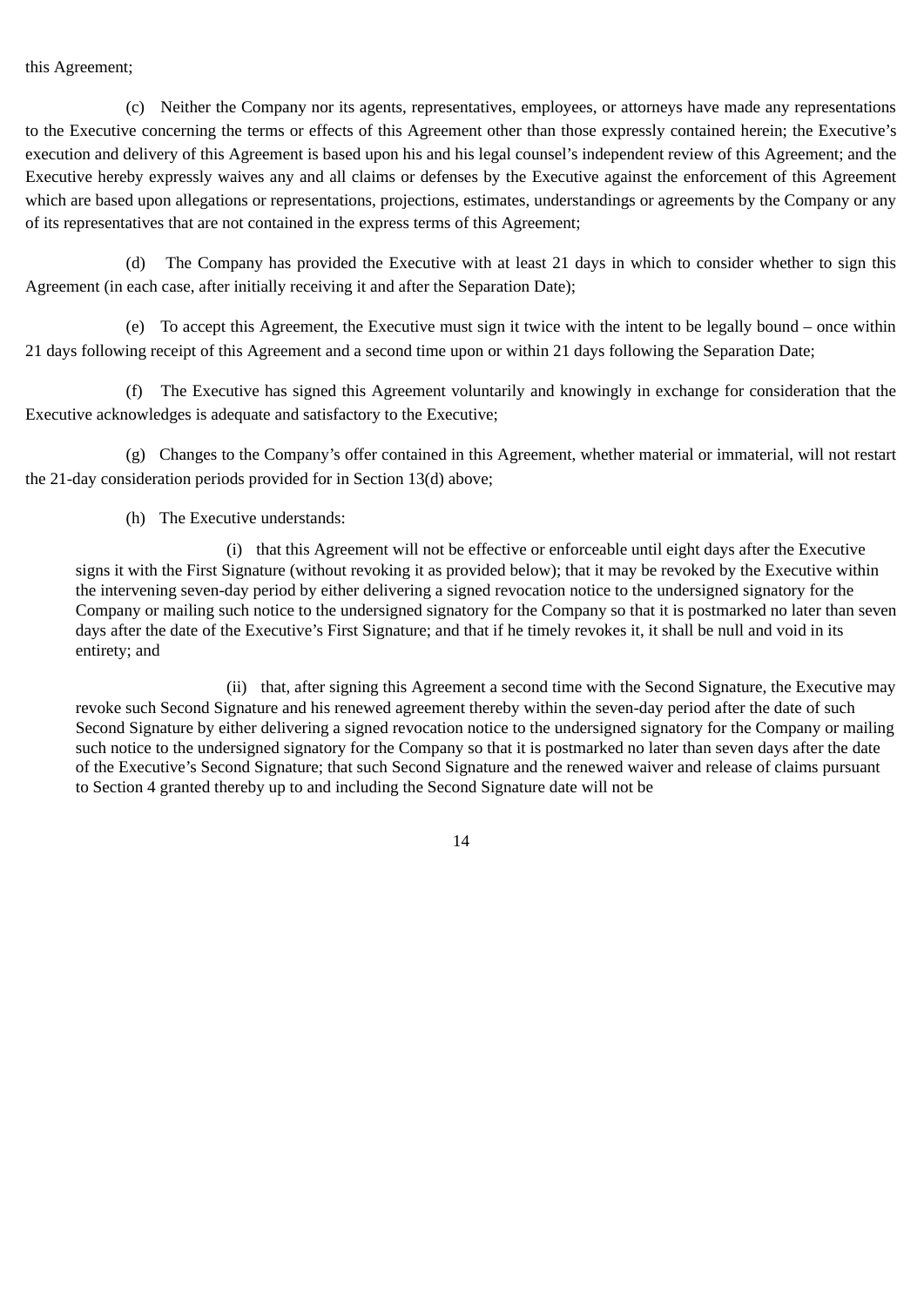this Agreement;

(c) Neither the Company nor its agents, representatives, employees, or attorneys have made any representations to the Executive concerning the terms or effects of this Agreement other than those expressly contained herein; the Executive's execution and delivery of this Agreement is based upon his and his legal counsel's independent review of this Agreement; and the Executive hereby expressly waives any and all claims or defenses by the Executive against the enforcement of this Agreement which are based upon allegations or representations, projections, estimates, understandings or agreements by the Company or any of its representatives that are not contained in the express terms of this Agreement;

(d) The Company has provided the Executive with at least 21 days in which to consider whether to sign this Agreement (in each case, after initially receiving it and after the Separation Date);

(e) To accept this Agreement, the Executive must sign it twice with the intent to be legally bound – once within 21 days following receipt of this Agreement and a second time upon or within 21 days following the Separation Date;

(f) The Executive has signed this Agreement voluntarily and knowingly in exchange for consideration that the Executive acknowledges is adequate and satisfactory to the Executive;

(g) Changes to the Company's offer contained in this Agreement, whether material or immaterial, will not restart the 21-day consideration periods provided for in Section 13(d) above;

(h) The Executive understands:

(i) that this Agreement will not be effective or enforceable until eight days after the Executive signs it with the First Signature (without revoking it as provided below); that it may be revoked by the Executive within the intervening seven-day period by either delivering a signed revocation notice to the undersigned signatory for the Company or mailing such notice to the undersigned signatory for the Company so that it is postmarked no later than seven days after the date of the Executive's First Signature; and that if he timely revokes it, it shall be null and void in its entirety; and

(ii) that, after signing this Agreement a second time with the Second Signature, the Executive may revoke such Second Signature and his renewed agreement thereby within the seven-day period after the date of such Second Signature by either delivering a signed revocation notice to the undersigned signatory for the Company or mailing such notice to the undersigned signatory for the Company so that it is postmarked no later than seven days after the date of the Executive's Second Signature; that such Second Signature and the renewed waiver and release of claims pursuant to Section 4 granted thereby up to and including the Second Signature date will not be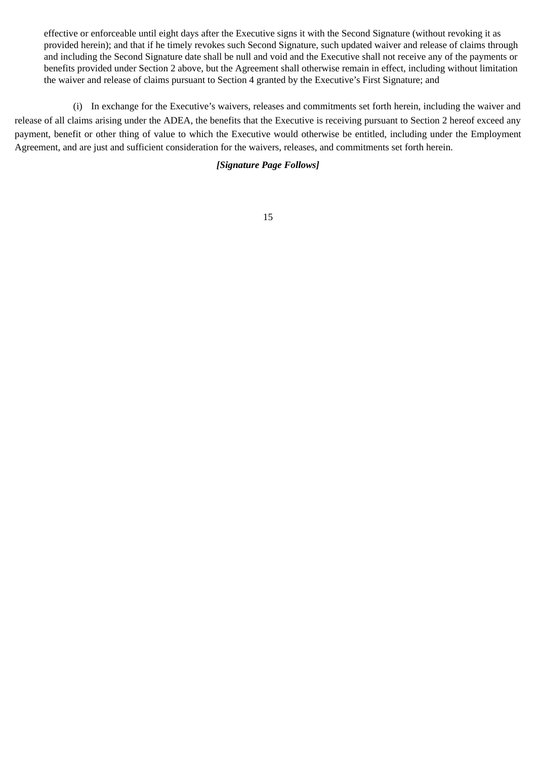effective or enforceable until eight days after the Executive signs it with the Second Signature (without revoking it as provided herein); and that if he timely revokes such Second Signature, such updated waiver and release of claims through and including the Second Signature date shall be null and void and the Executive shall not receive any of the payments or benefits provided under Section 2 above, but the Agreement shall otherwise remain in effect, including without limitation the waiver and release of claims pursuant to Section 4 granted by the Executive's First Signature; and

(i) In exchange for the Executive's waivers, releases and commitments set forth herein, including the waiver and release of all claims arising under the ADEA, the benefits that the Executive is receiving pursuant to Section 2 hereof exceed any payment, benefit or other thing of value to which the Executive would otherwise be entitled, including under the Employment Agreement, and are just and sufficient consideration for the waivers, releases, and commitments set forth herein.

***[Signature Page Follows]***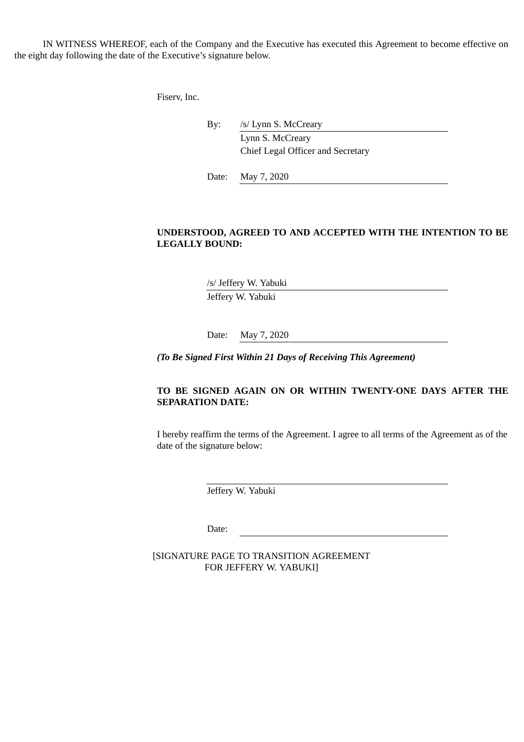IN WITNESS WHEREOF, each of the Company and the Executive has executed this Agreement to become effective on the eight day following the date of the Executive's signature below.

Fiserv, Inc.

By: /s/ Lynn S. McCreary
Lynn S. McCreary
Chief Legal Officer and Secretary

Date: May 7, 2020

**UNDERSTOOD, AGREED TO AND ACCEPTED WITH THE INTENTION TO BE LEGALLY BOUND:**

/s/ Jeffery W. Yabuki
Jeffery W. Yabuki

Date: May 7, 2020

***(To Be Signed First Within 21 Days of Receiving This Agreement)***

**TO BE SIGNED AGAIN ON OR WITHIN TWENTY-ONE DAYS AFTER THE SEPARATION DATE:**

I hereby reaffirm the terms of the Agreement. I agree to all terms of the Agreement as of the date of the signature below:

\_\_\_\_\_\_\_\_\_\_\_\_\_\_\_\_\_\_\_\_\_\_\_\_\_\_\_\_\_\_\_\_\_\_\_\_\_\_\_\_
Jeffery W. Yabuki

Date: \_\_\_\_\_\_\_\_\_\_\_\_\_\_\_\_\_\_\_\_\_\_\_\_\_\_\_\_\_\_\_\_\_\_\_\_

[SIGNATURE PAGE TO TRANSITION AGREEMENT FOR JEFFERY W. YABUKI]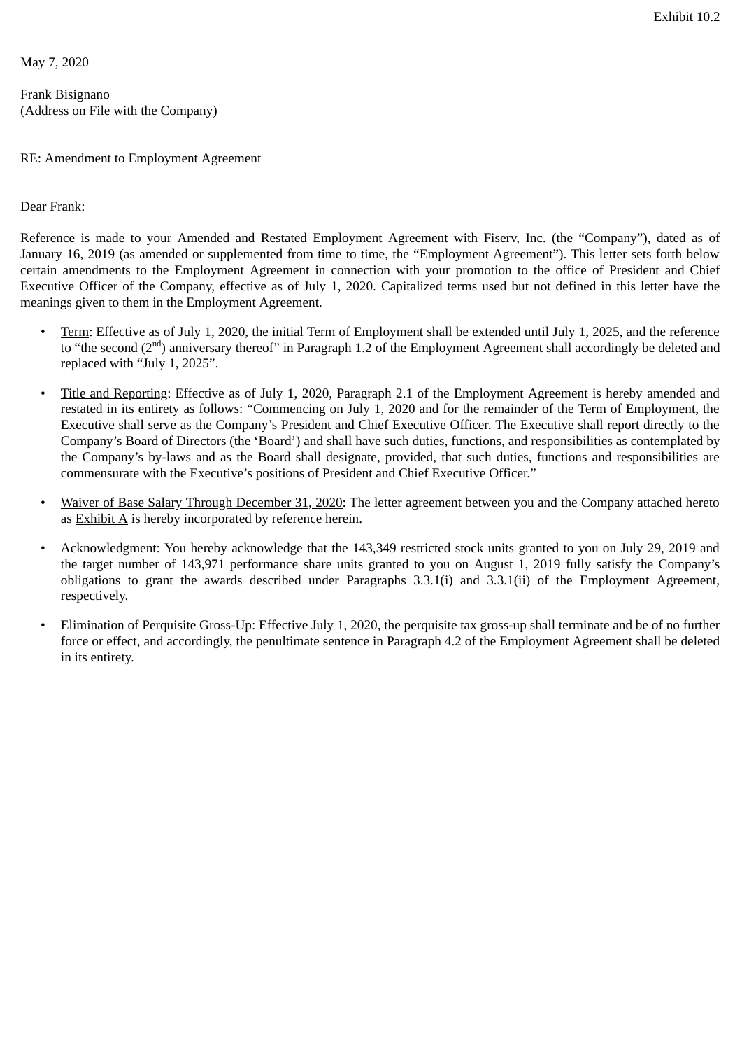Exhibit 10.2

May 7, 2020

Frank Bisignano
(Address on File with the Company)

RE: Amendment to Employment Agreement

Dear Frank:

Reference is made to your Amended and Restated Employment Agreement with Fiserv, Inc. (the "Company"), dated as of January 16, 2019 (as amended or supplemented from time to time, the "Employment Agreement"). This letter sets forth below certain amendments to the Employment Agreement in connection with your promotion to the office of President and Chief Executive Officer of the Company, effective as of July 1, 2020. Capitalized terms used but not defined in this letter have the meanings given to them in the Employment Agreement.

- Term: Effective as of July 1, 2020, the initial Term of Employment shall be extended until July 1, 2025, and the reference to "the second ($2^{nd}$) anniversary thereof" in Paragraph 1.2 of the Employment Agreement shall accordingly be deleted and replaced with "July 1, 2025".

- Title and Reporting: Effective as of July 1, 2020, Paragraph 2.1 of the Employment Agreement is hereby amended and restated in its entirety as follows: "Commencing on July 1, 2020 and for the remainder of the Term of Employment, the Executive shall serve as the Company's President and Chief Executive Officer. The Executive shall report directly to the Company's Board of Directors (the 'Board') and shall have such duties, functions, and responsibilities as contemplated by the Company's by-laws and as the Board shall designate, provided, that such duties, functions and responsibilities are commensurate with the Executive's positions of President and Chief Executive Officer."

- Waiver of Base Salary Through December 31, 2020: The letter agreement between you and the Company attached hereto as Exhibit A is hereby incorporated by reference herein.

- Acknowledgment: You hereby acknowledge that the 143,349 restricted stock units granted to you on July 29, 2019 and the target number of 143,971 performance share units granted to you on August 1, 2019 fully satisfy the Company's obligations to grant the awards described under Paragraphs 3.3.1(i) and 3.3.1(ii) of the Employment Agreement, respectively.

- Elimination of Perquisite Gross-Up: Effective July 1, 2020, the perquisite tax gross-up shall terminate and be of no further force or effect, and accordingly, the penultimate sentence in Paragraph 4.2 of the Employment Agreement shall be deleted in its entirety.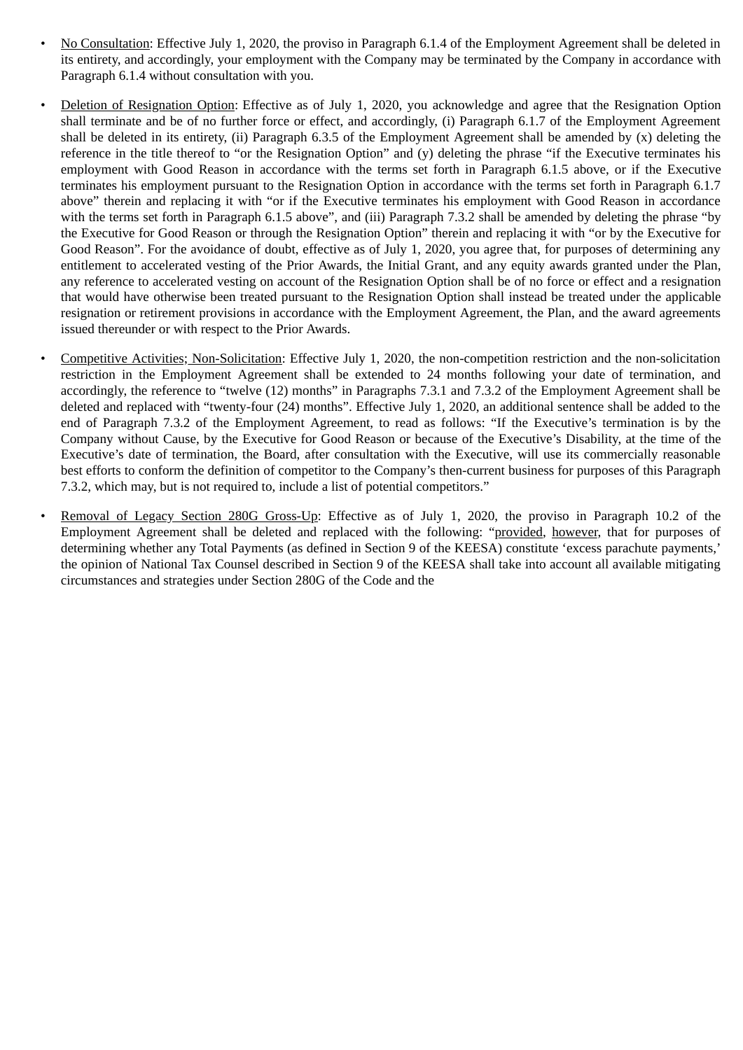- No Consultation: Effective July 1, 2020, the proviso in Paragraph 6.1.4 of the Employment Agreement shall be deleted in its entirety, and accordingly, your employment with the Company may be terminated by the Company in accordance with Paragraph 6.1.4 without consultation with you.

- Deletion of Resignation Option: Effective as of July 1, 2020, you acknowledge and agree that the Resignation Option shall terminate and be of no further force or effect, and accordingly, (i) Paragraph 6.1.7 of the Employment Agreement shall be deleted in its entirety, (ii) Paragraph 6.3.5 of the Employment Agreement shall be amended by (x) deleting the reference in the title thereof to "or the Resignation Option" and (y) deleting the phrase "if the Executive terminates his employment with Good Reason in accordance with the terms set forth in Paragraph 6.1.5 above, or if the Executive terminates his employment pursuant to the Resignation Option in accordance with the terms set forth in Paragraph 6.1.7 above" therein and replacing it with "or if the Executive terminates his employment with Good Reason in accordance with the terms set forth in Paragraph 6.1.5 above", and (iii) Paragraph 7.3.2 shall be amended by deleting the phrase "by the Executive for Good Reason or through the Resignation Option" therein and replacing it with "or by the Executive for Good Reason". For the avoidance of doubt, effective as of July 1, 2020, you agree that, for purposes of determining any entitlement to accelerated vesting of the Prior Awards, the Initial Grant, and any equity awards granted under the Plan, any reference to accelerated vesting on account of the Resignation Option shall be of no force or effect and a resignation that would have otherwise been treated pursuant to the Resignation Option shall instead be treated under the applicable resignation or retirement provisions in accordance with the Employment Agreement, the Plan, and the award agreements issued thereunder or with respect to the Prior Awards.

- Competitive Activities; Non-Solicitation: Effective July 1, 2020, the non-competition restriction and the non-solicitation restriction in the Employment Agreement shall be extended to 24 months following your date of termination, and accordingly, the reference to "twelve (12) months" in Paragraphs 7.3.1 and 7.3.2 of the Employment Agreement shall be deleted and replaced with "twenty-four (24) months". Effective July 1, 2020, an additional sentence shall be added to the end of Paragraph 7.3.2 of the Employment Agreement, to read as follows: "If the Executive's termination is by the Company without Cause, by the Executive for Good Reason or because of the Executive's Disability, at the time of the Executive's date of termination, the Board, after consultation with the Executive, will use its commercially reasonable best efforts to conform the definition of competitor to the Company's then-current business for purposes of this Paragraph 7.3.2, which may, but is not required to, include a list of potential competitors."

- Removal of Legacy Section 280G Gross-Up: Effective as of July 1, 2020, the proviso in Paragraph 10.2 of the Employment Agreement shall be deleted and replaced with the following: "provided, however, that for purposes of determining whether any Total Payments (as defined in Section 9 of the KEESA) constitute 'excess parachute payments,' the opinion of National Tax Counsel described in Section 9 of the KEESA shall take into account all available mitigating circumstances and strategies under Section 280G of the Code and the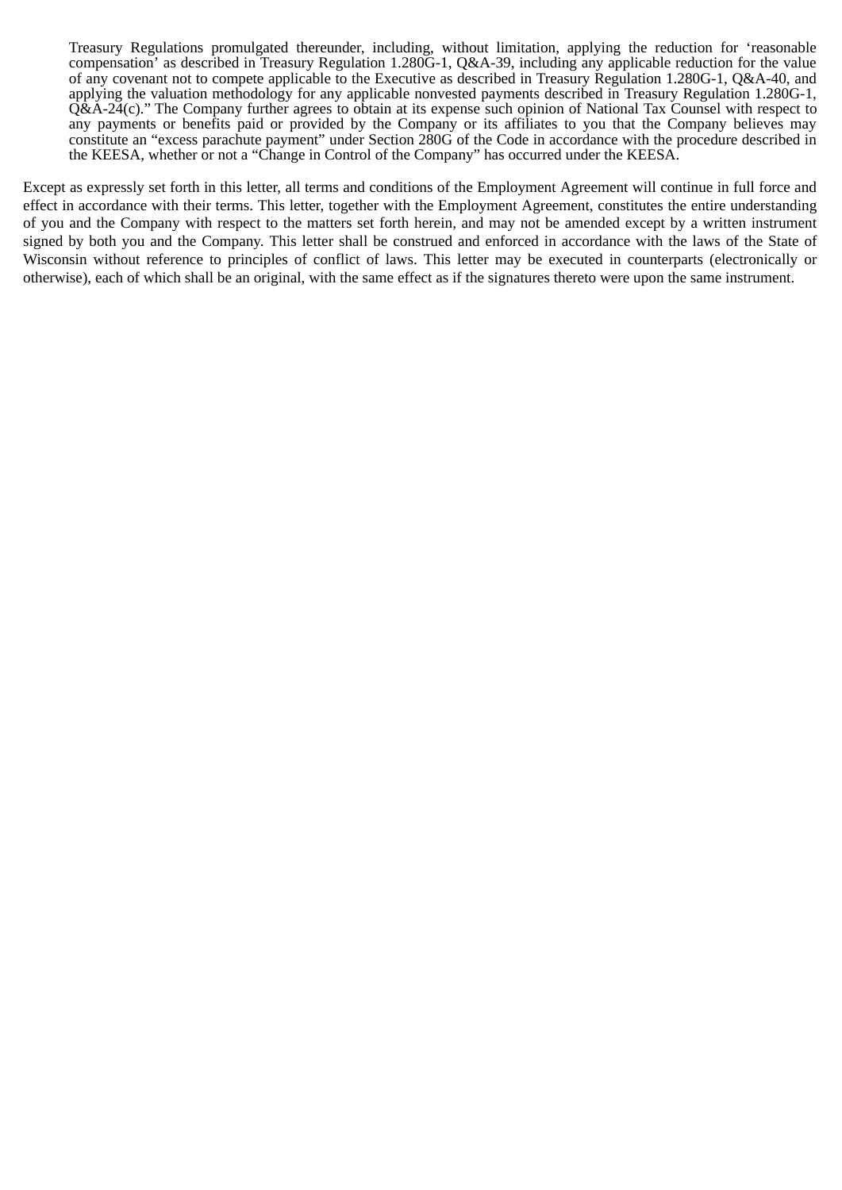> Treasury Regulations promulgated thereunder, including, without limitation, applying the reduction for 'reasonable compensation' as described in Treasury Regulation 1.280G-1, Q&A-39, including any applicable reduction for the value of any covenant not to compete applicable to the Executive as described in Treasury Regulation 1.280G-1, Q&A-40, and applying the valuation methodology for any applicable nonvested payments described in Treasury Regulation 1.280G-1, Q&A-24(c)." The Company further agrees to obtain at its expense such opinion of National Tax Counsel with respect to any payments or benefits paid or provided by the Company or its affiliates to you that the Company believes may constitute an "excess parachute payment" under Section 280G of the Code in accordance with the procedure described in the KEESA, whether or not a "Change in Control of the Company" has occurred under the KEESA.

Except as expressly set forth in this letter, all terms and conditions of the Employment Agreement will continue in full force and effect in accordance with their terms. This letter, together with the Employment Agreement, constitutes the entire understanding of you and the Company with respect to the matters set forth herein, and may not be amended except by a written instrument signed by both you and the Company. This letter shall be construed and enforced in accordance with the laws of the State of Wisconsin without reference to principles of conflict of laws. This letter may be executed in counterparts (electronically or otherwise), each of which shall be an original, with the same effect as if the signatures thereto were upon the same instrument.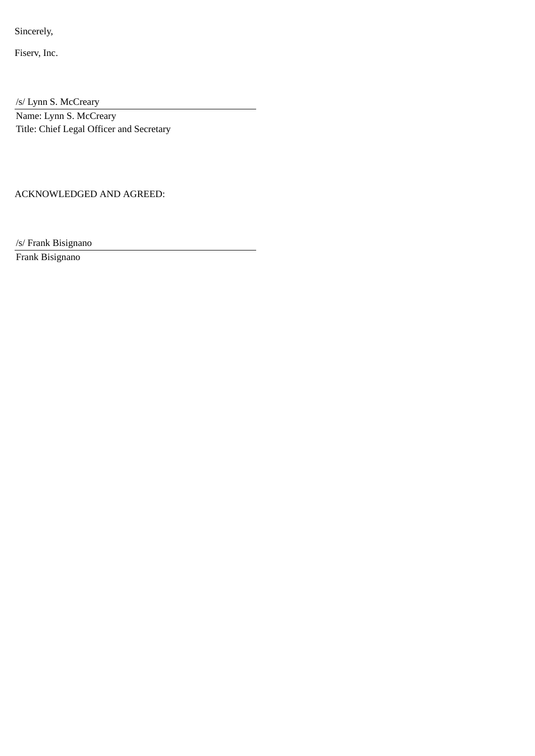Sincerely,

Fiserv, Inc.

/s/ Lynn S. McCreary

Name: Lynn S. McCreary

Title: Chief Legal Officer and Secretary

ACKNOWLEDGED AND AGREED:

/s/ Frank Bisignano

Frank Bisignano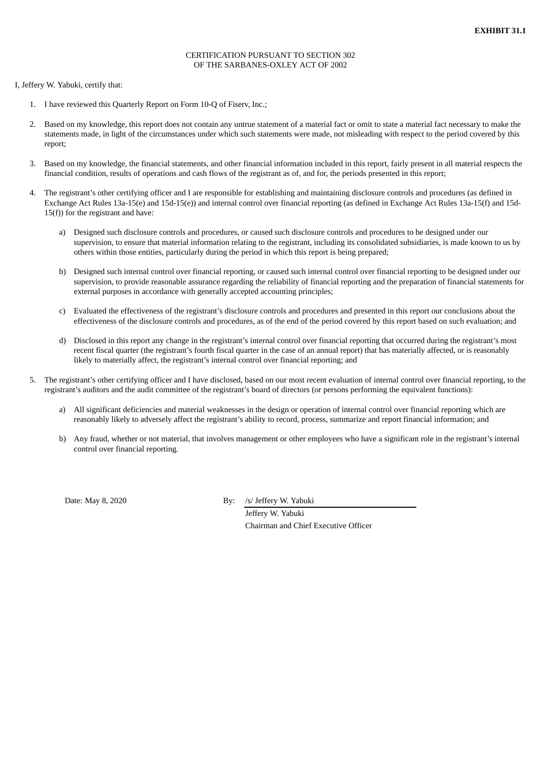**EXHIBIT 31.1**

CERTIFICATION PURSUANT TO SECTION 302
OF THE SARBANES-OXLEY ACT OF 2002

I, Jeffery W. Yabuki, certify that:

1. I have reviewed this Quarterly Report on Form 10-Q of Fiserv, Inc.;

2. Based on my knowledge, this report does not contain any untrue statement of a material fact or omit to state a material fact necessary to make the statements made, in light of the circumstances under which such statements were made, not misleading with respect to the period covered by this report;

3. Based on my knowledge, the financial statements, and other financial information included in this report, fairly present in all material respects the financial condition, results of operations and cash flows of the registrant as of, and for, the periods presented in this report;

4. The registrant's other certifying officer and I are responsible for establishing and maintaining disclosure controls and procedures (as defined in Exchange Act Rules 13a-15(e) and 15d-15(e)) and internal control over financial reporting (as defined in Exchange Act Rules 13a-15(f) and 15d-15(f)) for the registrant and have:

   a) Designed such disclosure controls and procedures, or caused such disclosure controls and procedures to be designed under our supervision, to ensure that material information relating to the registrant, including its consolidated subsidiaries, is made known to us by others within those entities, particularly during the period in which this report is being prepared;

   b) Designed such internal control over financial reporting, or caused such internal control over financial reporting to be designed under our supervision, to provide reasonable assurance regarding the reliability of financial reporting and the preparation of financial statements for external purposes in accordance with generally accepted accounting principles;

   c) Evaluated the effectiveness of the registrant's disclosure controls and procedures and presented in this report our conclusions about the effectiveness of the disclosure controls and procedures, as of the end of the period covered by this report based on such evaluation; and

   d) Disclosed in this report any change in the registrant's internal control over financial reporting that occurred during the registrant's most recent fiscal quarter (the registrant's fourth fiscal quarter in the case of an annual report) that has materially affected, or is reasonably likely to materially affect, the registrant's internal control over financial reporting; and

5. The registrant's other certifying officer and I have disclosed, based on our most recent evaluation of internal control over financial reporting, to the registrant's auditors and the audit committee of the registrant's board of directors (or persons performing the equivalent functions):

   a) All significant deficiencies and material weaknesses in the design or operation of internal control over financial reporting which are reasonably likely to adversely affect the registrant's ability to record, process, summarize and report financial information; and

   b) Any fraud, whether or not material, that involves management or other employees who have a significant role in the registrant's internal control over financial reporting.

Date: May 8, 2020

By: /s/ Jeffery W. Yabuki
Jeffery W. Yabuki
Chairman and Chief Executive Officer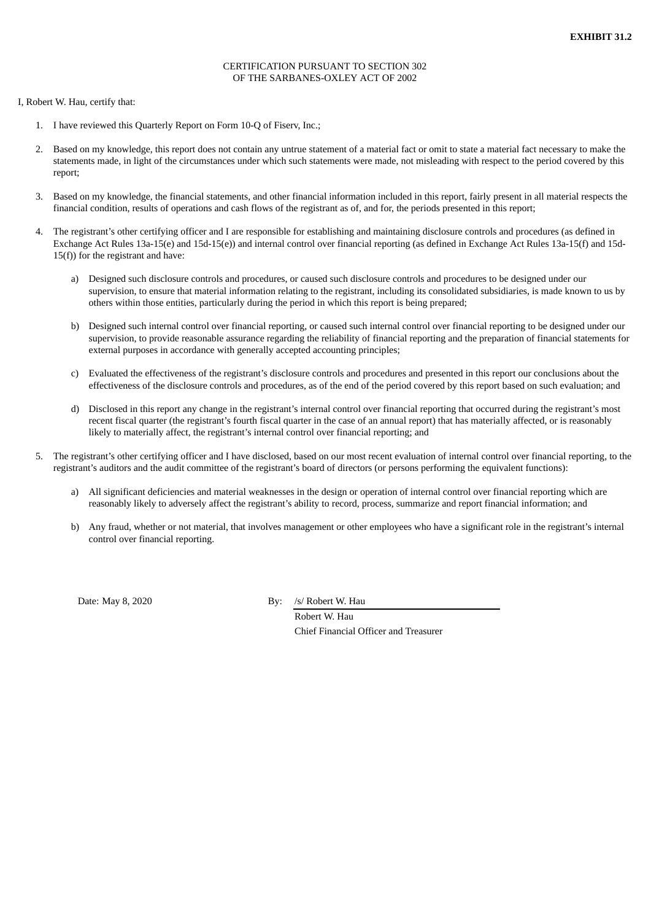**EXHIBIT 31.2**

CERTIFICATION PURSUANT TO SECTION 302
OF THE SARBANES-OXLEY ACT OF 2002

I, Robert W. Hau, certify that:

1. I have reviewed this Quarterly Report on Form 10-Q of Fiserv, Inc.;

2. Based on my knowledge, this report does not contain any untrue statement of a material fact or omit to state a material fact necessary to make the statements made, in light of the circumstances under which such statements were made, not misleading with respect to the period covered by this report;

3. Based on my knowledge, the financial statements, and other financial information included in this report, fairly present in all material respects the financial condition, results of operations and cash flows of the registrant as of, and for, the periods presented in this report;

4. The registrant's other certifying officer and I are responsible for establishing and maintaining disclosure controls and procedures (as defined in Exchange Act Rules 13a-15(e) and 15d-15(e)) and internal control over financial reporting (as defined in Exchange Act Rules 13a-15(f) and 15d-15(f)) for the registrant and have:

    a) Designed such disclosure controls and procedures, or caused such disclosure controls and procedures to be designed under our supervision, to ensure that material information relating to the registrant, including its consolidated subsidiaries, is made known to us by others within those entities, particularly during the period in which this report is being prepared;

    b) Designed such internal control over financial reporting, or caused such internal control over financial reporting to be designed under our supervision, to provide reasonable assurance regarding the reliability of financial reporting and the preparation of financial statements for external purposes in accordance with generally accepted accounting principles;

    c) Evaluated the effectiveness of the registrant's disclosure controls and procedures and presented in this report our conclusions about the effectiveness of the disclosure controls and procedures, as of the end of the period covered by this report based on such evaluation; and

    d) Disclosed in this report any change in the registrant's internal control over financial reporting that occurred during the registrant's most recent fiscal quarter (the registrant's fourth fiscal quarter in the case of an annual report) that has materially affected, or is reasonably likely to materially affect, the registrant's internal control over financial reporting; and

5. The registrant's other certifying officer and I have disclosed, based on our most recent evaluation of internal control over financial reporting, to the registrant's auditors and the audit committee of the registrant's board of directors (or persons performing the equivalent functions):

    a) All significant deficiencies and material weaknesses in the design or operation of internal control over financial reporting which are reasonably likely to adversely affect the registrant's ability to record, process, summarize and report financial information; and

    b) Any fraud, whether or not material, that involves management or other employees who have a significant role in the registrant's internal control over financial reporting.

Date: May 8, 2020

By: /s/ Robert W. Hau
Robert W. Hau
Chief Financial Officer and Treasurer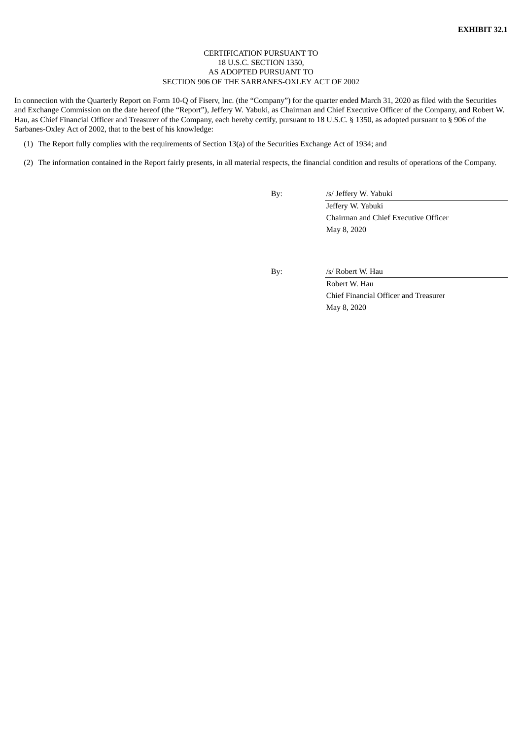**EXHIBIT 32.1**

CERTIFICATION PURSUANT TO
18 U.S.C. SECTION 1350,
AS ADOPTED PURSUANT TO
SECTION 906 OF THE SARBANES-OXLEY ACT OF 2002

In connection with the Quarterly Report on Form 10-Q of Fiserv, Inc. (the "Company") for the quarter ended March 31, 2020 as filed with the Securities and Exchange Commission on the date hereof (the "Report"), Jeffery W. Yabuki, as Chairman and Chief Executive Officer of the Company, and Robert W. Hau, as Chief Financial Officer and Treasurer of the Company, each hereby certify, pursuant to 18 U.S.C. § 1350, as adopted pursuant to § 906 of the Sarbanes-Oxley Act of 2002, that to the best of his knowledge:

(1) The Report fully complies with the requirements of Section 13(a) of the Securities Exchange Act of 1934; and

(2) The information contained in the Report fairly presents, in all material respects, the financial condition and results of operations of the Company.

By: /s/ Jeffery W. Yabuki
Jeffery W. Yabuki
Chairman and Chief Executive Officer
May 8, 2020

By: /s/ Robert W. Hau
Robert W. Hau
Chief Financial Officer and Treasurer
May 8, 2020